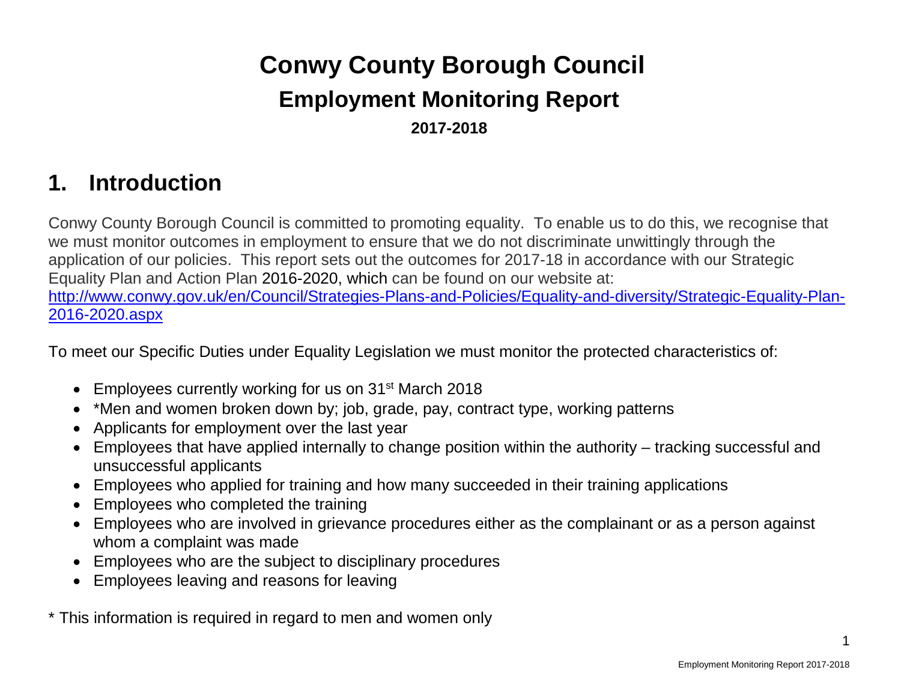# Conwy County Borough Council

## Employment Monitoring Report

**2017-2018**

## 1. Introduction

Conwy County Borough Council is committed to promoting equality. To enable us to do this, we recognise that we must monitor outcomes in employment to ensure that we do not discriminate unwittingly through the application of our policies. This report sets out the outcomes for 2017-18 in accordance with our Strategic Equality Plan and Action Plan 2016-2020, which can be found on our website at: [http://www.conwy.gov.uk/en/Council/Strategies-Plans-and-Policies/Equality-and-diversity/Strategic-Equality-Plan-2016-2020.aspx](http://www.conwy.gov.uk/en/Council/Strategies-Plans-and-Policies/Equality-and-diversity/Strategic-Equality-Plan-2016-2020.aspx)

To meet our Specific Duties under Equality Legislation we must monitor the protected characteristics of:

- Employees currently working for us on 31st March 2018
- *Men and women broken down by; job, grade, pay, contract type, working patterns
- Applicants for employment over the last year
- Employees that have applied internally to change position within the authority – tracking successful and unsuccessful applicants
- Employees who applied for training and how many succeeded in their training applications
- Employees who completed the training
- Employees who are involved in grievance procedures either as the complainant or as a person against whom a complaint was made
- Employees who are the subject to disciplinary procedures
- Employees leaving and reasons for leaving

* This information is required in regard to men and women only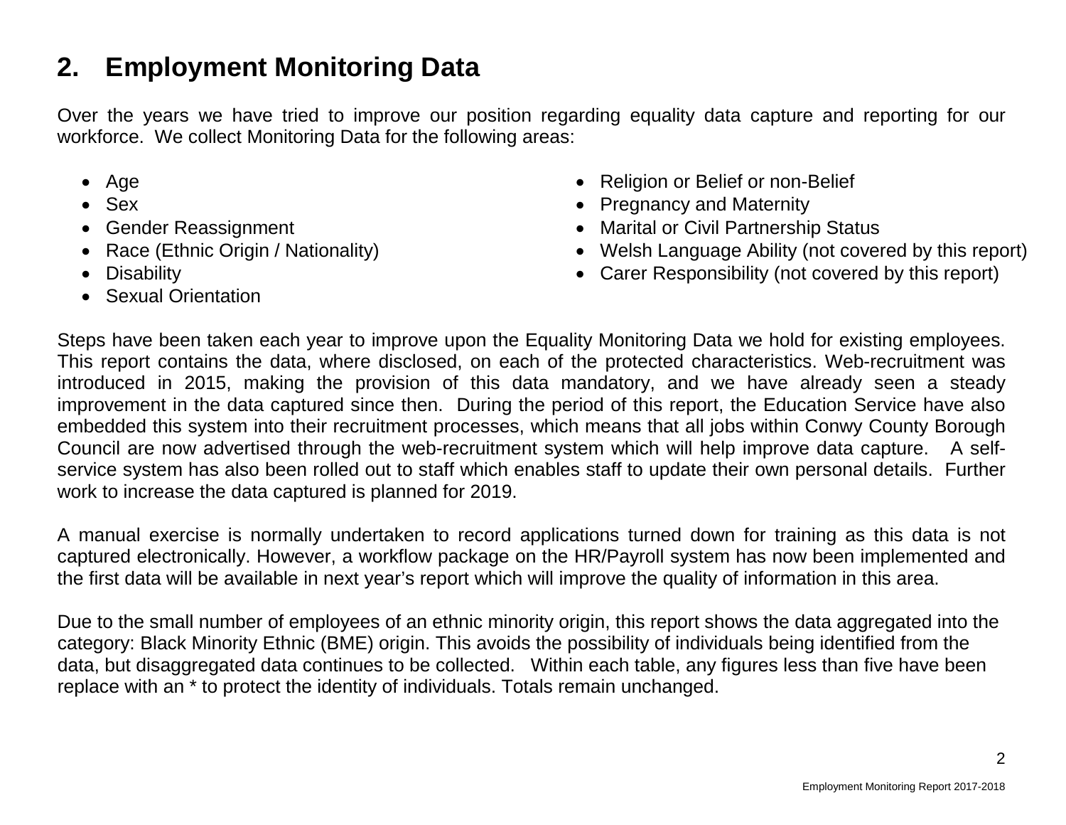## 2. Employment Monitoring Data

Over the years we have tried to improve our position regarding equality data capture and reporting for our workforce. We collect Monitoring Data for the following areas:

- Age
- Sex
- Gender Reassignment
- Race (Ethnic Origin / Nationality)
- Disability
- Sexual Orientation
- Religion or Belief or non-Belief
- Pregnancy and Maternity
- Marital or Civil Partnership Status
- Welsh Language Ability (not covered by this report)
- Carer Responsibility (not covered by this report)

Steps have been taken each year to improve upon the Equality Monitoring Data we hold for existing employees. This report contains the data, where disclosed, on each of the protected characteristics. Web-recruitment was introduced in 2015, making the provision of this data mandatory, and we have already seen a steady improvement in the data captured since then. During the period of this report, the Education Service have also embedded this system into their recruitment processes, which means that all jobs within Conwy County Borough Council are now advertised through the web-recruitment system which will help improve data capture. A self-service system has also been rolled out to staff which enables staff to update their own personal details. Further work to increase the data captured is planned for 2019.

A manual exercise is normally undertaken to record applications turned down for training as this data is not captured electronically. However, a workflow package on the HR/Payroll system has now been implemented and the first data will be available in next year's report which will improve the quality of information in this area.

Due to the small number of employees of an ethnic minority origin, this report shows the data aggregated into the category: Black Minority Ethnic (BME) origin. This avoids the possibility of individuals being identified from the data, but disaggregated data continues to be collected. Within each table, any figures less than five have been replace with an * to protect the identity of individuals. Totals remain unchanged.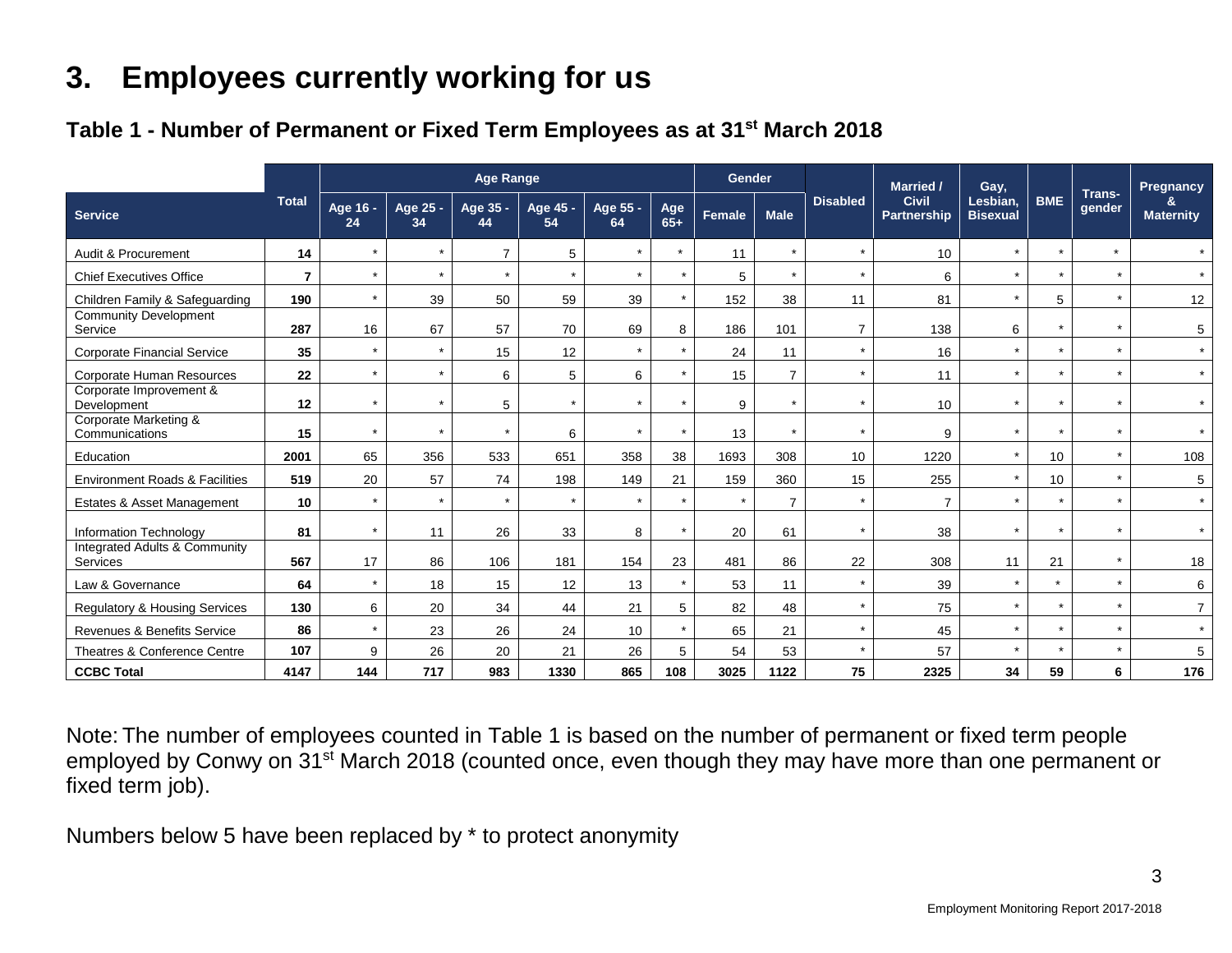# 3. Employees currently working for us

### Table 1 - Number of Permanent or Fixed Term Employees as at 31st March 2018

| Service | Total | Age Range | | | | | | Gender | | Disabled | Married / Civil Partnership | Gay, Lesbian, Bisexual | BME | Trans-gender | Pregnancy & Maternity |
|---|---|---|---|---|---|---|---|---|---|---|---|---|---|---|---|
| | | Age 16 - 24 | Age 25 - 34 | Age 35 - 44 | Age 45 - 54 | Age 55 - 64 | Age 65+ | Female | Male | | | | | | |
| Audit & Procurement | **14** | * | * | 7 | 5 | * | * | 11 | * | * | 10 | * | * | * | * |
| Chief Executives Office | **7** | * | * | * | * | * | * | 5 | * | * | 6 | * | * | * | * |
| Children Family & Safeguarding | **190** | * | 39 | 50 | 59 | 39 | * | 152 | 38 | 11 | 81 | * | 5 | * | 12 |
| Community Development Service | **287** | 16 | 67 | 57 | 70 | 69 | 8 | 186 | 101 | 7 | 138 | 6 | * | * | 5 |
| Corporate Financial Service | **35** | * | * | 15 | 12 | * | * | 24 | 11 | * | 16 | * | * | * | * |
| Corporate Human Resources | **22** | * | * | 6 | 5 | 6 | * | 15 | 7 | * | 11 | * | * | * | * |
| Corporate Improvement & Development | **12** | * | * | 5 | * | * | * | 9 | * | * | 10 | * | * | * | * |
| Corporate Marketing & Communications | **15** | * | * | * | 6 | * | * | 13 | * | * | 9 | * | * | * | * |
| Education | **2001** | 65 | 356 | 533 | 651 | 358 | 38 | 1693 | 308 | 10 | 1220 | * | 10 | * | 108 |
| Environment Roads & Facilities | **519** | 20 | 57 | 74 | 198 | 149 | 21 | 159 | 360 | 15 | 255 | * | 10 | * | 5 |
| Estates & Asset Management | **10** | * | * | * | * | * | * | * | 7 | * | 7 | * | * | * | * |
| Information Technology | **81** | * | 11 | 26 | 33 | 8 | * | 20 | 61 | * | 38 | * | * | * | * |
| Integrated Adults & Community Services | **567** | 17 | 86 | 106 | 181 | 154 | 23 | 481 | 86 | 22 | 308 | 11 | 21 | * | 18 |
| Law & Governance | **64** | * | 18 | 15 | 12 | 13 | * | 53 | 11 | * | 39 | * | * | * | 6 |
| Regulatory & Housing Services | **130** | 6 | 20 | 34 | 44 | 21 | 5 | 82 | 48 | * | 75 | * | * | * | 7 |
| Revenues & Benefits Service | **86** | * | 23 | 26 | 24 | 10 | * | 65 | 21 | * | 45 | * | * | * | * |
| Theatres & Conference Centre | **107** | 9 | 26 | 20 | 21 | 26 | 5 | 54 | 53 | * | 57 | * | * | * | 5 |
| **CCBC Total** | **4147** | **144** | **717** | **983** | **1330** | **865** | **108** | **3025** | **1122** | **75** | **2325** | **34** | **59** | **6** | **176** |

Note: The number of employees counted in Table 1 is based on the number of permanent or fixed term people employed by Conwy on 31st March 2018 (counted once, even though they may have more than one permanent or fixed term job).

Numbers below 5 have been replaced by * to protect anonymity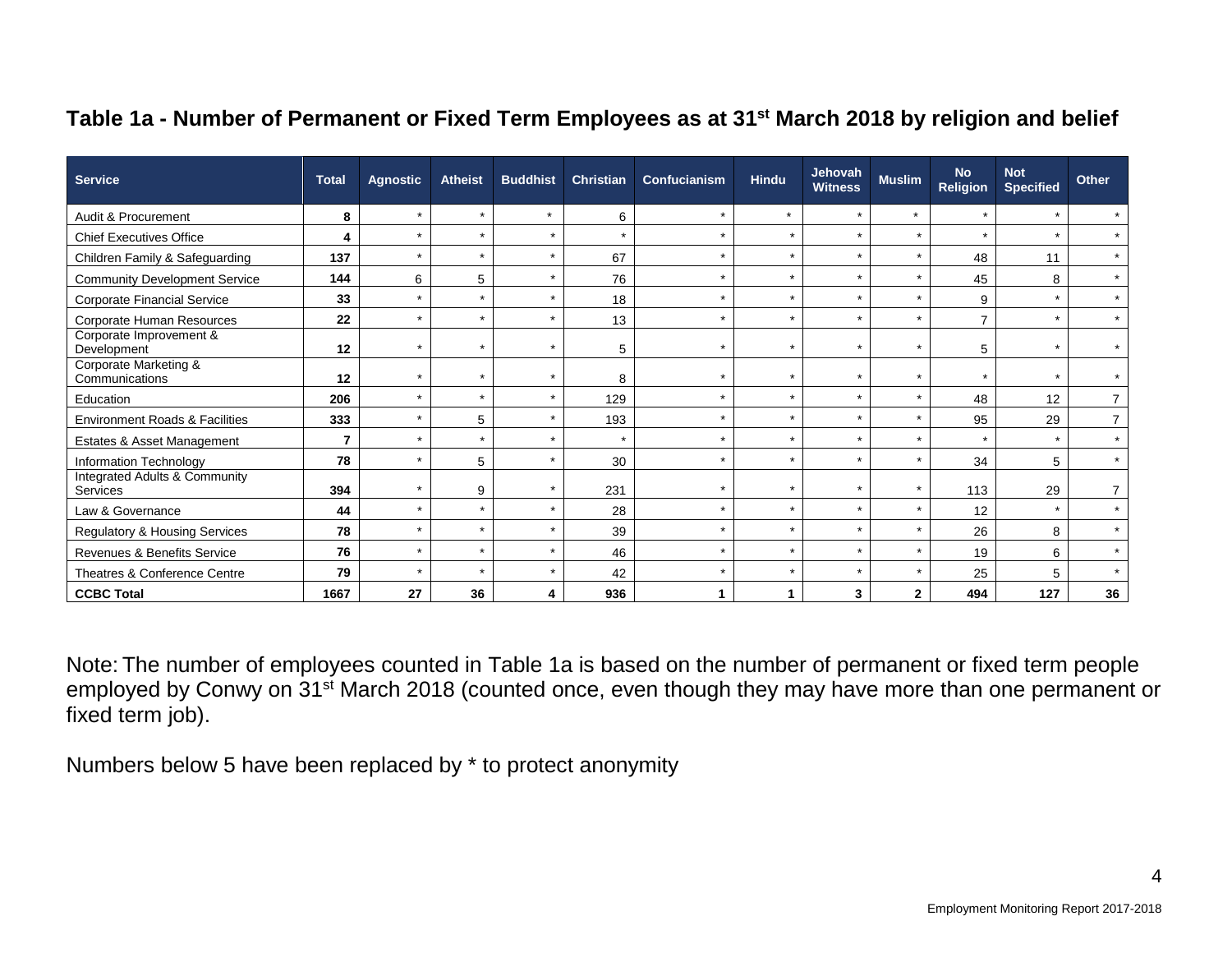## Table 1a - Number of Permanent or Fixed Term Employees as at 31st March 2018 by religion and belief

| Service | Total | Agnostic | Atheist | Buddhist | Christian | Confucianism | Hindu | Jehovah Witness | Muslim | No Religion | Not Specified | Other |
|---|---|---|---|---|---|---|---|---|---|---|---|---|
| Audit & Procurement | **8** | * | * | * | 6 | * | * | * | * | * | * | * |
| Chief Executives Office | **4** | * | * | * | * | * | * | * | * | * | * | * |
| Children Family & Safeguarding | **137** | * | * | * | 67 | * | * | * | * | 48 | 11 | * |
| Community Development Service | **144** | 6 | 5 | * | 76 | * | * | * | * | 45 | 8 | * |
| Corporate Financial Service | **33** | * | * | * | 18 | * | * | * | * | 9 | * | * |
| Corporate Human Resources | **22** | * | * | * | 13 | * | * | * | * | 7 | * | * |
| Corporate Improvement & Development | **12** | * | * | * | 5 | * | * | * | * | 5 | * | * |
| Corporate Marketing & Communications | **12** | * | * | * | 8 | * | * | * | * | * | * | * |
| Education | **206** | * | * | * | 129 | * | * | * | * | 48 | 12 | 7 |
| Environment Roads & Facilities | **333** | * | 5 | * | 193 | * | * | * | * | 95 | 29 | 7 |
| Estates & Asset Management | **7** | * | * | * | * | * | * | * | * | * | * | * |
| Information Technology | **78** | * | 5 | * | 30 | * | * | * | * | 34 | 5 | * |
| Integrated Adults & Community Services | **394** | * | 9 | * | 231 | * | * | * | * | 113 | 29 | 7 |
| Law & Governance | **44** | * | * | * | 28 | * | * | * | * | 12 | * | * |
| Regulatory & Housing Services | **78** | * | * | * | 39 | * | * | * | * | 26 | 8 | * |
| Revenues & Benefits Service | **76** | * | * | * | 46 | * | * | * | * | 19 | 6 | * |
| Theatres & Conference Centre | **79** | * | * | * | 42 | * | * | * | * | 25 | 5 | * |
| **CCBC Total** | **1667** | **27** | **36** | **4** | **936** | **1** | **1** | **3** | **2** | **494** | **127** | **36** |

Note: The number of employees counted in Table 1a is based on the number of permanent or fixed term people employed by Conwy on 31st March 2018 (counted once, even though they may have more than one permanent or fixed term job).

Numbers below 5 have been replaced by * to protect anonymity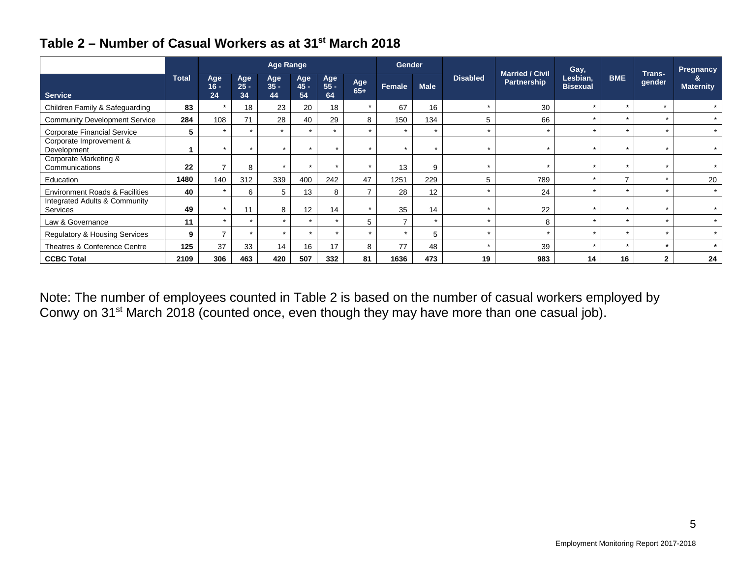## Table 2 – Number of Casual Workers as at 31st March 2018

| Service | Total | Age Range | | | | | | Gender | | Disabled | Married / Civil Partnership | Gay, Lesbian, Bisexual | BME | Trans-gender | Pregnancy & Maternity |
|---|---|---|---|---|---|---|---|---|---|---|---|---|---|---|---|
| | | Age 16 - 24 | Age 25 - 34 | Age 35 - 44 | Age 45 - 54 | Age 55 - 64 | Age 65+ | Female | Male | | | | | | |
| Children Family & Safeguarding | **83** | * | 18 | 23 | 20 | 18 | * | 67 | 16 | * | 30 | * | * | * | * |
| Community Development Service | **284** | 108 | 71 | 28 | 40 | 29 | 8 | 150 | 134 | 5 | 66 | * | * | * | * |
| Corporate Financial Service | **5** | * | * | * | * | * | * | * | * | * | * | * | * | * | * |
| Corporate Improvement & Development | **1** | * | * | * | * | * | * | * | * | * | * | * | * | * | * |
| Corporate Marketing & Communications | **22** | 7 | 8 | * | * | * | * | 13 | 9 | * | * | * | * | * | * |
| Education | **1480** | 140 | 312 | 339 | 400 | 242 | 47 | 1251 | 229 | 5 | 789 | * | 7 | * | 20 |
| Environment Roads & Facilities | **40** | * | 6 | 5 | 13 | 8 | 7 | 28 | 12 | * | 24 | * | * | * | * |
| Integrated Adults & Community Services | **49** | * | 11 | 8 | 12 | 14 | * | 35 | 14 | * | 22 | * | * | * | * |
| Law & Governance | **11** | * | * | * | * | * | 5 | 7 | * | * | 8 | * | * | * | * |
| Regulatory & Housing Services | **9** | 7 | * | * | * | * | * | * | 5 | * | * | * | * | * | * |
| Theatres & Conference Centre | **125** | 37 | 33 | 14 | 16 | 17 | 8 | 77 | 48 | * | 39 | * | * | * | * |
| **CCBC Total** | **2109** | **306** | **463** | **420** | **507** | **332** | **81** | **1636** | **473** | **19** | **983** | **14** | **16** | **2** | **24** |

Note: The number of employees counted in Table 2 is based on the number of casual workers employed by Conwy on 31st March 2018 (counted once, even though they may have more than one casual job).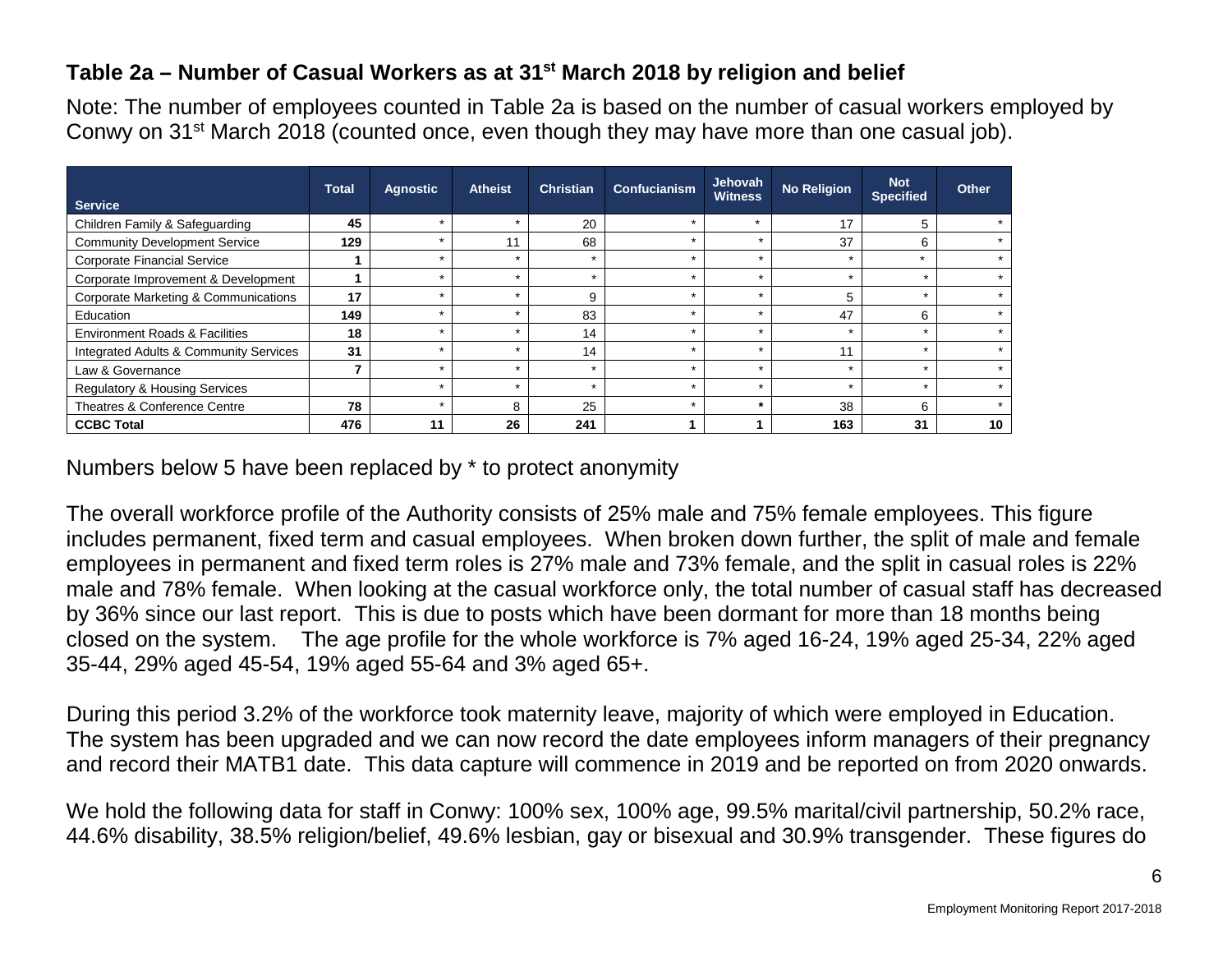### Table 2a – Number of Casual Workers as at 31st March 2018 by religion and belief

Note: The number of employees counted in Table 2a is based on the number of casual workers employed by Conwy on 31st March 2018 (counted once, even though they may have more than one casual job).

| Service | Total | Agnostic | Atheist | Christian | Confucianism | Jehovah Witness | No Religion | Not Specified | Other |
|---|---|---|---|---|---|---|---|---|---|
| Children Family & Safeguarding | **45** | * | * | 20 | * | * | 17 | 5 | * |
| Community Development Service | **129** | * | 11 | 68 | * | * | 37 | 6 | * |
| Corporate Financial Service | **1** | * | * | * | * | * | * | * | * |
| Corporate Improvement & Development | **1** | * | * | * | * | * | * | * | * |
| Corporate Marketing & Communications | **17** | * | * | 9 | * | * | 5 | * | * |
| Education | **149** | * | * | 83 | * | * | 47 | 6 | * |
| Environment Roads & Facilities | **18** | * | * | 14 | * | * | * | * | * |
| Integrated Adults & Community Services | **31** | * | * | 14 | * | * | 11 | * | * |
| Law & Governance | **7** | * | * | * | * | * | * | * | * |
| Regulatory & Housing Services | | * | * | * | * | * | * | * | * |
| Theatres & Conference Centre | **78** | * | 8 | 25 | * | * | 38 | 6 | * |
| **CCBC Total** | **476** | **11** | **26** | **241** | **1** | **1** | **163** | **31** | **10** |

Numbers below 5 have been replaced by * to protect anonymity

The overall workforce profile of the Authority consists of 25% male and 75% female employees. This figure includes permanent, fixed term and casual employees. When broken down further, the split of male and female employees in permanent and fixed term roles is 27% male and 73% female, and the split in casual roles is 22% male and 78% female. When looking at the casual workforce only, the total number of casual staff has decreased by 36% since our last report. This is due to posts which have been dormant for more than 18 months being closed on the system. The age profile for the whole workforce is 7% aged 16-24, 19% aged 25-34, 22% aged 35-44, 29% aged 45-54, 19% aged 55-64 and 3% aged 65+.

During this period 3.2% of the workforce took maternity leave, majority of which were employed in Education. The system has been upgraded and we can now record the date employees inform managers of their pregnancy and record their MATB1 date. This data capture will commence in 2019 and be reported on from 2020 onwards.

We hold the following data for staff in Conwy: 100% sex, 100% age, 99.5% marital/civil partnership, 50.2% race, 44.6% disability, 38.5% religion/belief, 49.6% lesbian, gay or bisexual and 30.9% transgender. These figures do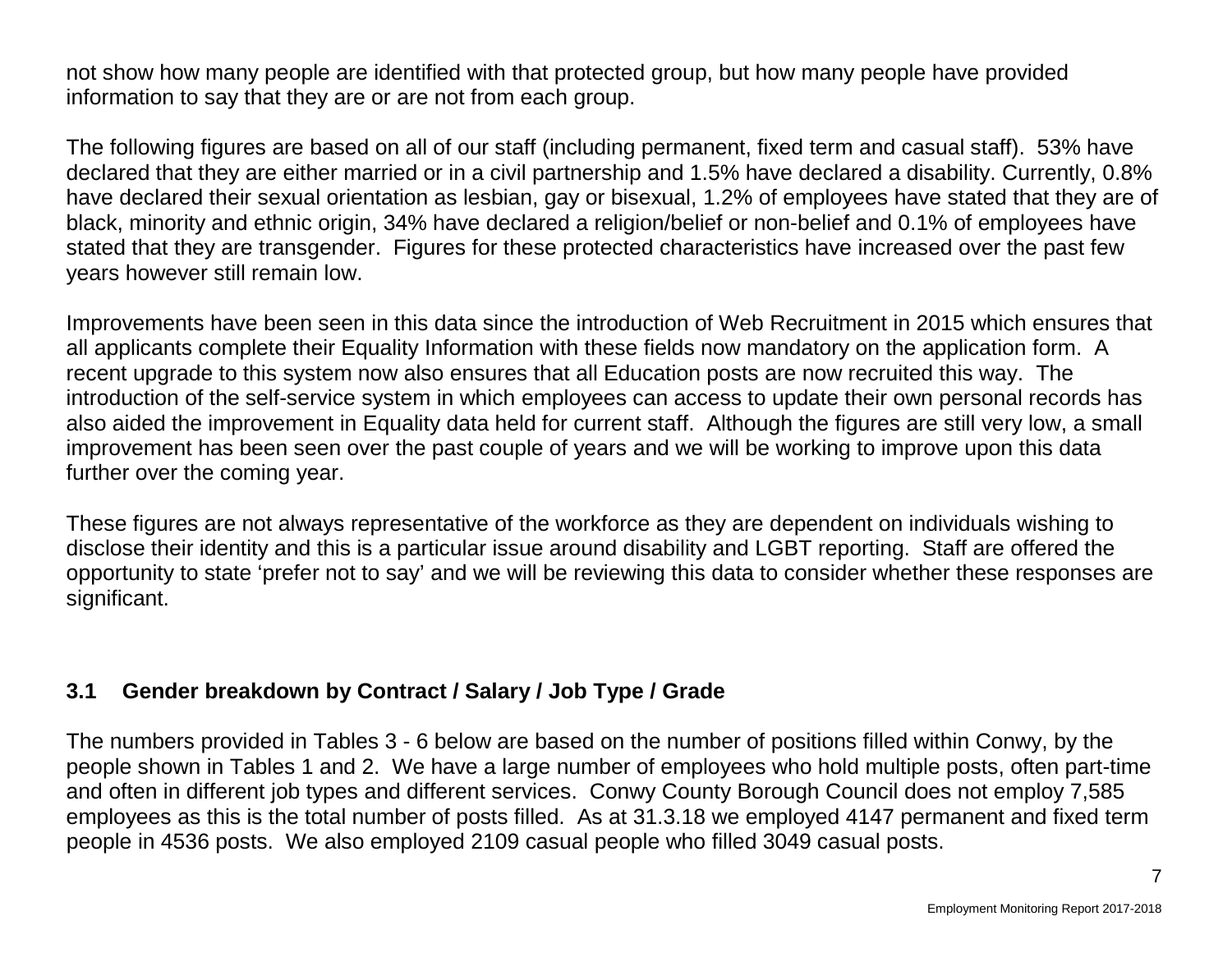not show how many people are identified with that protected group, but how many people have provided information to say that they are or are not from each group.

The following figures are based on all of our staff (including permanent, fixed term and casual staff). 53% have declared that they are either married or in a civil partnership and 1.5% have declared a disability. Currently, 0.8% have declared their sexual orientation as lesbian, gay or bisexual, 1.2% of employees have stated that they are of black, minority and ethnic origin, 34% have declared a religion/belief or non-belief and 0.1% of employees have stated that they are transgender. Figures for these protected characteristics have increased over the past few years however still remain low.

Improvements have been seen in this data since the introduction of Web Recruitment in 2015 which ensures that all applicants complete their Equality Information with these fields now mandatory on the application form. A recent upgrade to this system now also ensures that all Education posts are now recruited this way. The introduction of the self-service system in which employees can access to update their own personal records has also aided the improvement in Equality data held for current staff. Although the figures are still very low, a small improvement has been seen over the past couple of years and we will be working to improve upon this data further over the coming year.

These figures are not always representative of the workforce as they are dependent on individuals wishing to disclose their identity and this is a particular issue around disability and LGBT reporting. Staff are offered the opportunity to state 'prefer not to say' and we will be reviewing this data to consider whether these responses are significant.

### 3.1 Gender breakdown by Contract / Salary / Job Type / Grade

The numbers provided in Tables 3 - 6 below are based on the number of positions filled within Conwy, by the people shown in Tables 1 and 2. We have a large number of employees who hold multiple posts, often part-time and often in different job types and different services. Conwy County Borough Council does not employ 7,585 employees as this is the total number of posts filled. As at 31.3.18 we employed 4147 permanent and fixed term people in 4536 posts. We also employed 2109 casual people who filled 3049 casual posts.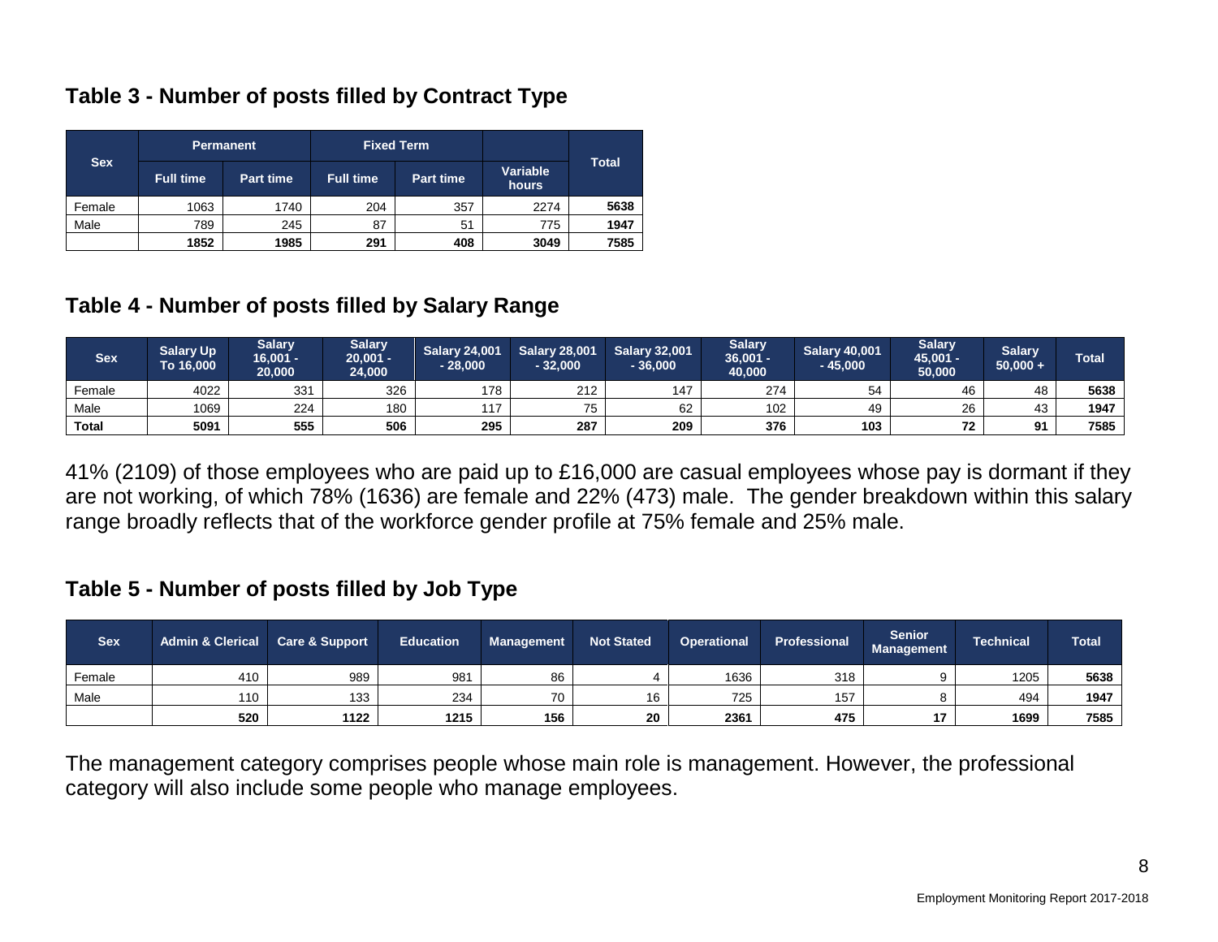## Table 3 - Number of posts filled by Contract Type

| Sex | Permanent | | Fixed Term | | | Total |
|---|---|---|---|---|---|---|
| | Full time | Part time | Full time | Part time | Variable hours | |
| Female | 1063 | 1740 | 204 | 357 | 2274 | **5638** |
| Male | 789 | 245 | 87 | 51 | 775 | **1947** |
| | **1852** | **1985** | **291** | **408** | **3049** | **7585** |

## Table 4 - Number of posts filled by Salary Range

| Sex | Salary Up To 16,000 | Salary 16,001 - 20,000 | Salary 20,001 - 24,000 | Salary 24,001 - 28,000 | Salary 28,001 - 32,000 | Salary 32,001 - 36,000 | Salary 36,001 - 40,000 | Salary 40,001 - 45,000 | Salary 45,001 - 50,000 | Salary 50,000 + | Total |
|---|---|---|---|---|---|---|---|---|---|---|---|
| Female | 4022 | 331 | 326 | 178 | 212 | 147 | 274 | 54 | 46 | 48 | **5638** |
| Male | 1069 | 224 | 180 | 117 | 75 | 62 | 102 | 49 | 26 | 43 | **1947** |
| **Total** | **5091** | **555** | **506** | **295** | **287** | **209** | **376** | **103** | **72** | **91** | **7585** |

41% (2109) of those employees who are paid up to £16,000 are casual employees whose pay is dormant if they are not working, of which 78% (1636) are female and 22% (473) male. The gender breakdown within this salary range broadly reflects that of the workforce gender profile at 75% female and 25% male.

## Table 5 - Number of posts filled by Job Type

| Sex | Admin & Clerical | Care & Support | Education | Management | Not Stated | Operational | Professional | Senior Management | Technical | Total |
|---|---|---|---|---|---|---|---|---|---|---|
| Female | 410 | 989 | 981 | 86 | 4 | 1636 | 318 | 9 | 1205 | **5638** |
| Male | 110 | 133 | 234 | 70 | 16 | 725 | 157 | 8 | 494 | **1947** |
| | **520** | **1122** | **1215** | **156** | **20** | **2361** | **475** | **17** | **1699** | **7585** |

The management category comprises people whose main role is management. However, the professional category will also include some people who manage employees.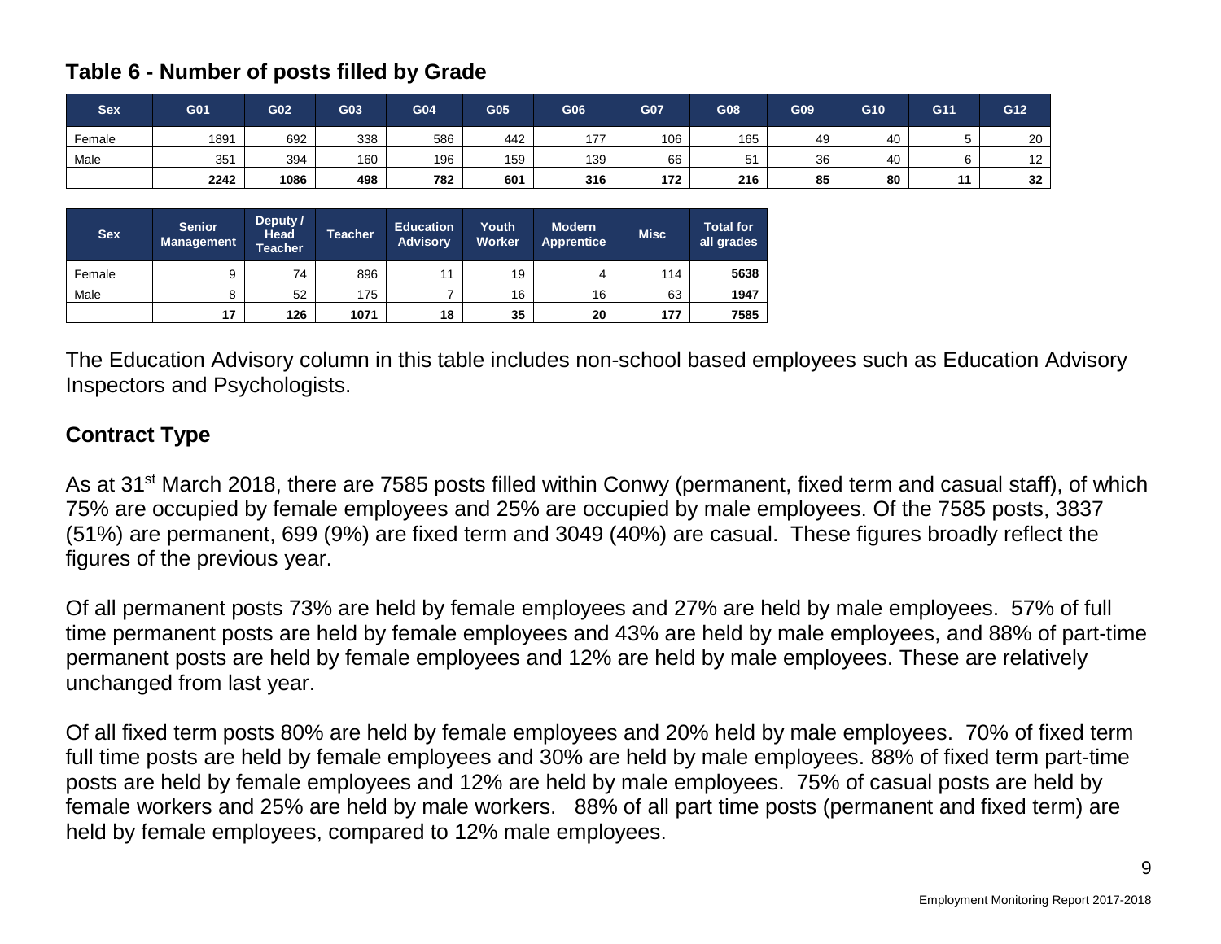## Table 6 - Number of posts filled by Grade

| Sex | G01 | G02 | G03 | G04 | G05 | G06 | G07 | G08 | G09 | G10 | G11 | G12 |
|---|---|---|---|---|---|---|---|---|---|---|---|---|
| Female | 1891 | 692 | 338 | 586 | 442 | 177 | 106 | 165 | 49 | 40 | 5 | 20 |
| Male | 351 | 394 | 160 | 196 | 159 | 139 | 66 | 51 | 36 | 40 | 6 | 12 |
| | **2242** | **1086** | **498** | **782** | **601** | **316** | **172** | **216** | **85** | **80** | **11** | **32** |

| Sex | Senior Management | Deputy / Head Teacher | Teacher | Education Advisory | Youth Worker | Modern Apprentice | Misc | Total for all grades |
|---|---|---|---|---|---|---|---|---|
| Female | 9 | 74 | 896 | 11 | 19 | 4 | 114 | **5638** |
| Male | 8 | 52 | 175 | 7 | 16 | 16 | 63 | **1947** |
| | **17** | **126** | **1071** | **18** | **35** | **20** | **177** | **7585** |

The Education Advisory column in this table includes non-school based employees such as Education Advisory Inspectors and Psychologists.

## Contract Type

As at 31st March 2018, there are 7585 posts filled within Conwy (permanent, fixed term and casual staff), of which 75% are occupied by female employees and 25% are occupied by male employees. Of the 7585 posts, 3837 (51%) are permanent, 699 (9%) are fixed term and 3049 (40%) are casual. These figures broadly reflect the figures of the previous year.

Of all permanent posts 73% are held by female employees and 27% are held by male employees. 57% of full time permanent posts are held by female employees and 43% are held by male employees, and 88% of part-time permanent posts are held by female employees and 12% are held by male employees. These are relatively unchanged from last year.

Of all fixed term posts 80% are held by female employees and 20% held by male employees. 70% of fixed term full time posts are held by female employees and 30% are held by male employees. 88% of fixed term part-time posts are held by female employees and 12% are held by male employees. 75% of casual posts are held by female workers and 25% are held by male workers. 88% of all part time posts (permanent and fixed term) are held by female employees, compared to 12% male employees.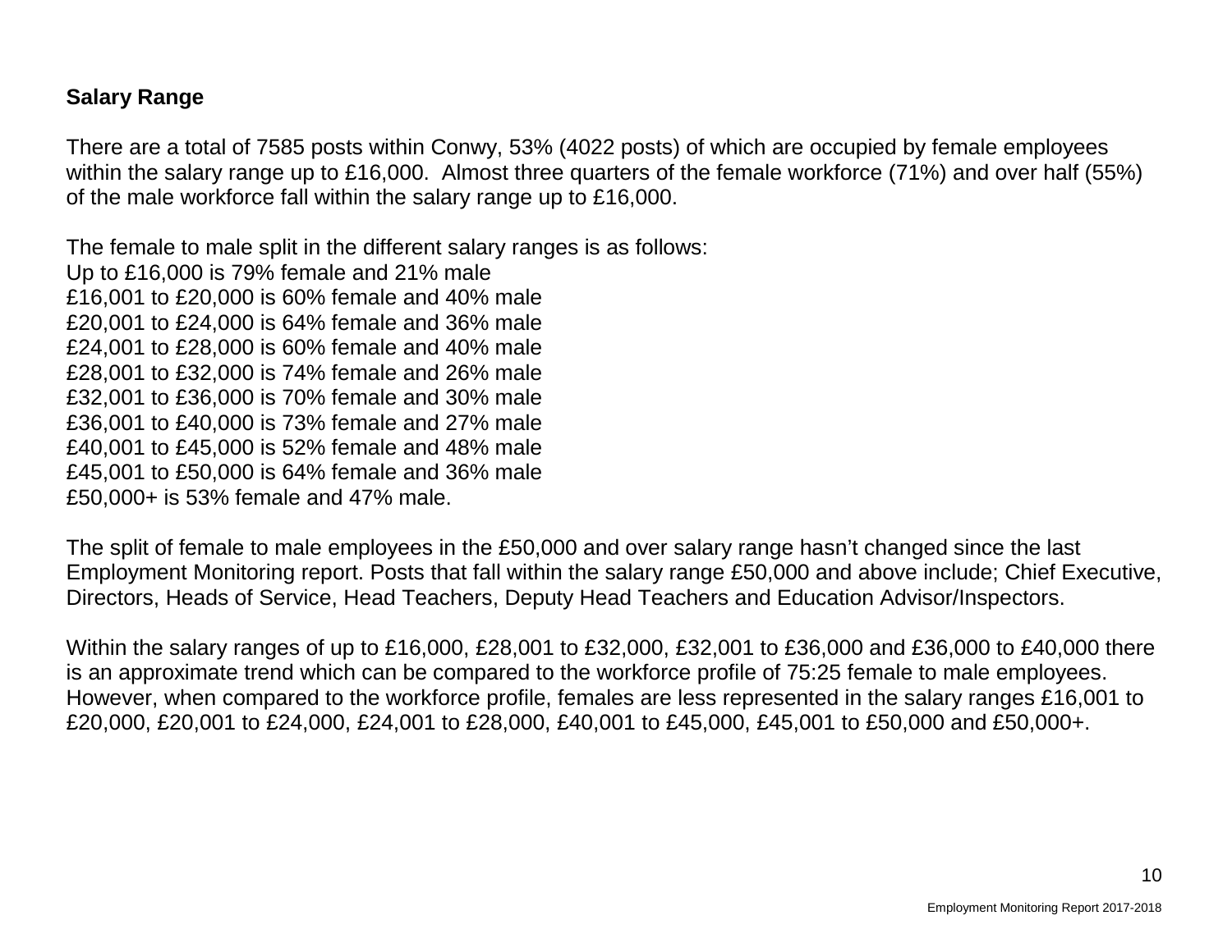**Salary Range**

There are a total of 7585 posts within Conwy, 53% (4022 posts) of which are occupied by female employees within the salary range up to £16,000.  Almost three quarters of the female workforce (71%) and over half (55%) of the male workforce fall within the salary range up to £16,000.

The female to male split in the different salary ranges is as follows:
Up to £16,000 is 79% female and 21% male
£16,001 to £20,000 is 60% female and 40% male
£20,001 to £24,000 is 64% female and 36% male
£24,001 to £28,000 is 60% female and 40% male
£28,001 to £32,000 is 74% female and 26% male
£32,001 to £36,000 is 70% female and 30% male
£36,001 to £40,000 is 73% female and 27% male
£40,001 to £45,000 is 52% female and 48% male
£45,001 to £50,000 is 64% female and 36% male
£50,000+ is 53% female and 47% male.

The split of female to male employees in the £50,000 and over salary range hasn't changed since the last Employment Monitoring report. Posts that fall within the salary range £50,000 and above include; Chief Executive, Directors, Heads of Service, Head Teachers, Deputy Head Teachers and Education Advisor/Inspectors.

Within the salary ranges of up to £16,000, £28,001 to £32,000, £32,001 to £36,000 and £36,000 to £40,000 there is an approximate trend which can be compared to the workforce profile of 75:25 female to male employees. However, when compared to the workforce profile, females are less represented in the salary ranges £16,001 to £20,000, £20,001 to £24,000, £24,001 to £28,000, £40,001 to £45,000, £45,001 to £50,000 and £50,000+.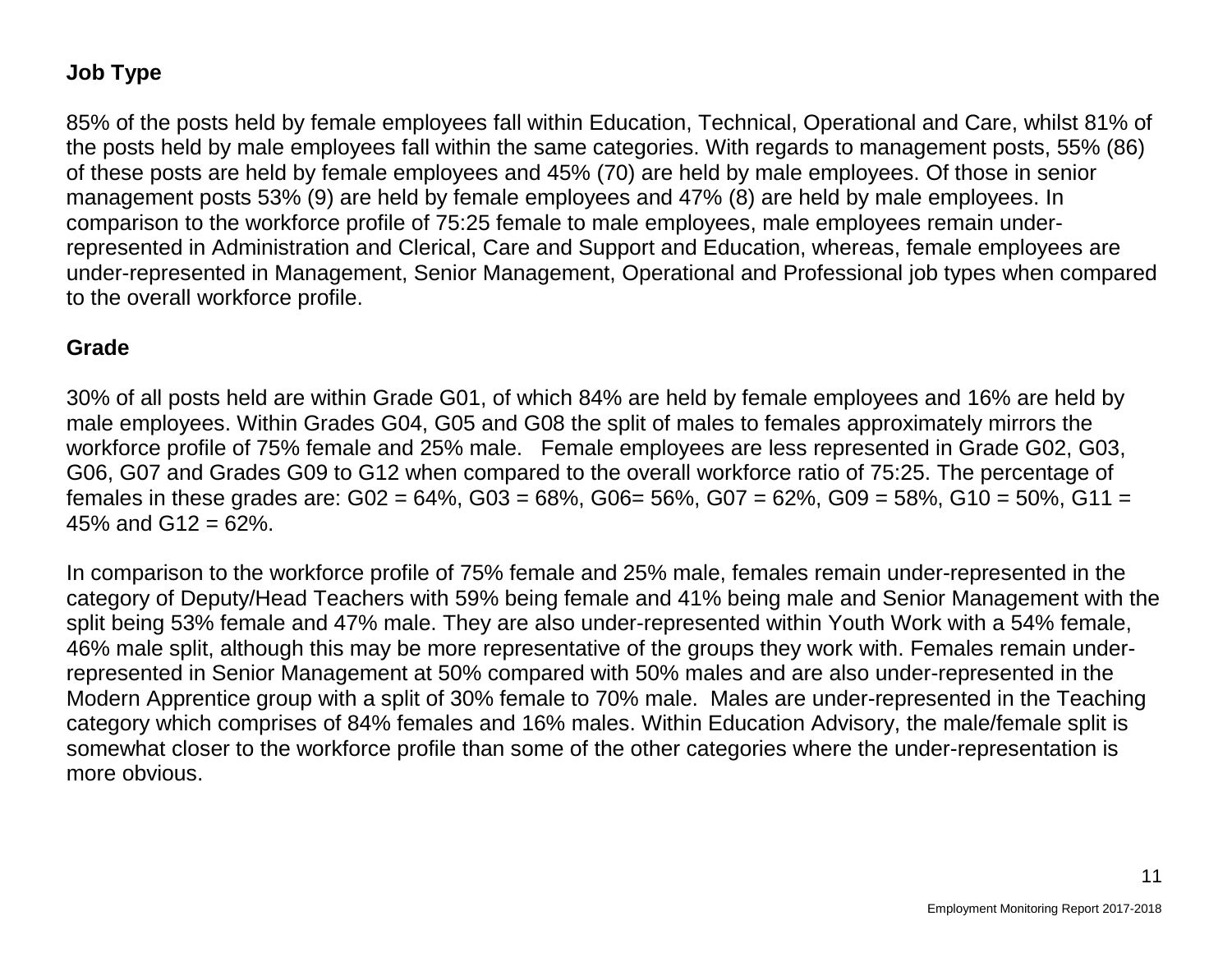### Job Type

85% of the posts held by female employees fall within Education, Technical, Operational and Care, whilst 81% of the posts held by male employees fall within the same categories. With regards to management posts, 55% (86) of these posts are held by female employees and 45% (70) are held by male employees. Of those in senior management posts 53% (9) are held by female employees and 47% (8) are held by male employees. In comparison to the workforce profile of 75:25 female to male employees, male employees remain under-represented in Administration and Clerical, Care and Support and Education, whereas, female employees are under-represented in Management, Senior Management, Operational and Professional job types when compared to the overall workforce profile.

### Grade

30% of all posts held are within Grade G01, of which 84% are held by female employees and 16% are held by male employees. Within Grades G04, G05 and G08 the split of males to females approximately mirrors the workforce profile of 75% female and 25% male. Female employees are less represented in Grade G02, G03, G06, G07 and Grades G09 to G12 when compared to the overall workforce ratio of 75:25. The percentage of females in these grades are: G02 = 64%, G03 = 68%, G06= 56%, G07 = 62%, G09 = 58%, G10 = 50%, G11 = 45% and G12 = 62%.

In comparison to the workforce profile of 75% female and 25% male, females remain under-represented in the category of Deputy/Head Teachers with 59% being female and 41% being male and Senior Management with the split being 53% female and 47% male. They are also under-represented within Youth Work with a 54% female, 46% male split, although this may be more representative of the groups they work with. Females remain under-represented in Senior Management at 50% compared with 50% males and are also under-represented in the Modern Apprentice group with a split of 30% female to 70% male. Males are under-represented in the Teaching category which comprises of 84% females and 16% males. Within Education Advisory, the male/female split is somewhat closer to the workforce profile than some of the other categories where the under-representation is more obvious.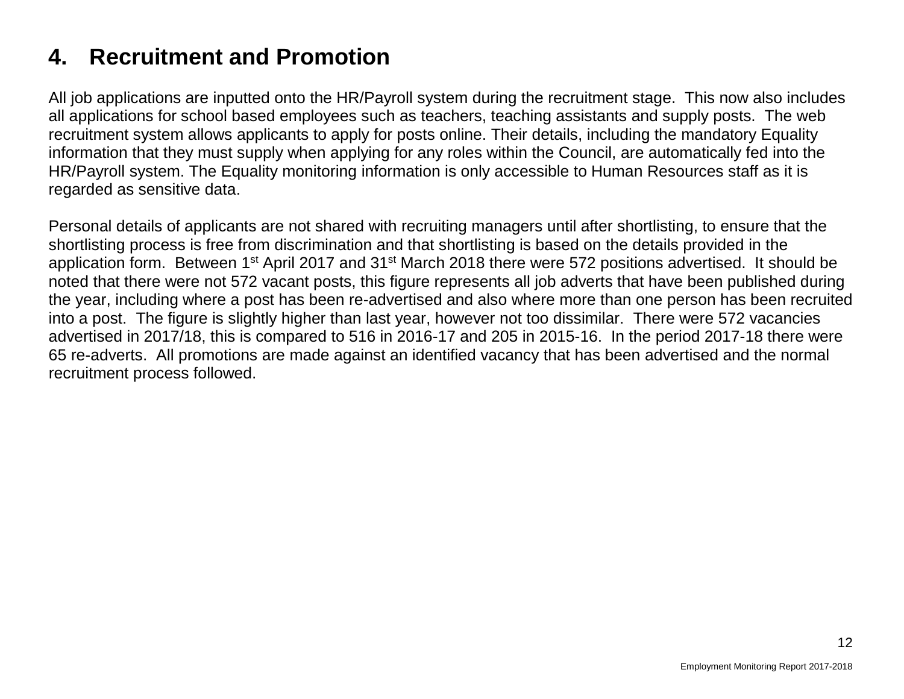## 4. Recruitment and Promotion

All job applications are inputted onto the HR/Payroll system during the recruitment stage. This now also includes all applications for school based employees such as teachers, teaching assistants and supply posts. The web recruitment system allows applicants to apply for posts online. Their details, including the mandatory Equality information that they must supply when applying for any roles within the Council, are automatically fed into the HR/Payroll system. The Equality monitoring information is only accessible to Human Resources staff as it is regarded as sensitive data.

Personal details of applicants are not shared with recruiting managers until after shortlisting, to ensure that the shortlisting process is free from discrimination and that shortlisting is based on the details provided in the application form. Between 1st April 2017 and 31st March 2018 there were 572 positions advertised. It should be noted that there were not 572 vacant posts, this figure represents all job adverts that have been published during the year, including where a post has been re-advertised and also where more than one person has been recruited into a post. The figure is slightly higher than last year, however not too dissimilar. There were 572 vacancies advertised in 2017/18, this is compared to 516 in 2016-17 and 205 in 2015-16. In the period 2017-18 there were 65 re-adverts. All promotions are made against an identified vacancy that has been advertised and the normal recruitment process followed.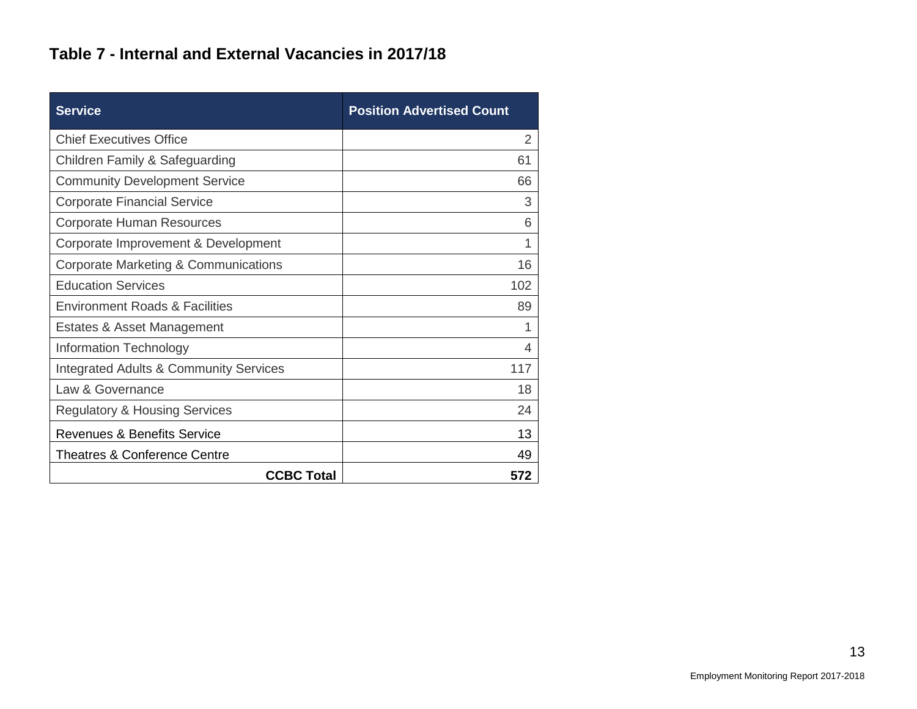## Table 7 - Internal and External Vacancies in 2017/18

| Service | Position Advertised Count |
|---|---|
| Chief Executives Office | 2 |
| Children Family & Safeguarding | 61 |
| Community Development Service | 66 |
| Corporate Financial Service | 3 |
| Corporate Human Resources | 6 |
| Corporate Improvement & Development | 1 |
| Corporate Marketing & Communications | 16 |
| Education Services | 102 |
| Environment Roads & Facilities | 89 |
| Estates & Asset Management | 1 |
| Information Technology | 4 |
| Integrated Adults & Community Services | 117 |
| Law & Governance | 18 |
| Regulatory & Housing Services | 24 |
| Revenues & Benefits Service | 13 |
| Theatres & Conference Centre | 49 |
| **CCBC Total** | **572** |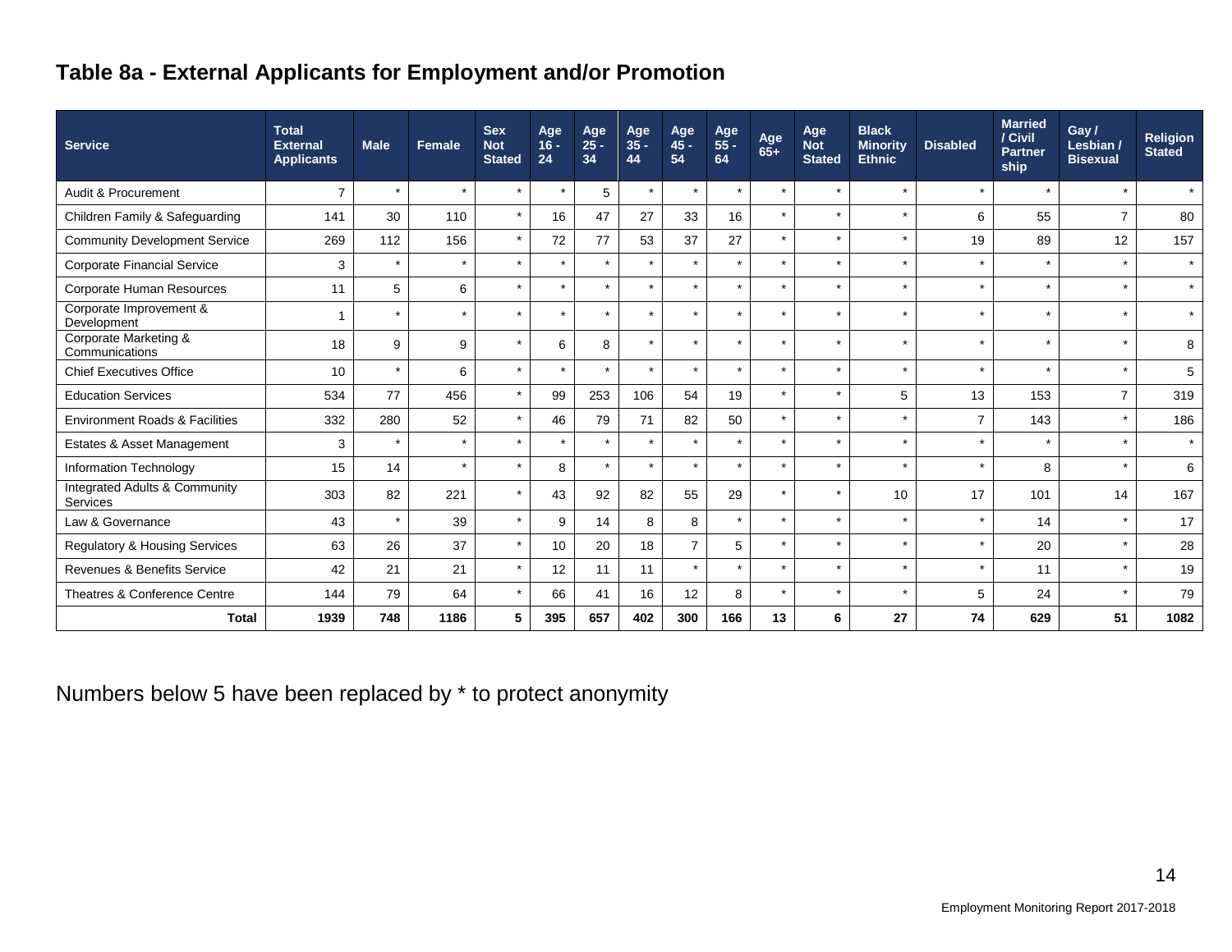## Table 8a - External Applicants for Employment and/or Promotion

| Service | Total External Applicants | Male | Female | Sex Not Stated | Age 16 - 24 | Age 25 - 34 | Age 35 - 44 | Age 45 - 54 | Age 55 - 64 | Age 65+ | Age Not Stated | Black Minority Ethnic | Disabled | Married / Civil Partnership | Gay / Lesbian / Bisexual | Religion Stated |
|---|---|---|---|---|---|---|---|---|---|---|---|---|---|---|---|---|
| Audit & Procurement | 7 | * | * | * | * | 5 | * | * | * | * | * | * | * | * | * | * |
| Children Family & Safeguarding | 141 | 30 | 110 | * | 16 | 47 | 27 | 33 | 16 | * | * | * | 6 | 55 | 7 | 80 |
| Community Development Service | 269 | 112 | 156 | * | 72 | 77 | 53 | 37 | 27 | * | * | * | 19 | 89 | 12 | 157 |
| Corporate Financial Service | 3 | * | * | * | * | * | * | * | * | * | * | * | * | * | * | * |
| Corporate Human Resources | 11 | 5 | 6 | * | * | * | * | * | * | * | * | * | * | * | * | * |
| Corporate Improvement & Development | 1 | * | * | * | * | * | * | * | * | * | * | * | * | * | * | * |
| Corporate Marketing & Communications | 18 | 9 | 9 | * | 6 | 8 | * | * | * | * | * | * | * | * | * | 8 |
| Chief Executives Office | 10 | * | 6 | * | * | * | * | * | * | * | * | * | * | * | * | 5 |
| Education Services | 534 | 77 | 456 | * | 99 | 253 | 106 | 54 | 19 | * | * | 5 | 13 | 153 | 7 | 319 |
| Environment Roads & Facilities | 332 | 280 | 52 | * | 46 | 79 | 71 | 82 | 50 | * | * | * | 7 | 143 | * | 186 |
| Estates & Asset Management | 3 | * | * | * | * | * | * | * | * | * | * | * | * | * | * | * |
| Information Technology | 15 | 14 | * | * | 8 | * | * | * | * | * | * | * | * | 8 | * | 6 |
| Integrated Adults & Community Services | 303 | 82 | 221 | * | 43 | 92 | 82 | 55 | 29 | * | * | 10 | 17 | 101 | 14 | 167 |
| Law & Governance | 43 | * | 39 | * | 9 | 14 | 8 | 8 | * | * | * | * | * | 14 | * | 17 |
| Regulatory & Housing Services | 63 | 26 | 37 | * | 10 | 20 | 18 | 7 | 5 | * | * | * | * | 20 | * | 28 |
| Revenues & Benefits Service | 42 | 21 | 21 | * | 12 | 11 | 11 | * | * | * | * | * | * | 11 | * | 19 |
| Theatres & Conference Centre | 144 | 79 | 64 | * | 66 | 41 | 16 | 12 | 8 | * | * | * | 5 | 24 | * | 79 |
| **Total** | **1939** | **748** | **1186** | **5** | **395** | **657** | **402** | **300** | **166** | **13** | **6** | **27** | **74** | **629** | **51** | **1082** |

Numbers below 5 have been replaced by * to protect anonymity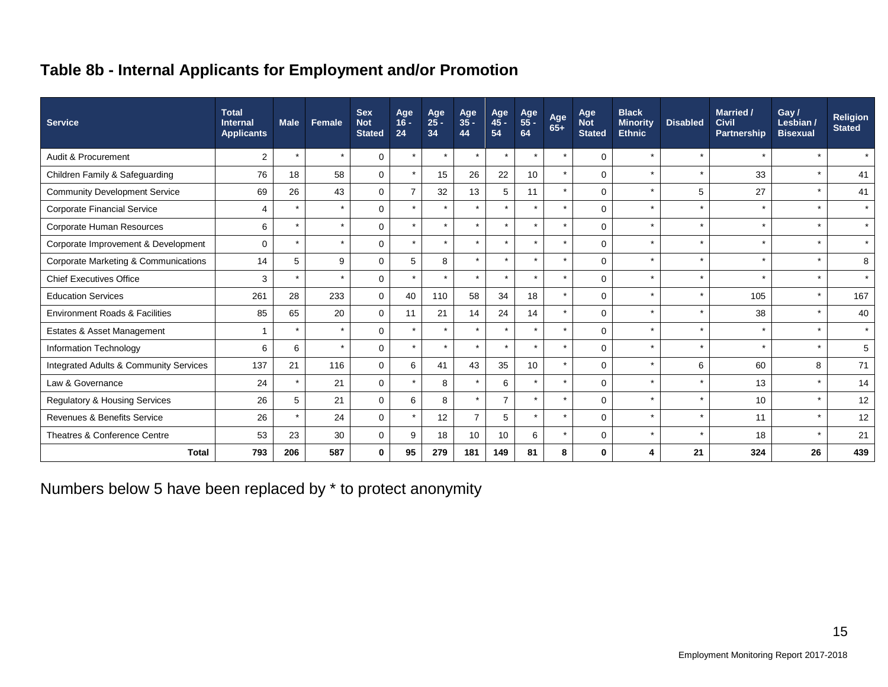## Table 8b - Internal Applicants for Employment and/or Promotion

| Service | Total Internal Applicants | Male | Female | Sex Not Stated | Age 16 - 24 | Age 25 - 34 | Age 35 - 44 | Age 45 - 54 | Age 55 - 64 | Age 65+ | Age Not Stated | Black Minority Ethnic | Disabled | Married / Civil Partnership | Gay / Lesbian / Bisexual | Religion Stated |
|---|---|---|---|---|---|---|---|---|---|---|---|---|---|---|---|---|
| Audit & Procurement | 2 | * | * | 0 | * | * | * | * | * | * | 0 | * | * | * | * | * |
| Children Family & Safeguarding | 76 | 18 | 58 | 0 | * | 15 | 26 | 22 | 10 | * | 0 | * | * | 33 | * | 41 |
| Community Development Service | 69 | 26 | 43 | 0 | 7 | 32 | 13 | 5 | 11 | * | 0 | * | 5 | 27 | * | 41 |
| Corporate Financial Service | 4 | * | * | 0 | * | * | * | * | * | * | 0 | * | * | * | * | * |
| Corporate Human Resources | 6 | * | * | 0 | * | * | * | * | * | * | 0 | * | * | * | * | * |
| Corporate Improvement & Development | 0 | * | * | 0 | * | * | * | * | * | * | 0 | * | * | * | * | * |
| Corporate Marketing & Communications | 14 | 5 | 9 | 0 | 5 | 8 | * | * | * | * | 0 | * | * | * | * | 8 |
| Chief Executives Office | 3 | * | * | 0 | * | * | * | * | * | * | 0 | * | * | * | * | * |
| Education Services | 261 | 28 | 233 | 0 | 40 | 110 | 58 | 34 | 18 | * | 0 | * | * | 105 | * | 167 |
| Environment Roads & Facilities | 85 | 65 | 20 | 0 | 11 | 21 | 14 | 24 | 14 | * | 0 | * | * | 38 | * | 40 |
| Estates & Asset Management | 1 | * | * | 0 | * | * | * | * | * | * | 0 | * | * | * | * | * |
| Information Technology | 6 | 6 | * | 0 | * | * | * | * | * | * | 0 | * | * | * | * | 5 |
| Integrated Adults & Community Services | 137 | 21 | 116 | 0 | 6 | 41 | 43 | 35 | 10 | * | 0 | * | 6 | 60 | 8 | 71 |
| Law & Governance | 24 | * | 21 | 0 | * | 8 | * | 6 | * | * | 0 | * | * | 13 | * | 14 |
| Regulatory & Housing Services | 26 | 5 | 21 | 0 | 6 | 8 | * | 7 | * | * | 0 | * | * | 10 | * | 12 |
| Revenues & Benefits Service | 26 | * | 24 | 0 | * | 12 | 7 | 5 | * | * | 0 | * | * | 11 | * | 12 |
| Theatres & Conference Centre | 53 | 23 | 30 | 0 | 9 | 18 | 10 | 10 | 6 | * | 0 | * | * | 18 | * | 21 |
| **Total** | **793** | **206** | **587** | **0** | **95** | **279** | **181** | **149** | **81** | **8** | **0** | **4** | **21** | **324** | **26** | **439** |

Numbers below 5 have been replaced by * to protect anonymity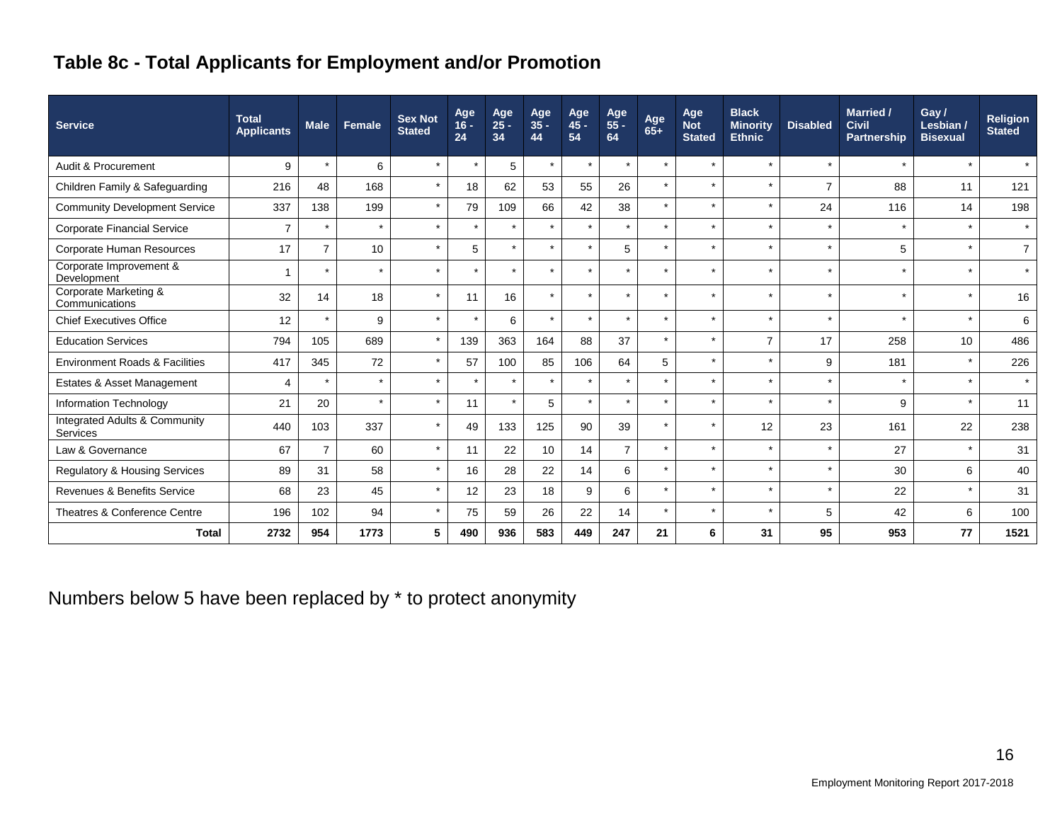## Table 8c - Total Applicants for Employment and/or Promotion

| Service | Total Applicants | Male | Female | Sex Not Stated | Age 16 - 24 | Age 25 - 34 | Age 35 - 44 | Age 45 - 54 | Age 55 - 64 | Age 65+ | Age Not Stated | Black Minority Ethnic | Disabled | Married / Civil Partnership | Gay / Lesbian / Bisexual | Religion Stated |
|---|---|---|---|---|---|---|---|---|---|---|---|---|---|---|---|---|
| Audit & Procurement | 9 | * | 6 | * | * | 5 | * | * | * | * | * | * | * | * | * | * |
| Children Family & Safeguarding | 216 | 48 | 168 | * | 18 | 62 | 53 | 55 | 26 | * | * | * | 7 | 88 | 11 | 121 |
| Community Development Service | 337 | 138 | 199 | * | 79 | 109 | 66 | 42 | 38 | * | * | * | 24 | 116 | 14 | 198 |
| Corporate Financial Service | 7 | * | * | * | * | * | * | * | * | * | * | * | * | * | * | * |
| Corporate Human Resources | 17 | 7 | 10 | * | 5 | * | * | * | 5 | * | * | * | * | 5 | * | 7 |
| Corporate Improvement & Development | 1 | * | * | * | * | * | * | * | * | * | * | * | * | * | * | * |
| Corporate Marketing & Communications | 32 | 14 | 18 | * | 11 | 16 | * | * | * | * | * | * | * | * | * | 16 |
| Chief Executives Office | 12 | * | 9 | * | * | 6 | * | * | * | * | * | * | * | * | * | 6 |
| Education Services | 794 | 105 | 689 | * | 139 | 363 | 164 | 88 | 37 | * | * | 7 | 17 | 258 | 10 | 486 |
| Environment Roads & Facilities | 417 | 345 | 72 | * | 57 | 100 | 85 | 106 | 64 | 5 | * | * | 9 | 181 | * | 226 |
| Estates & Asset Management | 4 | * | * | * | * | * | * | * | * | * | * | * | * | * | * | * |
| Information Technology | 21 | 20 | * | * | 11 | * | 5 | * | * | * | * | * | * | 9 | * | 11 |
| Integrated Adults & Community Services | 440 | 103 | 337 | * | 49 | 133 | 125 | 90 | 39 | * | * | 12 | 23 | 161 | 22 | 238 |
| Law & Governance | 67 | 7 | 60 | * | 11 | 22 | 10 | 14 | 7 | * | * | * | * | 27 | * | 31 |
| Regulatory & Housing Services | 89 | 31 | 58 | * | 16 | 28 | 22 | 14 | 6 | * | * | * | * | 30 | 6 | 40 |
| Revenues & Benefits Service | 68 | 23 | 45 | * | 12 | 23 | 18 | 9 | 6 | * | * | * | * | 22 | * | 31 |
| Theatres & Conference Centre | 196 | 102 | 94 | * | 75 | 59 | 26 | 22 | 14 | * | * | * | 5 | 42 | 6 | 100 |
| **Total** | **2732** | **954** | **1773** | **5** | **490** | **936** | **583** | **449** | **247** | **21** | **6** | **31** | **95** | **953** | **77** | **1521** |

Numbers below 5 have been replaced by * to protect anonymity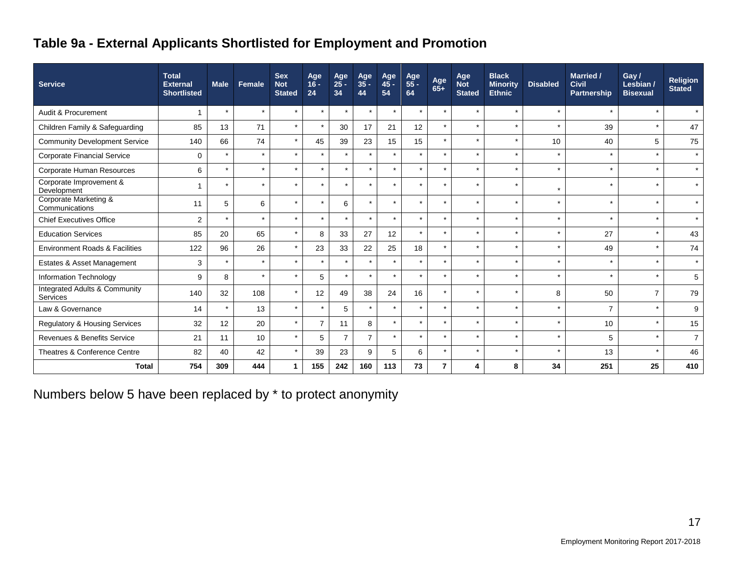## Table 9a - External Applicants Shortlisted for Employment and Promotion

| Service | Total External Shortlisted | Male | Female | Sex Not Stated | Age 16 - 24 | Age 25 - 34 | Age 35 - 44 | Age 45 - 54 | Age 55 - 64 | Age 65+ | Age Not Stated | Black Minority Ethnic | Disabled | Married / Civil Partnership | Gay / Lesbian / Bisexual | Religion Stated |
|---|---|---|---|---|---|---|---|---|---|---|---|---|---|---|---|---|
| Audit & Procurement | 1 | * | * | * | * | * | * | * | * | * | * | * | * | * | * | * |
| Children Family & Safeguarding | 85 | 13 | 71 | * | * | 30 | 17 | 21 | 12 | * | * | * | * | 39 | * | 47 |
| Community Development Service | 140 | 66 | 74 | * | 45 | 39 | 23 | 15 | 15 | * | * | * | 10 | 40 | 5 | 75 |
| Corporate Financial Service | 0 | * | * | * | * | * | * | * | * | * | * | * | * | * | * | * |
| Corporate Human Resources | 6 | * | * | * | * | * | * | * | * | * | * | * | * | * | * | * |
| Corporate Improvement & Development | 1 | * | * | * | * | * | * | * | * | * | * | * | * | * | * | * |
| Corporate Marketing & Communications | 11 | 5 | 6 | * | * | 6 | * | * | * | * | * | * | * | * | * | * |
| Chief Executives Office | 2 | * | * | * | * | * | * | * | * | * | * | * | * | * | * | * |
| Education Services | 85 | 20 | 65 | * | 8 | 33 | 27 | 12 | * | * | * | * | * | 27 | * | 43 |
| Environment Roads & Facilities | 122 | 96 | 26 | * | 23 | 33 | 22 | 25 | 18 | * | * | * | * | 49 | * | 74 |
| Estates & Asset Management | 3 | * | * | * | * | * | * | * | * | * | * | * | * | * | * | * |
| Information Technology | 9 | 8 | * | * | 5 | * | * | * | * | * | * | * | * | * | * | 5 |
| Integrated Adults & Community Services | 140 | 32 | 108 | * | 12 | 49 | 38 | 24 | 16 | * | * | * | 8 | 50 | 7 | 79 |
| Law & Governance | 14 | * | 13 | * | * | 5 | * | * | * | * | * | * | * | 7 | * | 9 |
| Regulatory & Housing Services | 32 | 12 | 20 | * | 7 | 11 | 8 | * | * | * | * | * | * | 10 | * | 15 |
| Revenues & Benefits Service | 21 | 11 | 10 | * | 5 | 7 | 7 | * | * | * | * | * | * | 5 | * | 7 |
| Theatres & Conference Centre | 82 | 40 | 42 | * | 39 | 23 | 9 | 5 | 6 | * | * | * | * | 13 | * | 46 |
| **Total** | **754** | **309** | **444** | **1** | **155** | **242** | **160** | **113** | **73** | **7** | **4** | **8** | **34** | **251** | **25** | **410** |

Numbers below 5 have been replaced by * to protect anonymity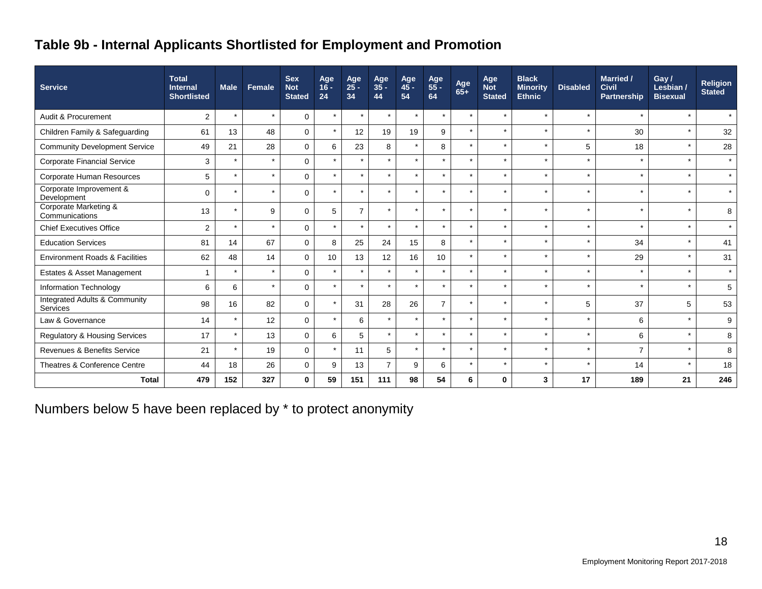## Table 9b - Internal Applicants Shortlisted for Employment and Promotion

| Service | Total Internal Shortlisted | Male | Female | Sex Not Stated | Age 16 - 24 | Age 25 - 34 | Age 35 - 44 | Age 45 - 54 | Age 55 - 64 | Age 65+ | Age Not Stated | Black Minority Ethnic | Disabled | Married / Civil Partnership | Gay / Lesbian / Bisexual | Religion Stated |
|---|---|---|---|---|---|---|---|---|---|---|---|---|---|---|---|---|
| Audit & Procurement | 2 | * | * | 0 | * | * | * | * | * | * | * | * | * | * | * | * |
| Children Family & Safeguarding | 61 | 13 | 48 | 0 | * | 12 | 19 | 19 | 9 | * | * | * | * | 30 | * | 32 |
| Community Development Service | 49 | 21 | 28 | 0 | 6 | 23 | 8 | * | 8 | * | * | * | 5 | 18 | * | 28 |
| Corporate Financial Service | 3 | * | * | 0 | * | * | * | * | * | * | * | * | * | * | * | * |
| Corporate Human Resources | 5 | * | * | 0 | * | * | * | * | * | * | * | * | * | * | * | * |
| Corporate Improvement & Development | 0 | * | * | 0 | * | * | * | * | * | * | * | * | * | * | * | * |
| Corporate Marketing & Communications | 13 | * | 9 | 0 | 5 | 7 | * | * | * | * | * | * | * | * | * | 8 |
| Chief Executives Office | 2 | * | * | 0 | * | * | * | * | * | * | * | * | * | * | * | * |
| Education Services | 81 | 14 | 67 | 0 | 8 | 25 | 24 | 15 | 8 | * | * | * | * | 34 | * | 41 |
| Environment Roads & Facilities | 62 | 48 | 14 | 0 | 10 | 13 | 12 | 16 | 10 | * | * | * | * | 29 | * | 31 |
| Estates & Asset Management | 1 | * | * | 0 | * | * | * | * | * | * | * | * | * | * | * | * |
| Information Technology | 6 | 6 | * | 0 | * | * | * | * | * | * | * | * | * | * | * | 5 |
| Integrated Adults & Community Services | 98 | 16 | 82 | 0 | * | 31 | 28 | 26 | 7 | * | * | * | 5 | 37 | 5 | 53 |
| Law & Governance | 14 | * | 12 | 0 | * | 6 | * | * | * | * | * | * | * | 6 | * | 9 |
| Regulatory & Housing Services | 17 | * | 13 | 0 | 6 | 5 | * | * | * | * | * | * | * | 6 | * | 8 |
| Revenues & Benefits Service | 21 | * | 19 | 0 | * | 11 | 5 | * | * | * | * | * | * | 7 | * | 8 |
| Theatres & Conference Centre | 44 | 18 | 26 | 0 | 9 | 13 | 7 | 9 | 6 | * | * | * | * | 14 | * | 18 |
| **Total** | **479** | **152** | **327** | **0** | **59** | **151** | **111** | **98** | **54** | **6** | **0** | **3** | **17** | **189** | **21** | **246** |

Numbers below 5 have been replaced by * to protect anonymity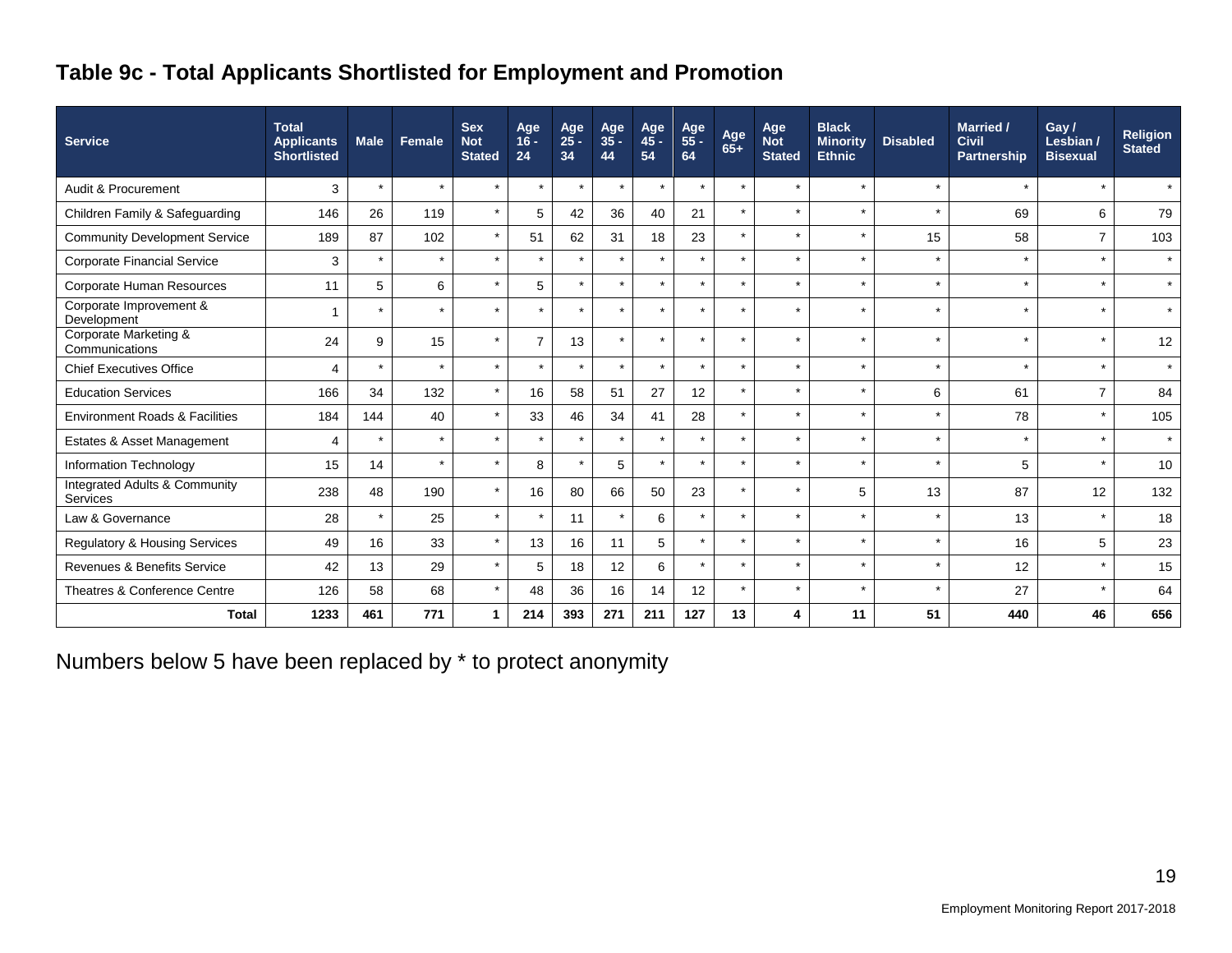## Table 9c - Total Applicants Shortlisted for Employment and Promotion

| Service | Total Applicants Shortlisted | Male | Female | Sex Not Stated | Age 16 - 24 | Age 25 - 34 | Age 35 - 44 | Age 45 - 54 | Age 55 - 64 | Age 65+ | Age Not Stated | Black Minority Ethnic | Disabled | Married / Civil Partnership | Gay / Lesbian / Bisexual | Religion Stated |
|---|---|---|---|---|---|---|---|---|---|---|---|---|---|---|---|---|
| Audit & Procurement | 3 | * | * | * | * | * | * | * | * | * | * | * | * | * | * | * |
| Children Family & Safeguarding | 146 | 26 | 119 | * | 5 | 42 | 36 | 40 | 21 | * | * | * | * | 69 | 6 | 79 |
| Community Development Service | 189 | 87 | 102 | * | 51 | 62 | 31 | 18 | 23 | * | * | * | 15 | 58 | 7 | 103 |
| Corporate Financial Service | 3 | * | * | * | * | * | * | * | * | * | * | * | * | * | * | * |
| Corporate Human Resources | 11 | 5 | 6 | * | 5 | * | * | * | * | * | * | * | * | * | * | * |
| Corporate Improvement & Development | 1 | * | * | * | * | * | * | * | * | * | * | * | * | * | * | * |
| Corporate Marketing & Communications | 24 | 9 | 15 | * | 7 | 13 | * | * | * | * | * | * | * | * | * | 12 |
| Chief Executives Office | 4 | * | * | * | * | * | * | * | * | * | * | * | * | * | * | * |
| Education Services | 166 | 34 | 132 | * | 16 | 58 | 51 | 27 | 12 | * | * | * | 6 | 61 | 7 | 84 |
| Environment Roads & Facilities | 184 | 144 | 40 | * | 33 | 46 | 34 | 41 | 28 | * | * | * | * | 78 | * | 105 |
| Estates & Asset Management | 4 | * | * | * | * | * | * | * | * | * | * | * | * | * | * | * |
| Information Technology | 15 | 14 | * | * | 8 | * | 5 | * | * | * | * | * | * | 5 | * | 10 |
| Integrated Adults & Community Services | 238 | 48 | 190 | * | 16 | 80 | 66 | 50 | 23 | * | * | 5 | 13 | 87 | 12 | 132 |
| Law & Governance | 28 | * | 25 | * | * | 11 | * | 6 | * | * | * | * | * | 13 | * | 18 |
| Regulatory & Housing Services | 49 | 16 | 33 | * | 13 | 16 | 11 | 5 | * | * | * | * | * | 16 | 5 | 23 |
| Revenues & Benefits Service | 42 | 13 | 29 | * | 5 | 18 | 12 | 6 | * | * | * | * | * | 12 | * | 15 |
| Theatres & Conference Centre | 126 | 58 | 68 | * | 48 | 36 | 16 | 14 | 12 | * | * | * | * | 27 | * | 64 |
| **Total** | **1233** | **461** | **771** | **1** | **214** | **393** | **271** | **211** | **127** | **13** | **4** | **11** | **51** | **440** | **46** | **656** |

Numbers below 5 have been replaced by * to protect anonymity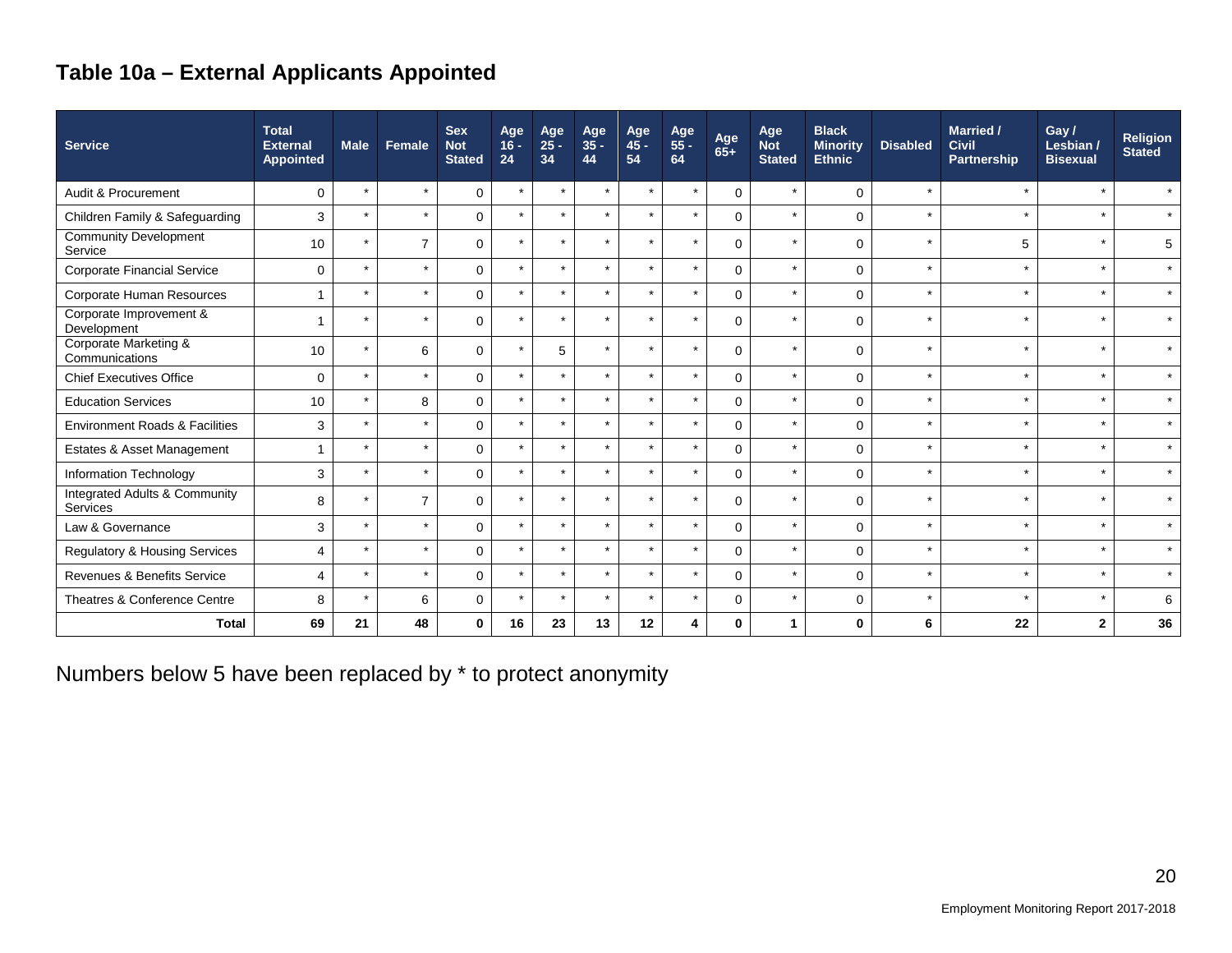## Table 10a – External Applicants Appointed

| Service | Total External Appointed | Male | Female | Sex Not Stated | Age 16 - 24 | Age 25 - 34 | Age 35 - 44 | Age 45 - 54 | Age 55 - 64 | Age 65+ | Age Not Stated | Black Minority Ethnic | Disabled | Married / Civil Partnership | Gay / Lesbian / Bisexual | Religion Stated |
|---|---|---|---|---|---|---|---|---|---|---|---|---|---|---|---|---|
| Audit & Procurement | 0 | * | * | 0 | * | * | * | * | * | 0 | * | 0 | * | * | * | * |
| Children Family & Safeguarding | 3 | * | * | 0 | * | * | * | * | * | 0 | * | 0 | * | * | * | * |
| Community Development Service | 10 | * | 7 | 0 | * | * | * | * | * | 0 | * | 0 | * | 5 | * | 5 |
| Corporate Financial Service | 0 | * | * | 0 | * | * | * | * | * | 0 | * | 0 | * | * | * | * |
| Corporate Human Resources | 1 | * | * | 0 | * | * | * | * | * | 0 | * | 0 | * | * | * | * |
| Corporate Improvement & Development | 1 | * | * | 0 | * | * | * | * | * | 0 | * | 0 | * | * | * | * |
| Corporate Marketing & Communications | 10 | * | 6 | 0 | * | 5 | * | * | * | 0 | * | 0 | * | * | * | * |
| Chief Executives Office | 0 | * | * | 0 | * | * | * | * | * | 0 | * | 0 | * | * | * | * |
| Education Services | 10 | * | 8 | 0 | * | * | * | * | * | 0 | * | 0 | * | * | * | * |
| Environment Roads & Facilities | 3 | * | * | 0 | * | * | * | * | * | 0 | * | 0 | * | * | * | * |
| Estates & Asset Management | 1 | * | * | 0 | * | * | * | * | * | 0 | * | 0 | * | * | * | * |
| Information Technology | 3 | * | * | 0 | * | * | * | * | * | 0 | * | 0 | * | * | * | * |
| Integrated Adults & Community Services | 8 | * | 7 | 0 | * | * | * | * | * | 0 | * | 0 | * | * | * | * |
| Law & Governance | 3 | * | * | 0 | * | * | * | * | * | 0 | * | 0 | * | * | * | * |
| Regulatory & Housing Services | 4 | * | * | 0 | * | * | * | * | * | 0 | * | 0 | * | * | * | * |
| Revenues & Benefits Service | 4 | * | * | 0 | * | * | * | * | * | 0 | * | 0 | * | * | * | * |
| Theatres & Conference Centre | 8 | * | 6 | 0 | * | * | * | * | * | 0 | * | 0 | * | * | * | 6 |
| **Total** | **69** | **21** | **48** | **0** | **16** | **23** | **13** | **12** | **4** | **0** | **1** | **0** | **6** | **22** | **2** | **36** |

Numbers below 5 have been replaced by * to protect anonymity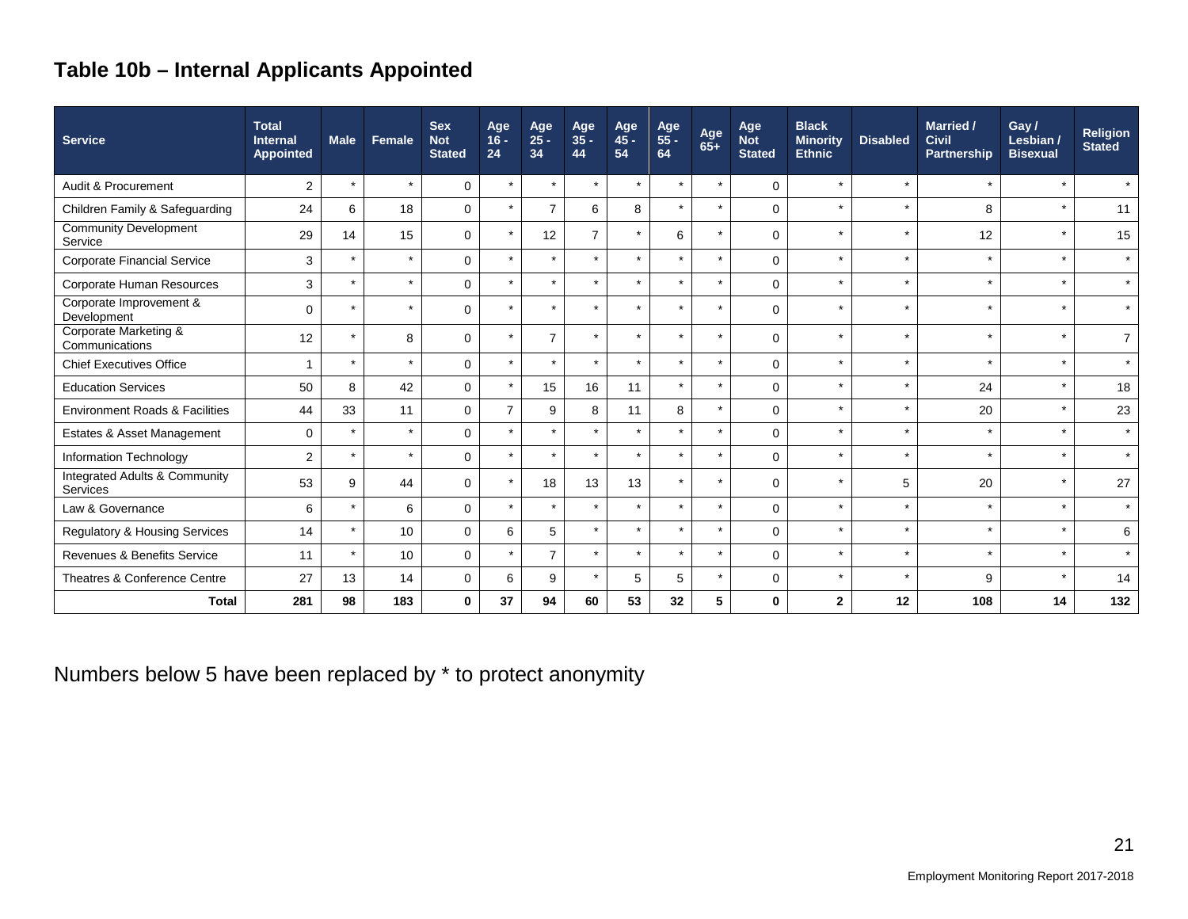## Table 10b – Internal Applicants Appointed

| Service | Total Internal Appointed | Male | Female | Sex Not Stated | Age 16 - 24 | Age 25 - 34 | Age 35 - 44 | Age 45 - 54 | Age 55 - 64 | Age 65+ | Age Not Stated | Black Minority Ethnic | Disabled | Married / Civil Partnership | Gay / Lesbian / Bisexual | Religion Stated |
|---|---|---|---|---|---|---|---|---|---|---|---|---|---|---|---|---|
| Audit & Procurement | 2 | * | * | 0 | * | * | * | * | * | * | 0 | * | * | * | * | * |
| Children Family & Safeguarding | 24 | 6 | 18 | 0 | * | 7 | 6 | 8 | * | * | 0 | * | * | 8 | * | 11 |
| Community Development Service | 29 | 14 | 15 | 0 | * | 12 | 7 | * | 6 | * | 0 | * | * | 12 | * | 15 |
| Corporate Financial Service | 3 | * | * | 0 | * | * | * | * | * | * | 0 | * | * | * | * | * |
| Corporate Human Resources | 3 | * | * | 0 | * | * | * | * | * | * | 0 | * | * | * | * | * |
| Corporate Improvement & Development | 0 | * | * | 0 | * | * | * | * | * | * | 0 | * | * | * | * | * |
| Corporate Marketing & Communications | 12 | * | 8 | 0 | * | 7 | * | * | * | * | 0 | * | * | * | * | 7 |
| Chief Executives Office | 1 | * | * | 0 | * | * | * | * | * | * | 0 | * | * | * | * | * |
| Education Services | 50 | 8 | 42 | 0 | * | 15 | 16 | 11 | * | * | 0 | * | * | 24 | * | 18 |
| Environment Roads & Facilities | 44 | 33 | 11 | 0 | 7 | 9 | 8 | 11 | 8 | * | 0 | * | * | 20 | * | 23 |
| Estates & Asset Management | 0 | * | * | 0 | * | * | * | * | * | * | 0 | * | * | * | * | * |
| Information Technology | 2 | * | * | 0 | * | * | * | * | * | * | 0 | * | * | * | * | * |
| Integrated Adults & Community Services | 53 | 9 | 44 | 0 | * | 18 | 13 | 13 | * | * | 0 | * | 5 | 20 | * | 27 |
| Law & Governance | 6 | * | 6 | 0 | * | * | * | * | * | * | 0 | * | * | * | * | * |
| Regulatory & Housing Services | 14 | * | 10 | 0 | 6 | 5 | * | * | * | * | 0 | * | * | * | * | 6 |
| Revenues & Benefits Service | 11 | * | 10 | 0 | * | 7 | * | * | * | * | 0 | * | * | * | * | * |
| Theatres & Conference Centre | 27 | 13 | 14 | 0 | 6 | 9 | * | 5 | 5 | * | 0 | * | * | 9 | * | 14 |
| **Total** | **281** | **98** | **183** | **0** | **37** | **94** | **60** | **53** | **32** | **5** | **0** | **2** | **12** | **108** | **14** | **132** |

Numbers below 5 have been replaced by * to protect anonymity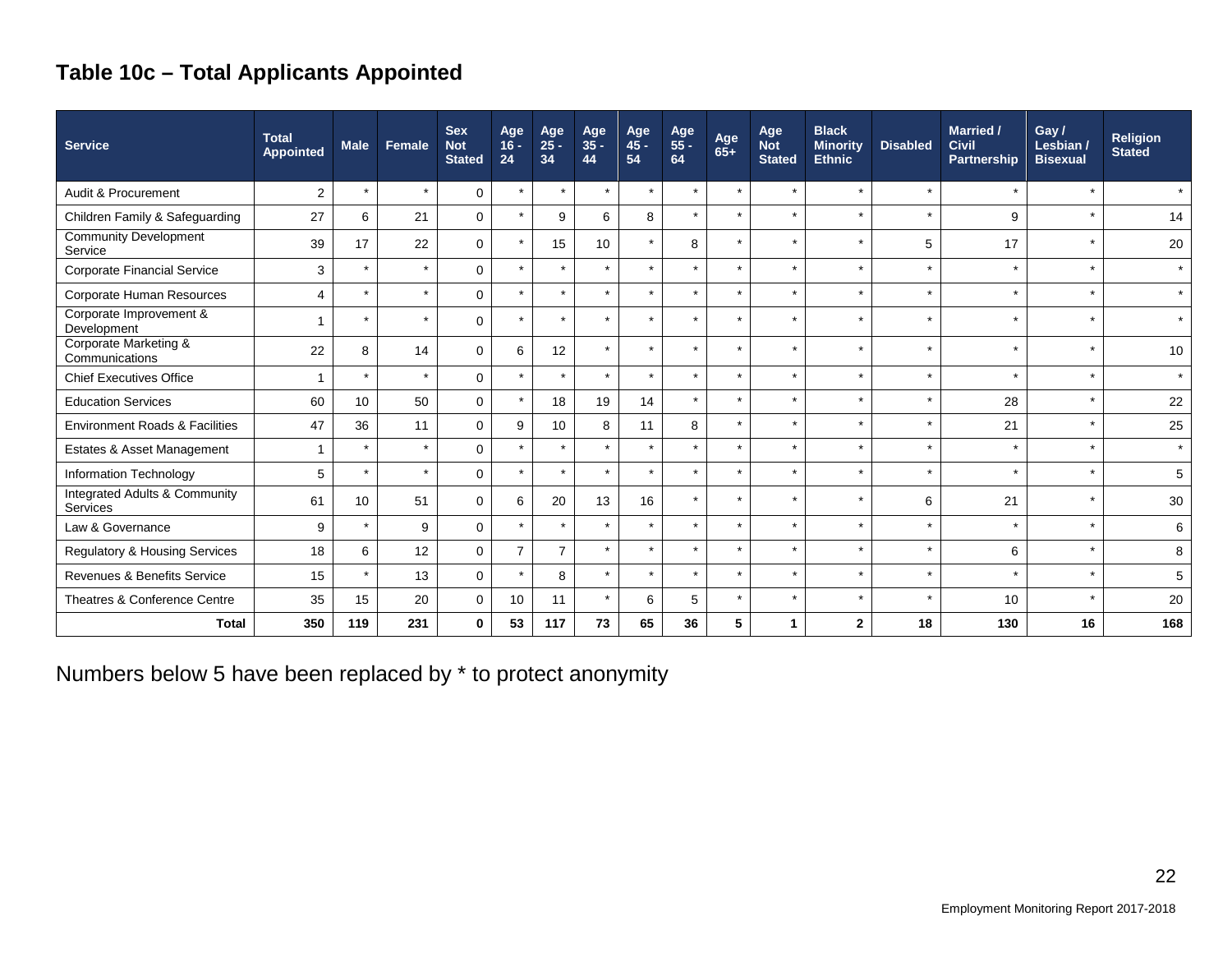## Table 10c – Total Applicants Appointed

| Service | Total Appointed | Male | Female | Sex Not Stated | Age 16 - 24 | Age 25 - 34 | Age 35 - 44 | Age 45 - 54 | Age 55 - 64 | Age 65+ | Age Not Stated | Black Minority Ethnic | Disabled | Married / Civil Partnership | Gay / Lesbian / Bisexual | Religion Stated |
|---|---|---|---|---|---|---|---|---|---|---|---|---|---|---|---|---|
| Audit & Procurement | 2 | * | * | 0 | * | * | * | * | * | * | * | * | * | * | * | * |
| Children Family & Safeguarding | 27 | 6 | 21 | 0 | * | 9 | 6 | 8 | * | * | * | * | * | 9 | * | 14 |
| Community Development Service | 39 | 17 | 22 | 0 | * | 15 | 10 | * | 8 | * | * | * | 5 | 17 | * | 20 |
| Corporate Financial Service | 3 | * | * | 0 | * | * | * | * | * | * | * | * | * | * | * | * |
| Corporate Human Resources | 4 | * | * | 0 | * | * | * | * | * | * | * | * | * | * | * | * |
| Corporate Improvement & Development | 1 | * | * | 0 | * | * | * | * | * | * | * | * | * | * | * | * |
| Corporate Marketing & Communications | 22 | 8 | 14 | 0 | 6 | 12 | * | * | * | * | * | * | * | * | * | 10 |
| Chief Executives Office | 1 | * | * | 0 | * | * | * | * | * | * | * | * | * | * | * | * |
| Education Services | 60 | 10 | 50 | 0 | * | 18 | 19 | 14 | * | * | * | * | * | 28 | * | 22 |
| Environment Roads & Facilities | 47 | 36 | 11 | 0 | 9 | 10 | 8 | 11 | 8 | * | * | * | * | 21 | * | 25 |
| Estates & Asset Management | 1 | * | * | 0 | * | * | * | * | * | * | * | * | * | * | * | * |
| Information Technology | 5 | * | * | 0 | * | * | * | * | * | * | * | * | * | * | * | 5 |
| Integrated Adults & Community Services | 61 | 10 | 51 | 0 | 6 | 20 | 13 | 16 | * | * | * | * | 6 | 21 | * | 30 |
| Law & Governance | 9 | * | 9 | 0 | * | * | * | * | * | * | * | * | * | * | * | 6 |
| Regulatory & Housing Services | 18 | 6 | 12 | 0 | 7 | 7 | * | * | * | * | * | * | * | 6 | * | 8 |
| Revenues & Benefits Service | 15 | * | 13 | 0 | * | 8 | * | * | * | * | * | * | * | * | * | 5 |
| Theatres & Conference Centre | 35 | 15 | 20 | 0 | 10 | 11 | * | 6 | 5 | * | * | * | * | 10 | * | 20 |
| **Total** | **350** | **119** | **231** | **0** | **53** | **117** | **73** | **65** | **36** | **5** | **1** | **2** | **18** | **130** | **16** | **168** |

Numbers below 5 have been replaced by * to protect anonymity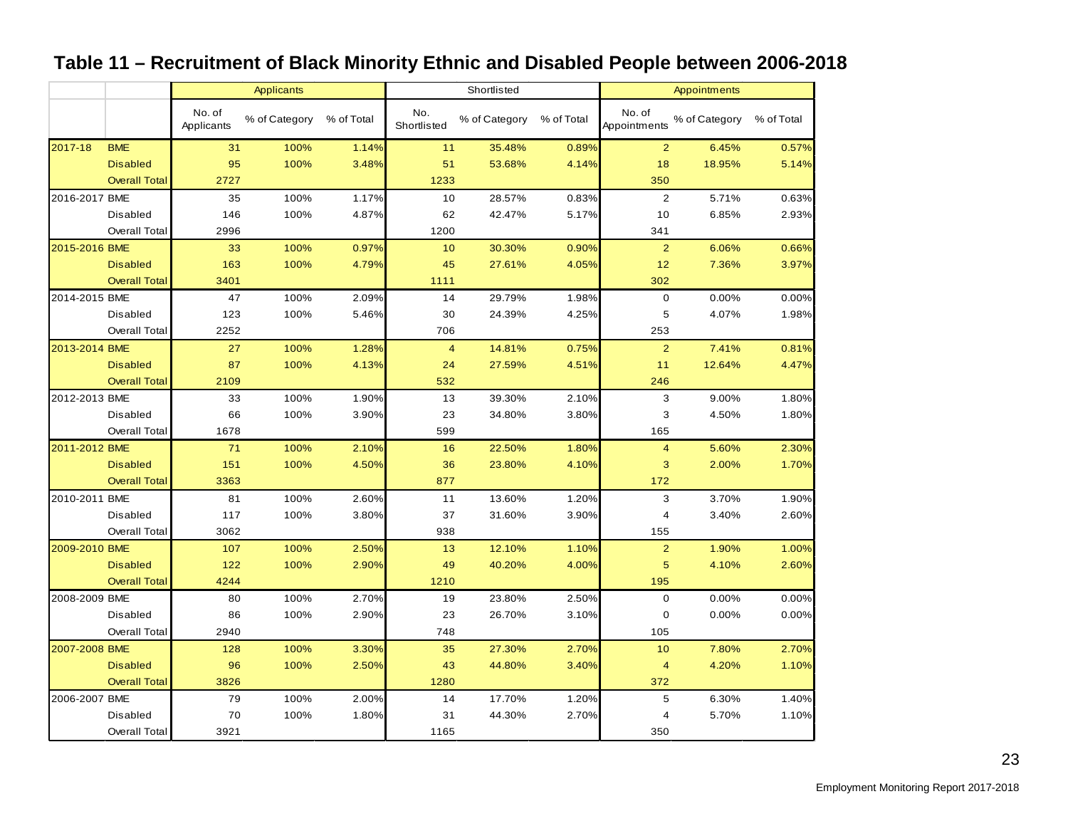# Table 11 – Recruitment of Black Minority Ethnic and Disabled People between 2006-2018

| | | Applicants | | | Shortlisted | | | Appointments | | |
|---|---|---|---|---|---|---|---|---|---|---|
| | | No. of Applicants | % of Category | % of Total | No. Shortlisted | % of Category | % of Total | No. of Appointments | % of Category | % of Total |
| 2017-18 | BME | 31 | 100% | 1.14% | 11 | 35.48% | 0.89% | 2 | 6.45% | 0.57% |
| | Disabled | 95 | 100% | 3.48% | 51 | 53.68% | 4.14% | 18 | 18.95% | 5.14% |
| | Overall Total | 2727 | | | 1233 | | | 350 | | |
| 2016-2017 | BME | 35 | 100% | 1.17% | 10 | 28.57% | 0.83% | 2 | 5.71% | 0.63% |
| | Disabled | 146 | 100% | 4.87% | 62 | 42.47% | 5.17% | 10 | 6.85% | 2.93% |
| | Overall Total | 2996 | | | 1200 | | | 341 | | |
| 2015-2016 | BME | 33 | 100% | 0.97% | 10 | 30.30% | 0.90% | 2 | 6.06% | 0.66% |
| | Disabled | 163 | 100% | 4.79% | 45 | 27.61% | 4.05% | 12 | 7.36% | 3.97% |
| | Overall Total | 3401 | | | 1111 | | | 302 | | |
| 2014-2015 | BME | 47 | 100% | 2.09% | 14 | 29.79% | 1.98% | 0 | 0.00% | 0.00% |
| | Disabled | 123 | 100% | 5.46% | 30 | 24.39% | 4.25% | 5 | 4.07% | 1.98% |
| | Overall Total | 2252 | | | 706 | | | 253 | | |
| 2013-2014 | BME | 27 | 100% | 1.28% | 4 | 14.81% | 0.75% | 2 | 7.41% | 0.81% |
| | Disabled | 87 | 100% | 4.13% | 24 | 27.59% | 4.51% | 11 | 12.64% | 4.47% |
| | Overall Total | 2109 | | | 532 | | | 246 | | |
| 2012-2013 | BME | 33 | 100% | 1.90% | 13 | 39.30% | 2.10% | 3 | 9.00% | 1.80% |
| | Disabled | 66 | 100% | 3.90% | 23 | 34.80% | 3.80% | 3 | 4.50% | 1.80% |
| | Overall Total | 1678 | | | 599 | | | 165 | | |
| 2011-2012 | BME | 71 | 100% | 2.10% | 16 | 22.50% | 1.80% | 4 | 5.60% | 2.30% |
| | Disabled | 151 | 100% | 4.50% | 36 | 23.80% | 4.10% | 3 | 2.00% | 1.70% |
| | Overall Total | 3363 | | | 877 | | | 172 | | |
| 2010-2011 | BME | 81 | 100% | 2.60% | 11 | 13.60% | 1.20% | 3 | 3.70% | 1.90% |
| | Disabled | 117 | 100% | 3.80% | 37 | 31.60% | 3.90% | 4 | 3.40% | 2.60% |
| | Overall Total | 3062 | | | 938 | | | 155 | | |
| 2009-2010 | BME | 107 | 100% | 2.50% | 13 | 12.10% | 1.10% | 2 | 1.90% | 1.00% |
| | Disabled | 122 | 100% | 2.90% | 49 | 40.20% | 4.00% | 5 | 4.10% | 2.60% |
| | Overall Total | 4244 | | | 1210 | | | 195 | | |
| 2008-2009 | BME | 80 | 100% | 2.70% | 19 | 23.80% | 2.50% | 0 | 0.00% | 0.00% |
| | Disabled | 86 | 100% | 2.90% | 23 | 26.70% | 3.10% | 0 | 0.00% | 0.00% |
| | Overall Total | 2940 | | | 748 | | | 105 | | |
| 2007-2008 | BME | 128 | 100% | 3.30% | 35 | 27.30% | 2.70% | 10 | 7.80% | 2.70% |
| | Disabled | 96 | 100% | 2.50% | 43 | 44.80% | 3.40% | 4 | 4.20% | 1.10% |
| | Overall Total | 3826 | | | 1280 | | | 372 | | |
| 2006-2007 | BME | 79 | 100% | 2.00% | 14 | 17.70% | 1.20% | 5 | 6.30% | 1.40% |
| | Disabled | 70 | 100% | 1.80% | 31 | 44.30% | 2.70% | 4 | 5.70% | 1.10% |
| | Overall Total | 3921 | | | 1165 | | | 350 | | |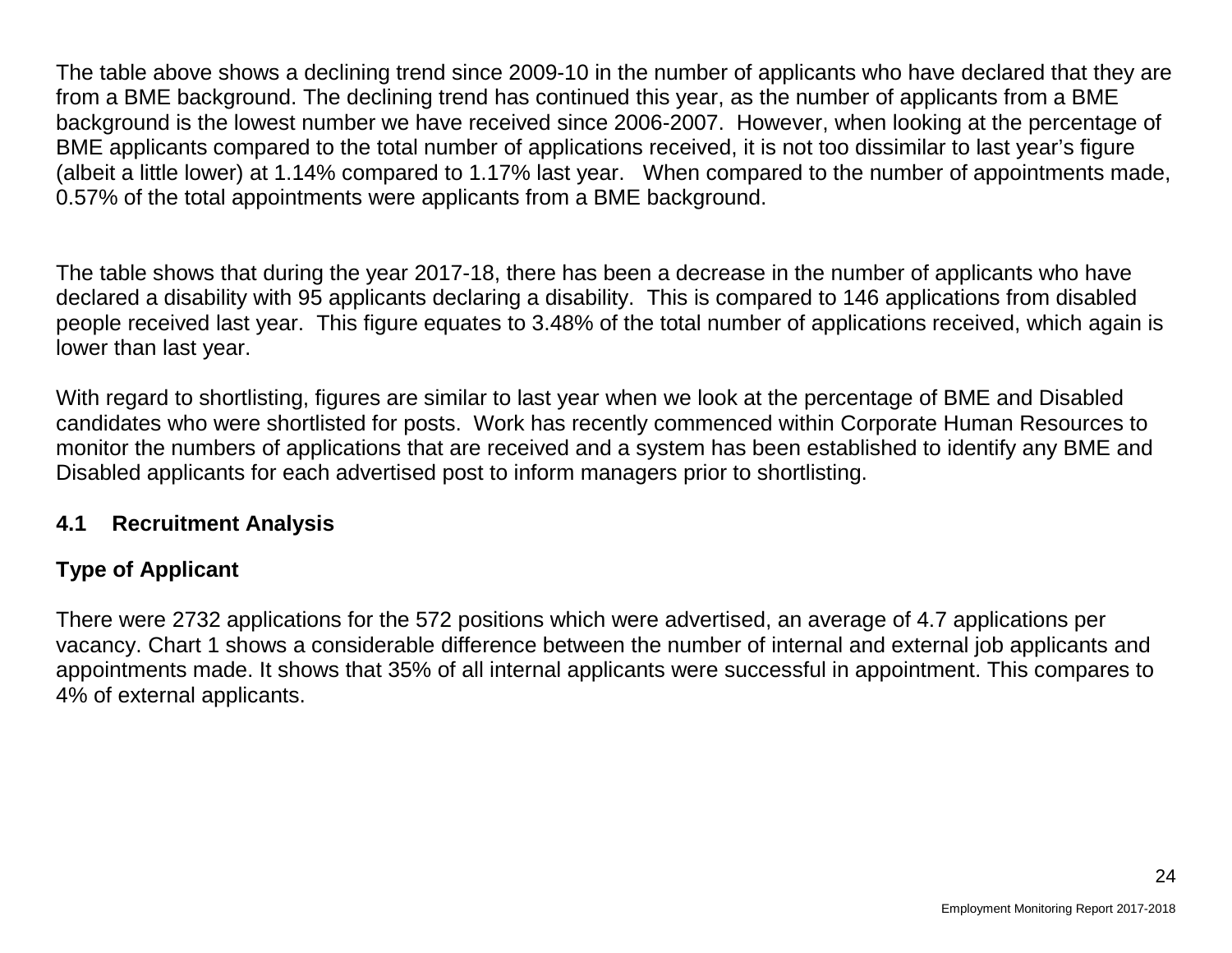The table above shows a declining trend since 2009-10 in the number of applicants who have declared that they are from a BME background. The declining trend has continued this year, as the number of applicants from a BME background is the lowest number we have received since 2006-2007. However, when looking at the percentage of BME applicants compared to the total number of applications received, it is not too dissimilar to last year's figure (albeit a little lower) at 1.14% compared to 1.17% last year. When compared to the number of appointments made, 0.57% of the total appointments were applicants from a BME background.

The table shows that during the year 2017-18, there has been a decrease in the number of applicants who have declared a disability with 95 applicants declaring a disability. This is compared to 146 applications from disabled people received last year. This figure equates to 3.48% of the total number of applications received, which again is lower than last year.

With regard to shortlisting, figures are similar to last year when we look at the percentage of BME and Disabled candidates who were shortlisted for posts. Work has recently commenced within Corporate Human Resources to monitor the numbers of applications that are received and a system has been established to identify any BME and Disabled applicants for each advertised post to inform managers prior to shortlisting.

## 4.1 Recruitment Analysis

### Type of Applicant

There were 2732 applications for the 572 positions which were advertised, an average of 4.7 applications per vacancy. Chart 1 shows a considerable difference between the number of internal and external job applicants and appointments made. It shows that 35% of all internal applicants were successful in appointment. This compares to 4% of external applicants.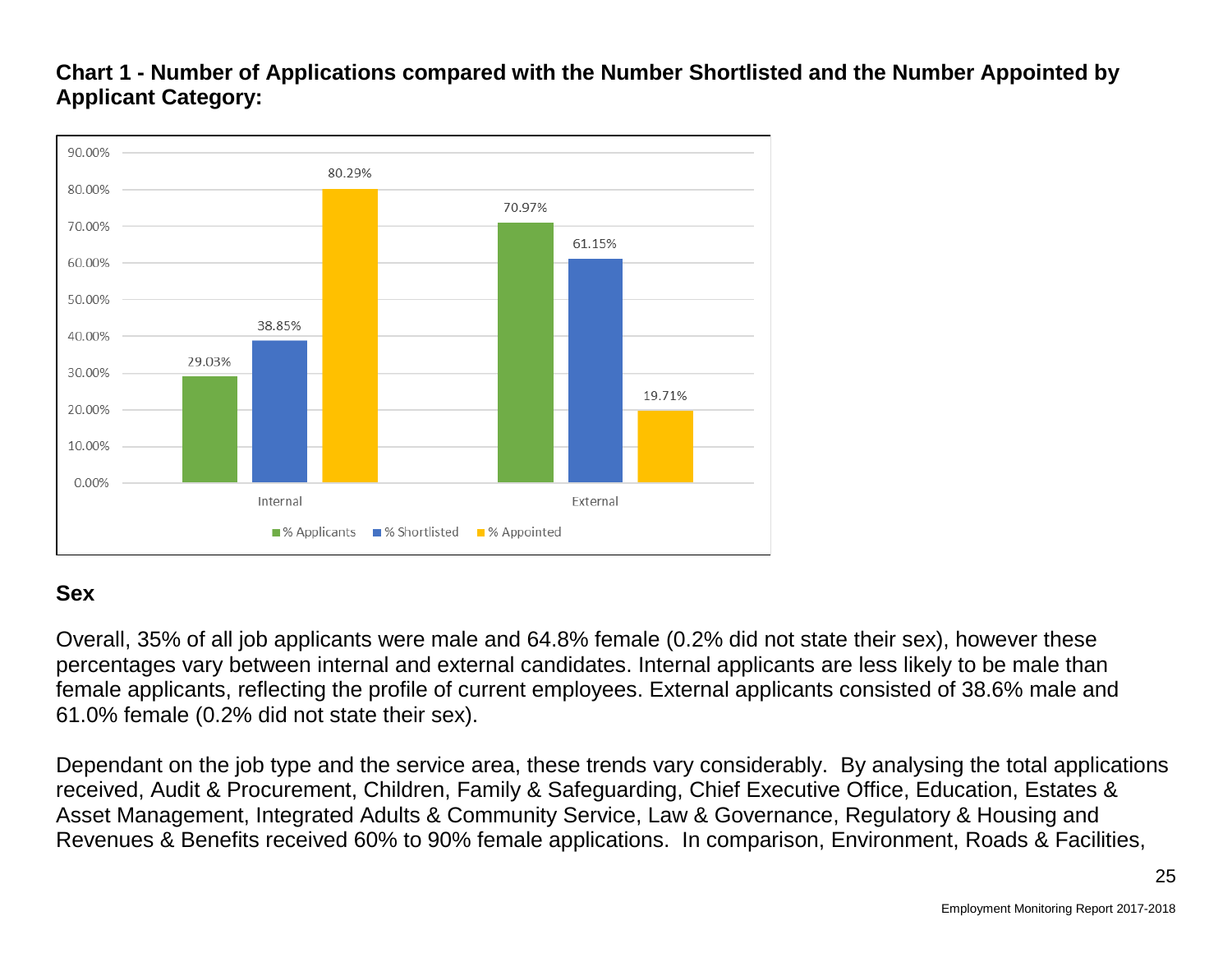**Chart 1 - Number of Applications compared with the Number Shortlisted and the Number Appointed by Applicant Category:**

| | % Applicants | % Shortlisted | % Appointed |
|---|---|---|---|
| Internal | 29.03% | 38.85% | 80.29% |
| External | 70.97% | 61.15% | 19.71% |

## Sex

Overall, 35% of all job applicants were male and 64.8% female (0.2% did not state their sex), however these percentages vary between internal and external candidates. Internal applicants are less likely to be male than female applicants, reflecting the profile of current employees. External applicants consisted of 38.6% male and 61.0% female (0.2% did not state their sex).

Dependant on the job type and the service area, these trends vary considerably. By analysing the total applications received, Audit & Procurement, Children, Family & Safeguarding, Chief Executive Office, Education, Estates & Asset Management, Integrated Adults & Community Service, Law & Governance, Regulatory & Housing and Revenues & Benefits received 60% to 90% female applications. In comparison, Environment, Roads & Facilities,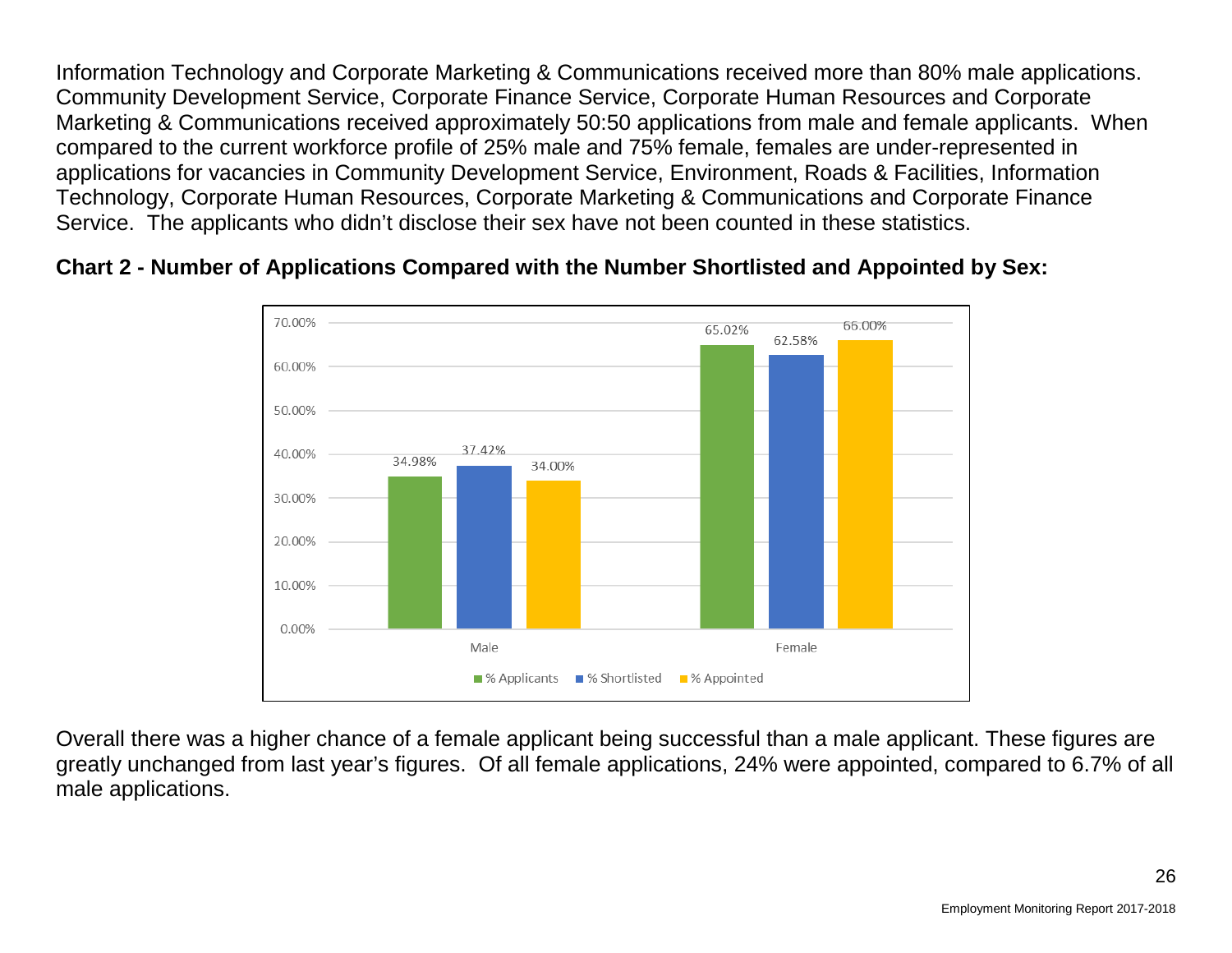Information Technology and Corporate Marketing & Communications received more than 80% male applications. Community Development Service, Corporate Finance Service, Corporate Human Resources and Corporate Marketing & Communications received approximately 50:50 applications from male and female applicants. When compared to the current workforce profile of 25% male and 75% female, females are under-represented in applications for vacancies in Community Development Service, Environment, Roads & Facilities, Information Technology, Corporate Human Resources, Corporate Marketing & Communications and Corporate Finance Service. The applicants who didn't disclose their sex have not been counted in these statistics.

**Chart 2 - Number of Applications Compared with the Number Shortlisted and Appointed by Sex:**

| | % Applicants | % Shortlisted | % Appointed |
|---|---|---|---|
| Male | 34.98% | 37.42% | 34.00% |
| Female | 65.02% | 62.58% | 66.00% |

Overall there was a higher chance of a female applicant being successful than a male applicant. These figures are greatly unchanged from last year's figures. Of all female applications, 24% were appointed, compared to 6.7% of all male applications.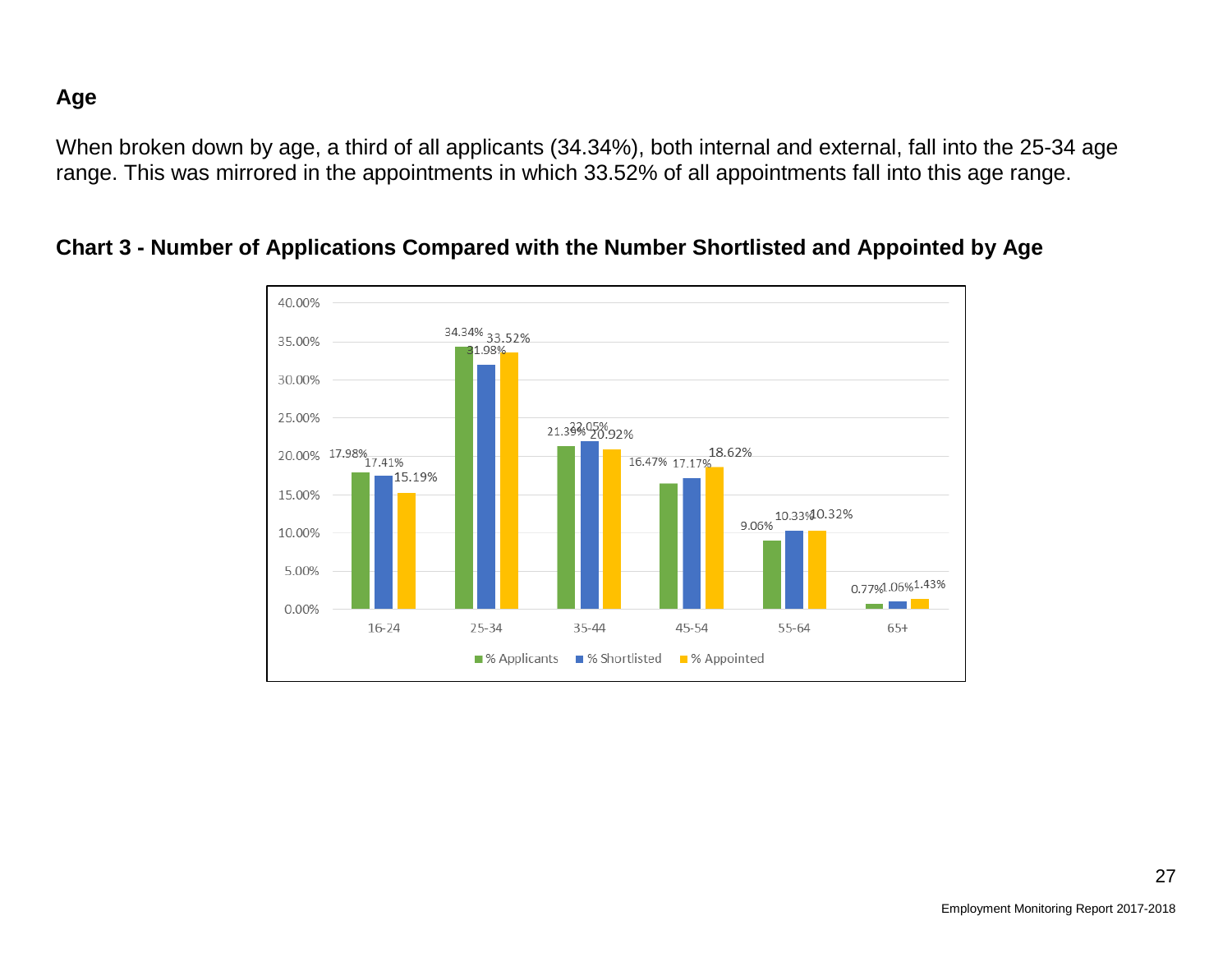## Age

When broken down by age, a third of all applicants (34.34%), both internal and external, fall into the 25-34 age range. This was mirrored in the appointments in which 33.52% of all appointments fall into this age range.

### Chart 3 - Number of Applications Compared with the Number Shortlisted and Appointed by Age

| Age | % Applicants | % Shortlisted | % Appointed |
|---|---|---|---|
| 16-24 | 17.98% | 17.41% | 15.19% |
| 25-34 | 34.34% | 31.98% | 33.52% |
| 35-44 | 21.39% | 22.05% | 20.92% |
| 45-54 | 16.47% | 17.17% | 18.62% |
| 55-64 | 9.06% | 10.33% | 10.32% |
| 65+ | 0.77% | 1.06% | 1.43% |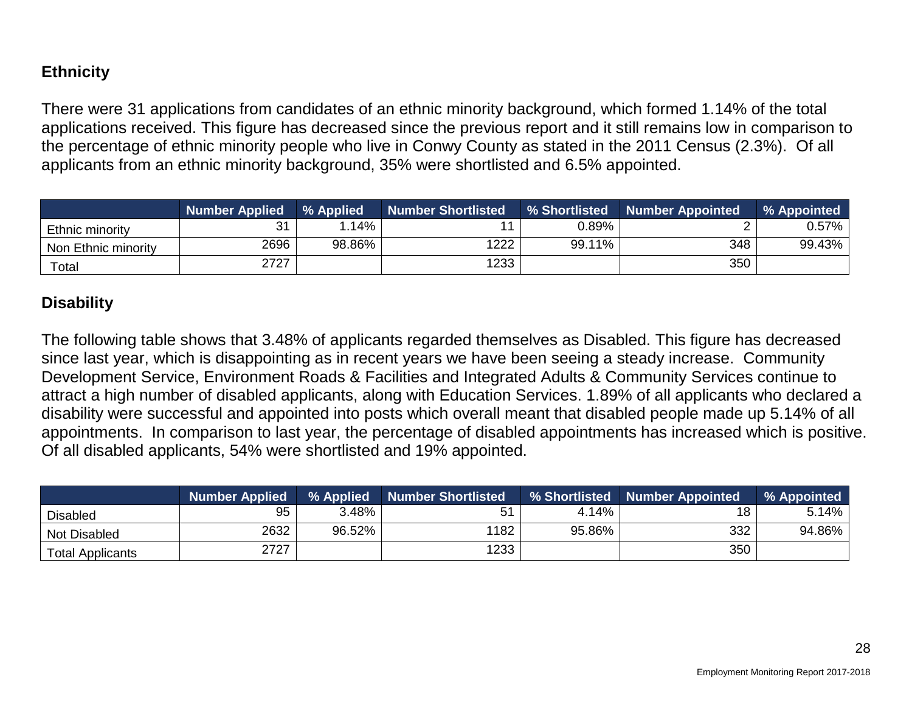## Ethnicity

There were 31 applications from candidates of an ethnic minority background, which formed 1.14% of the total applications received. This figure has decreased since the previous report and it still remains low in comparison to the percentage of ethnic minority people who live in Conwy County as stated in the 2011 Census (2.3%). Of all applicants from an ethnic minority background, 35% were shortlisted and 6.5% appointed.

| | Number Applied | % Applied | Number Shortlisted | % Shortlisted | Number Appointed | % Appointed |
|---|---|---|---|---|---|---|
| Ethnic minority | 31 | 1.14% | 11 | 0.89% | 2 | 0.57% |
| Non Ethnic minority | 2696 | 98.86% | 1222 | 99.11% | 348 | 99.43% |
| Total | 2727 | | 1233 | | 350 | |

## Disability

The following table shows that 3.48% of applicants regarded themselves as Disabled. This figure has decreased since last year, which is disappointing as in recent years we have been seeing a steady increase. Community Development Service, Environment Roads & Facilities and Integrated Adults & Community Services continue to attract a high number of disabled applicants, along with Education Services. 1.89% of all applicants who declared a disability were successful and appointed into posts which overall meant that disabled people made up 5.14% of all appointments. In comparison to last year, the percentage of disabled appointments has increased which is positive. Of all disabled applicants, 54% were shortlisted and 19% appointed.

| | Number Applied | % Applied | Number Shortlisted | % Shortlisted | Number Appointed | % Appointed |
|---|---|---|---|---|---|---|
| Disabled | 95 | 3.48% | 51 | 4.14% | 18 | 5.14% |
| Not Disabled | 2632 | 96.52% | 1182 | 95.86% | 332 | 94.86% |
| Total Applicants | 2727 | | 1233 | | 350 | |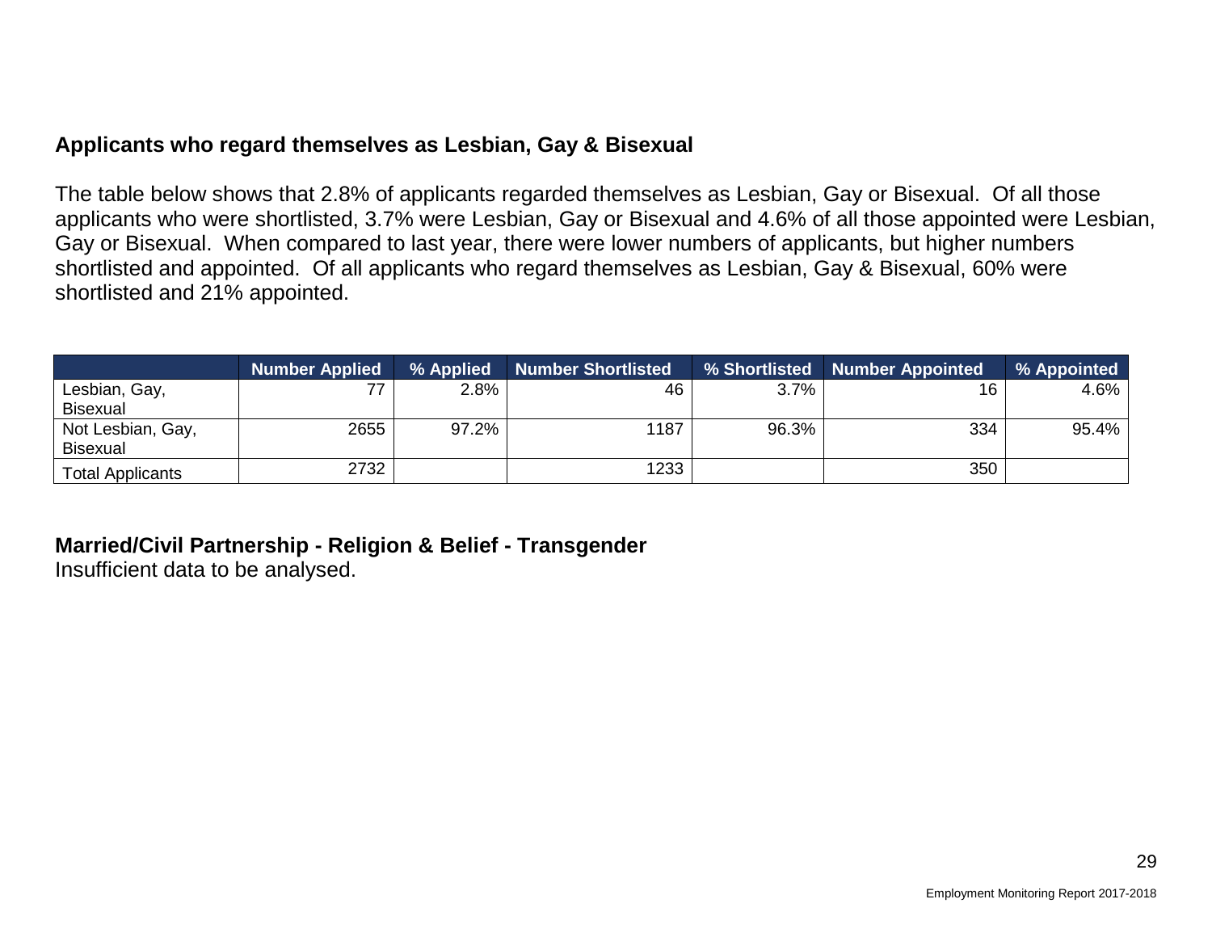## Applicants who regard themselves as Lesbian, Gay & Bisexual

The table below shows that 2.8% of applicants regarded themselves as Lesbian, Gay or Bisexual. Of all those applicants who were shortlisted, 3.7% were Lesbian, Gay or Bisexual and 4.6% of all those appointed were Lesbian, Gay or Bisexual. When compared to last year, there were lower numbers of applicants, but higher numbers shortlisted and appointed. Of all applicants who regard themselves as Lesbian, Gay & Bisexual, 60% were shortlisted and 21% appointed.

| | Number Applied | % Applied | Number Shortlisted | % Shortlisted | Number Appointed | % Appointed |
|---|---|---|---|---|---|---|
| Lesbian, Gay, Bisexual | 77 | 2.8% | 46 | 3.7% | 16 | 4.6% |
| Not Lesbian, Gay, Bisexual | 2655 | 97.2% | 1187 | 96.3% | 334 | 95.4% |
| Total Applicants | 2732 | | 1233 | | 350 | |

## Married/Civil Partnership - Religion & Belief - Transgender

Insufficient data to be analysed.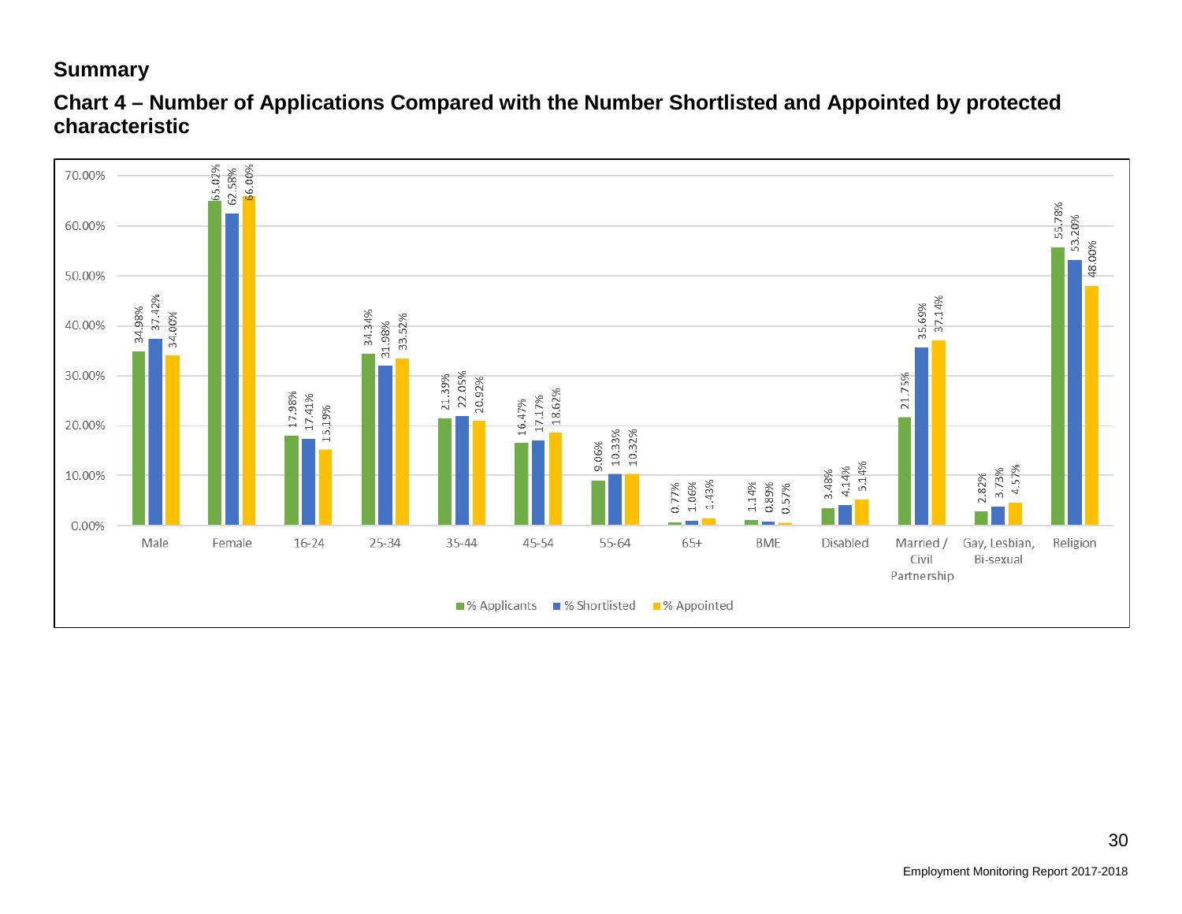## Summary

### Chart 4 – Number of Applications Compared with the Number Shortlisted and Appointed by protected characteristic

| | % Applicants | % Shortlisted | % Appointed |
|---|---|---|---|
| Male | 34.98% | 37.42% | 34.00% |
| Female | 65.02% | 62.58% | 66.00% |
| 16-24 | 17.98% | 17.41% | 15.19% |
| 25-34 | 34.34% | 31.98% | 33.52% |
| 35-44 | 21.39% | 22.05% | 20.92% |
| 45-54 | 16.47% | 17.17% | 18.62% |
| 55-64 | 9.06% | 10.33% | 10.32% |
| 65+ | 0.77% | 1.06% | 1.43% |
| BME | 1.14% | 0.89% | 0.57% |
| Disabled | 3.48% | 4.14% | 5.14% |
| Married / Civil Partnership | 21.75% | 35.69% | 37.14% |
| Gay, Lesbian, Bi-sexual | 2.82% | 3.73% | 4.57% |
| Religion | 55.78% | 53.20% | 48.00% |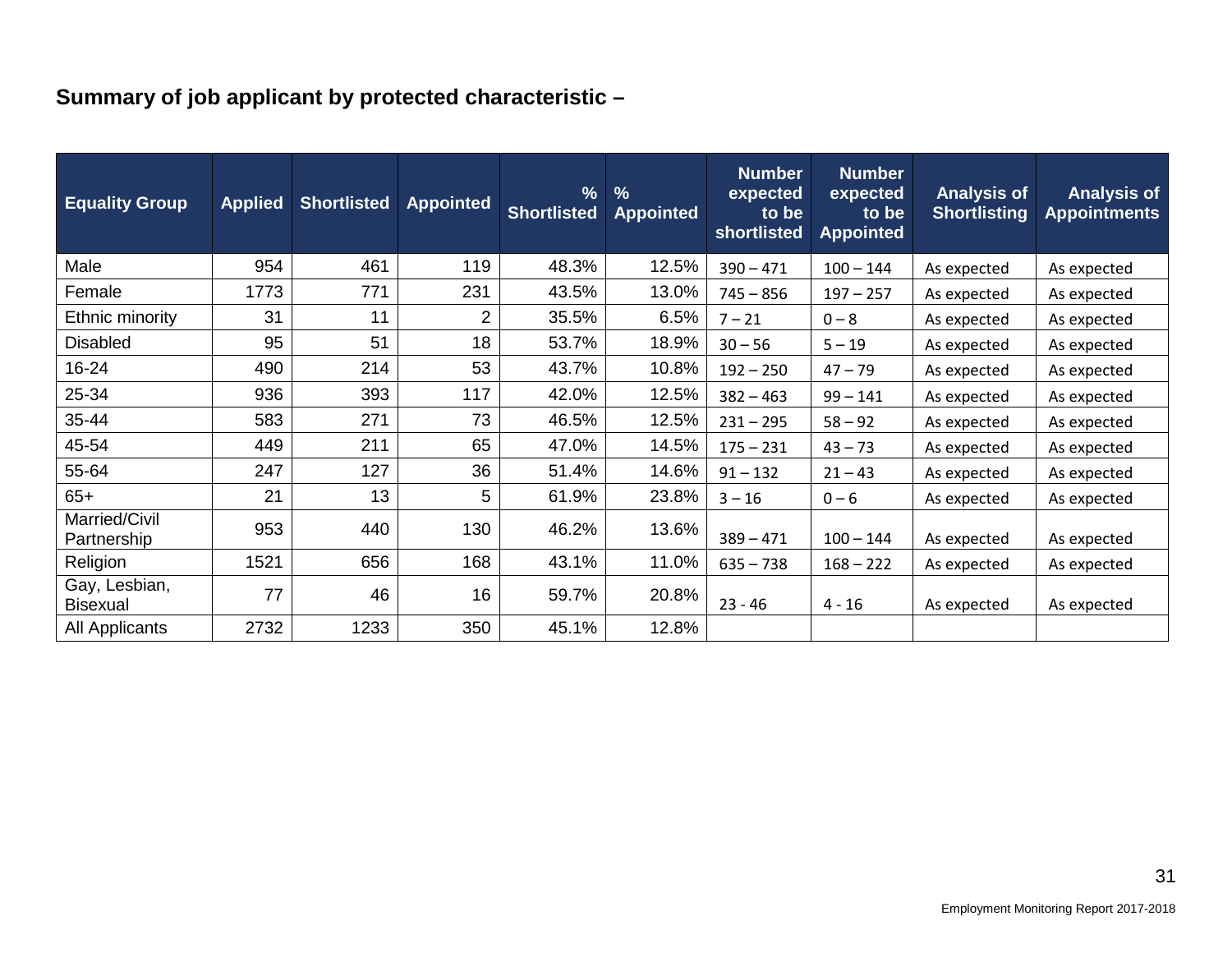## Summary of job applicant by protected characteristic –

| Equality Group | Applied | Shortlisted | Appointed | % Shortlisted | % Appointed | Number expected to be shortlisted | Number expected to be Appointed | Analysis of Shortlisting | Analysis of Appointments |
|---|---|---|---|---|---|---|---|---|---|
| Male | 954 | 461 | 119 | 48.3% | 12.5% | 390 – 471 | 100 – 144 | As expected | As expected |
| Female | 1773 | 771 | 231 | 43.5% | 13.0% | 745 – 856 | 197 – 257 | As expected | As expected |
| Ethnic minority | 31 | 11 | 2 | 35.5% | 6.5% | 7 – 21 | 0 – 8 | As expected | As expected |
| Disabled | 95 | 51 | 18 | 53.7% | 18.9% | 30 – 56 | 5 – 19 | As expected | As expected |
| 16-24 | 490 | 214 | 53 | 43.7% | 10.8% | 192 – 250 | 47 – 79 | As expected | As expected |
| 25-34 | 936 | 393 | 117 | 42.0% | 12.5% | 382 – 463 | 99 – 141 | As expected | As expected |
| 35-44 | 583 | 271 | 73 | 46.5% | 12.5% | 231 – 295 | 58 – 92 | As expected | As expected |
| 45-54 | 449 | 211 | 65 | 47.0% | 14.5% | 175 – 231 | 43 – 73 | As expected | As expected |
| 55-64 | 247 | 127 | 36 | 51.4% | 14.6% | 91 – 132 | 21 – 43 | As expected | As expected |
| 65+ | 21 | 13 | 5 | 61.9% | 23.8% | 3 – 16 | 0 – 6 | As expected | As expected |
| Married/Civil Partnership | 953 | 440 | 130 | 46.2% | 13.6% | 389 – 471 | 100 – 144 | As expected | As expected |
| Religion | 1521 | 656 | 168 | 43.1% | 11.0% | 635 – 738 | 168 – 222 | As expected | As expected |
| Gay, Lesbian, Bisexual | 77 | 46 | 16 | 59.7% | 20.8% | 23 - 46 | 4 - 16 | As expected | As expected |
| All Applicants | 2732 | 1233 | 350 | 45.1% | 12.8% | | | | |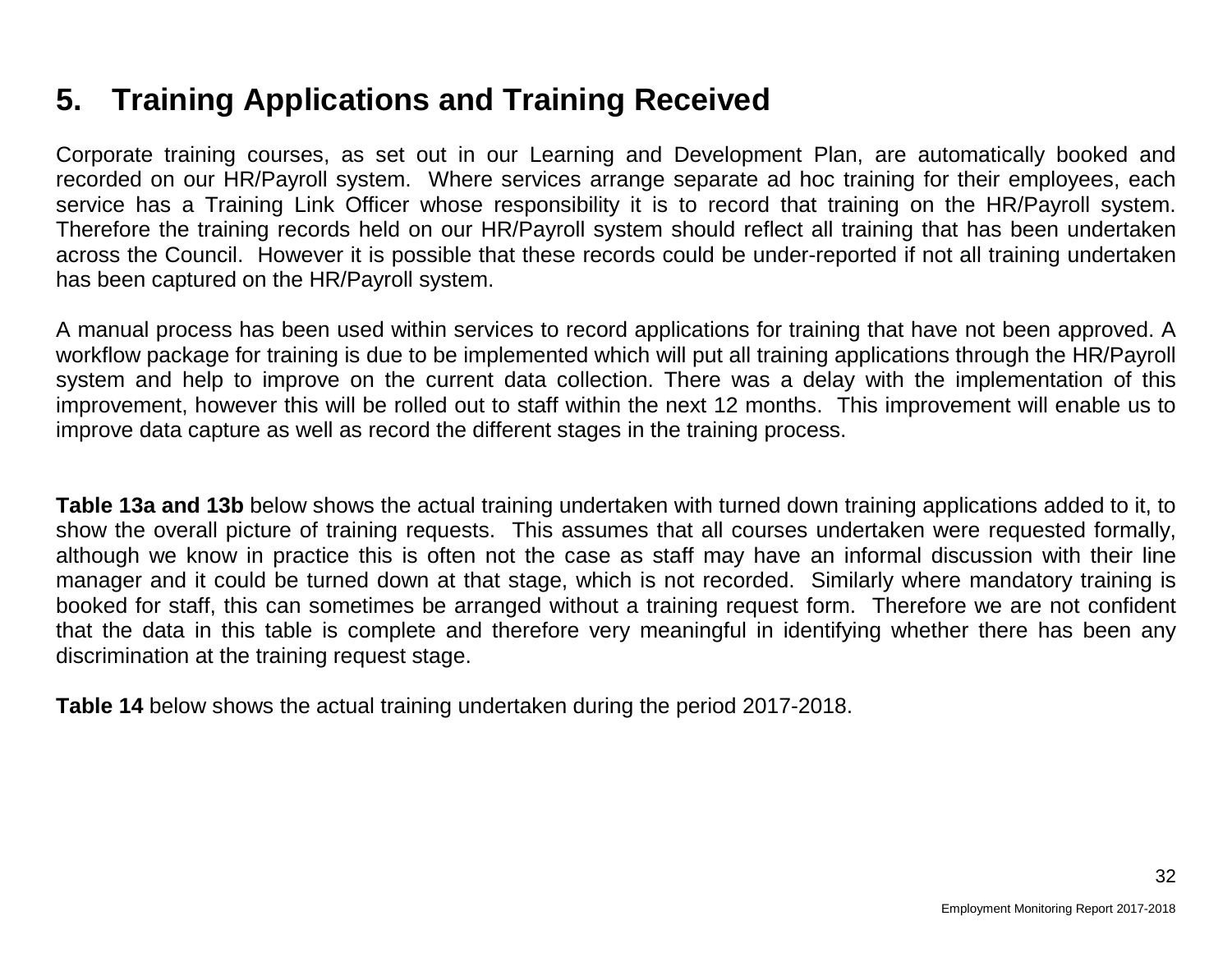## 5. Training Applications and Training Received

Corporate training courses, as set out in our Learning and Development Plan, are automatically booked and recorded on our HR/Payroll system. Where services arrange separate ad hoc training for their employees, each service has a Training Link Officer whose responsibility it is to record that training on the HR/Payroll system. Therefore the training records held on our HR/Payroll system should reflect all training that has been undertaken across the Council. However it is possible that these records could be under-reported if not all training undertaken has been captured on the HR/Payroll system.

A manual process has been used within services to record applications for training that have not been approved. A workflow package for training is due to be implemented which will put all training applications through the HR/Payroll system and help to improve on the current data collection. There was a delay with the implementation of this improvement, however this will be rolled out to staff within the next 12 months. This improvement will enable us to improve data capture as well as record the different stages in the training process.

**Table 13a and 13b** below shows the actual training undertaken with turned down training applications added to it, to show the overall picture of training requests. This assumes that all courses undertaken were requested formally, although we know in practice this is often not the case as staff may have an informal discussion with their line manager and it could be turned down at that stage, which is not recorded. Similarly where mandatory training is booked for staff, this can sometimes be arranged without a training request form. Therefore we are not confident that the data in this table is complete and therefore very meaningful in identifying whether there has been any discrimination at the training request stage.

**Table 14** below shows the actual training undertaken during the period 2017-2018.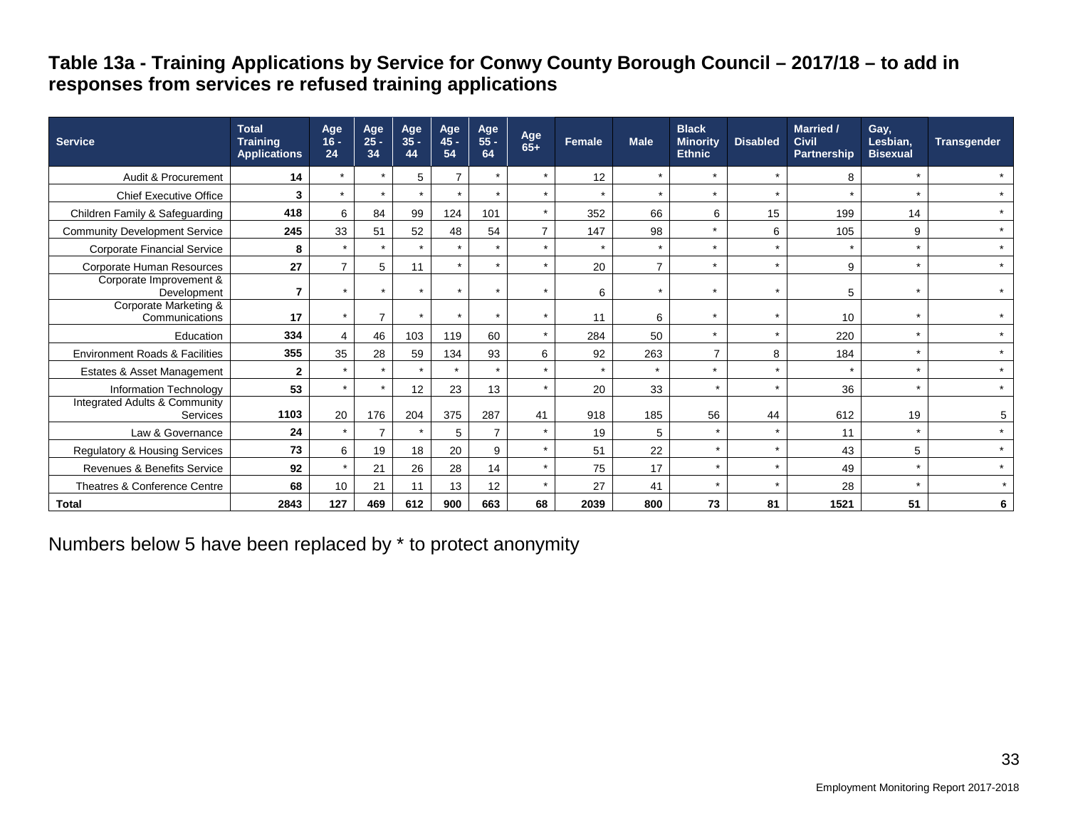### Table 13a - Training Applications by Service for Conwy County Borough Council – 2017/18 – to add in responses from services re refused training applications

| Service | Total Training Applications | Age 16 - 24 | Age 25 - 34 | Age 35 - 44 | Age 45 - 54 | Age 55 - 64 | Age 65+ | Female | Male | Black Minority Ethnic | Disabled | Married / Civil Partnership | Gay, Lesbian, Bisexual | Transgender |
|---|---|---|---|---|---|---|---|---|---|---|---|---|---|---|
| Audit & Procurement | **14** | * | * | 5 | 7 | * | * | 12 | * | * | * | 8 | * | * |
| Chief Executive Office | **3** | * | * | * | * | * | * | * | * | * | * | * | * | * |
| Children Family & Safeguarding | **418** | 6 | 84 | 99 | 124 | 101 | * | 352 | 66 | 6 | 15 | 199 | 14 | * |
| Community Development Service | **245** | 33 | 51 | 52 | 48 | 54 | 7 | 147 | 98 | * | 6 | 105 | 9 | * |
| Corporate Financial Service | **8** | * | * | * | * | * | * | * | * | * | * | * | * | * |
| Corporate Human Resources | **27** | 7 | 5 | 11 | * | * | * | 20 | 7 | * | * | 9 | * | * |
| Corporate Improvement & Development | **7** | * | * | * | * | * | * | 6 | * | * | * | 5 | * | * |
| Corporate Marketing & Communications | **17** | * | 7 | * | * | * | * | 11 | 6 | * | * | 10 | * | * |
| Education | **334** | 4 | 46 | 103 | 119 | 60 | * | 284 | 50 | * | * | 220 | * | * |
| Environment Roads & Facilities | **355** | 35 | 28 | 59 | 134 | 93 | 6 | 92 | 263 | 7 | 8 | 184 | * | * |
| Estates & Asset Management | **2** | * | * | * | * | * | * | * | * | * | * | * | * | * |
| Information Technology | **53** | * | * | 12 | 23 | 13 | * | 20 | 33 | * | * | 36 | * | * |
| Integrated Adults & Community Services | **1103** | 20 | 176 | 204 | 375 | 287 | 41 | 918 | 185 | 56 | 44 | 612 | 19 | 5 |
| Law & Governance | **24** | * | 7 | * | 5 | 7 | * | 19 | 5 | * | * | 11 | * | * |
| Regulatory & Housing Services | **73** | 6 | 19 | 18 | 20 | 9 | * | 51 | 22 | * | * | 43 | 5 | * |
| Revenues & Benefits Service | **92** | * | 21 | 26 | 28 | 14 | * | 75 | 17 | * | * | 49 | * | * |
| Theatres & Conference Centre | **68** | 10 | 21 | 11 | 13 | 12 | * | 27 | 41 | * | * | 28 | * | * |
| **Total** | **2843** | **127** | **469** | **612** | **900** | **663** | **68** | **2039** | **800** | **73** | **81** | **1521** | **51** | **6** |

Numbers below 5 have been replaced by * to protect anonymity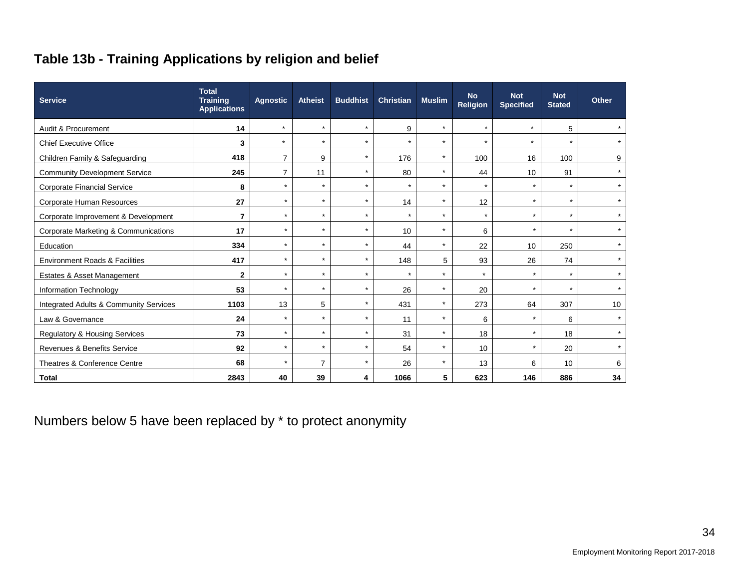## Table 13b - Training Applications by religion and belief

| Service | Total Training Applications | Agnostic | Atheist | Buddhist | Christian | Muslim | No Religion | Not Specified | Not Stated | Other |
|---|---|---|---|---|---|---|---|---|---|---|
| Audit & Procurement | **14** | * | * | * | 9 | * | * | * | 5 | * |
| Chief Executive Office | **3** | * | * | * | * | * | * | * | * | * |
| Children Family & Safeguarding | **418** | 7 | 9 | * | 176 | * | 100 | 16 | 100 | 9 |
| Community Development Service | **245** | 7 | 11 | * | 80 | * | 44 | 10 | 91 | * |
| Corporate Financial Service | **8** | * | * | * | * | * | * | * | * | * |
| Corporate Human Resources | **27** | * | * | * | 14 | * | 12 | * | * | * |
| Corporate Improvement & Development | **7** | * | * | * | * | * | * | * | * | * |
| Corporate Marketing & Communications | **17** | * | * | * | 10 | * | 6 | * | * | * |
| Education | **334** | * | * | * | 44 | * | 22 | 10 | 250 | * |
| Environment Roads & Facilities | **417** | * | * | * | 148 | 5 | 93 | 26 | 74 | * |
| Estates & Asset Management | **2** | * | * | * | * | * | * | * | * | * |
| Information Technology | **53** | * | * | * | 26 | * | 20 | * | * | * |
| Integrated Adults & Community Services | **1103** | 13 | 5 | * | 431 | * | 273 | 64 | 307 | 10 |
| Law & Governance | **24** | * | * | * | 11 | * | 6 | * | 6 | * |
| Regulatory & Housing Services | **73** | * | * | * | 31 | * | 18 | * | 18 | * |
| Revenues & Benefits Service | **92** | * | * | * | 54 | * | 10 | * | 20 | * |
| Theatres & Conference Centre | **68** | * | 7 | * | 26 | * | 13 | 6 | 10 | 6 |
| **Total** | **2843** | **40** | **39** | **4** | **1066** | **5** | **623** | **146** | **886** | **34** |

Numbers below 5 have been replaced by * to protect anonymity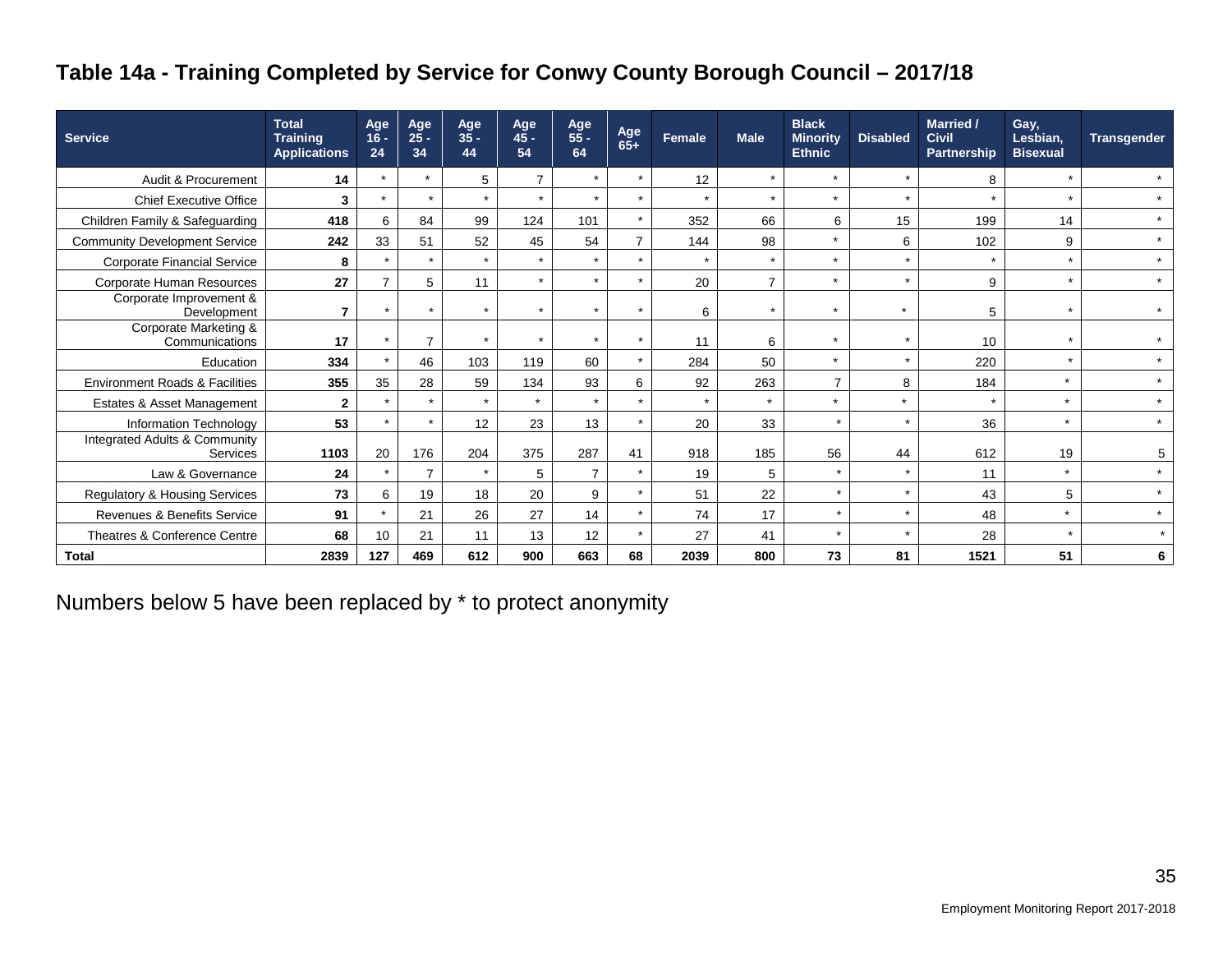## Table 14a - Training Completed by Service for Conwy County Borough Council – 2017/18

| Service | Total Training Applications | Age 16 - 24 | Age 25 - 34 | Age 35 - 44 | Age 45 - 54 | Age 55 - 64 | Age 65+ | Female | Male | Black Minority Ethnic | Disabled | Married / Civil Partnership | Gay, Lesbian, Bisexual | Transgender |
|---|---|---|---|---|---|---|---|---|---|---|---|---|---|---|
| Audit & Procurement | **14** | * | * | 5 | 7 | * | * | 12 | * | * | * | 8 | * | * |
| Chief Executive Office | **3** | * | * | * | * | * | * | * | * | * | * | * | * | * |
| Children Family & Safeguarding | **418** | 6 | 84 | 99 | 124 | 101 | * | 352 | 66 | 6 | 15 | 199 | 14 | * |
| Community Development Service | **242** | 33 | 51 | 52 | 45 | 54 | 7 | 144 | 98 | * | 6 | 102 | 9 | * |
| Corporate Financial Service | **8** | * | * | * | * | * | * | * | * | * | * | * | * | * |
| Corporate Human Resources | **27** | 7 | 5 | 11 | * | * | * | 20 | 7 | * | * | 9 | * | * |
| Corporate Improvement & Development | **7** | * | * | * | * | * | * | 6 | * | * | * | 5 | * | * |
| Corporate Marketing & Communications | **17** | * | 7 | * | * | * | * | 11 | 6 | * | * | 10 | * | * |
| Education | **334** | * | 46 | 103 | 119 | 60 | * | 284 | 50 | * | * | 220 | * | * |
| Environment Roads & Facilities | **355** | 35 | 28 | 59 | 134 | 93 | 6 | 92 | 263 | 7 | 8 | 184 | * | * |
| Estates & Asset Management | **2** | * | * | * | * | * | * | * | * | * | * | * | * | * |
| Information Technology | **53** | * | * | 12 | 23 | 13 | * | 20 | 33 | * | * | 36 | * | * |
| Integrated Adults & Community Services | **1103** | 20 | 176 | 204 | 375 | 287 | 41 | 918 | 185 | 56 | 44 | 612 | 19 | 5 |
| Law & Governance | **24** | * | 7 | * | 5 | 7 | * | 19 | 5 | * | * | 11 | * | * |
| Regulatory & Housing Services | **73** | 6 | 19 | 18 | 20 | 9 | * | 51 | 22 | * | * | 43 | 5 | * |
| Revenues & Benefits Service | **91** | * | 21 | 26 | 27 | 14 | * | 74 | 17 | * | * | 48 | * | * |
| Theatres & Conference Centre | **68** | 10 | 21 | 11 | 13 | 12 | * | 27 | 41 | * | * | 28 | * | * |
| **Total** | **2839** | **127** | **469** | **612** | **900** | **663** | **68** | **2039** | **800** | **73** | **81** | **1521** | **51** | **6** |

Numbers below 5 have been replaced by * to protect anonymity

Employment Monitoring Report 2017-2018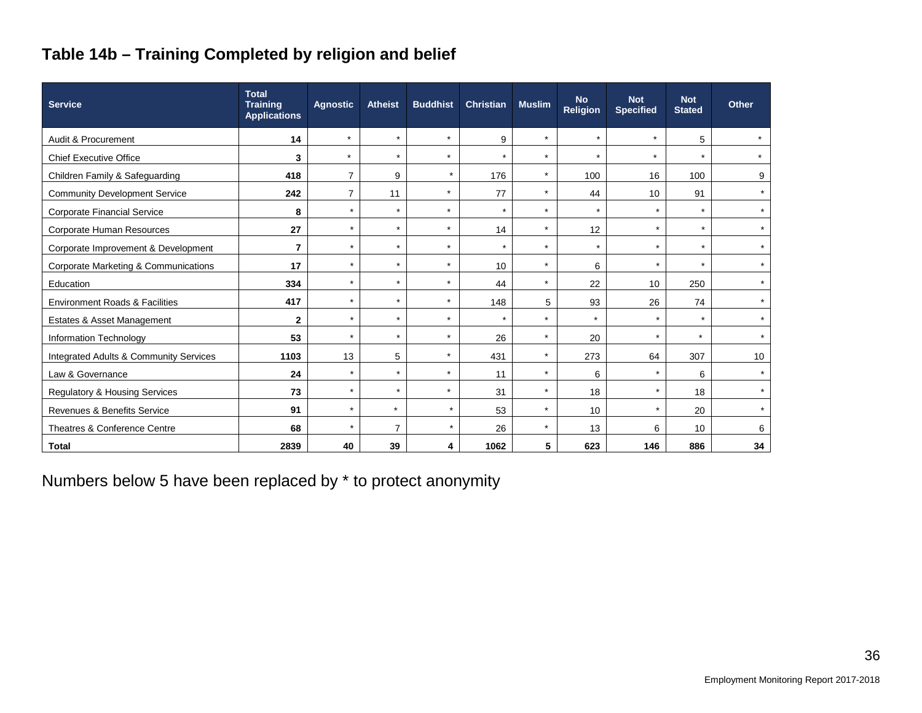## Table 14b – Training Completed by religion and belief

| Service | Total Training Applications | Agnostic | Atheist | Buddhist | Christian | Muslim | No Religion | Not Specified | Not Stated | Other |
|---|---|---|---|---|---|---|---|---|---|---|
| Audit & Procurement | **14** | * | * | * | 9 | * | * | * | 5 | * |
| Chief Executive Office | **3** | * | * | * | * | * | * | * | * | * |
| Children Family & Safeguarding | **418** | 7 | 9 | * | 176 | * | 100 | 16 | 100 | 9 |
| Community Development Service | **242** | 7 | 11 | * | 77 | * | 44 | 10 | 91 | * |
| Corporate Financial Service | **8** | * | * | * | * | * | * | * | * | * |
| Corporate Human Resources | **27** | * | * | * | 14 | * | 12 | * | * | * |
| Corporate Improvement & Development | **7** | * | * | * | * | * | * | * | * | * |
| Corporate Marketing & Communications | **17** | * | * | * | 10 | * | 6 | * | * | * |
| Education | **334** | * | * | * | 44 | * | 22 | 10 | 250 | * |
| Environment Roads & Facilities | **417** | * | * | * | 148 | 5 | 93 | 26 | 74 | * |
| Estates & Asset Management | **2** | * | * | * | * | * | * | * | * | * |
| Information Technology | **53** | * | * | * | 26 | * | 20 | * | * | * |
| Integrated Adults & Community Services | **1103** | 13 | 5 | * | 431 | * | 273 | 64 | 307 | 10 |
| Law & Governance | **24** | * | * | * | 11 | * | 6 | * | 6 | * |
| Regulatory & Housing Services | **73** | * | * | * | 31 | * | 18 | * | 18 | * |
| Revenues & Benefits Service | **91** | * | * | * | 53 | * | 10 | * | 20 | * |
| Theatres & Conference Centre | **68** | * | 7 | * | 26 | * | 13 | 6 | 10 | 6 |
| **Total** | **2839** | **40** | **39** | **4** | **1062** | **5** | **623** | **146** | **886** | **34** |

Numbers below 5 have been replaced by * to protect anonymity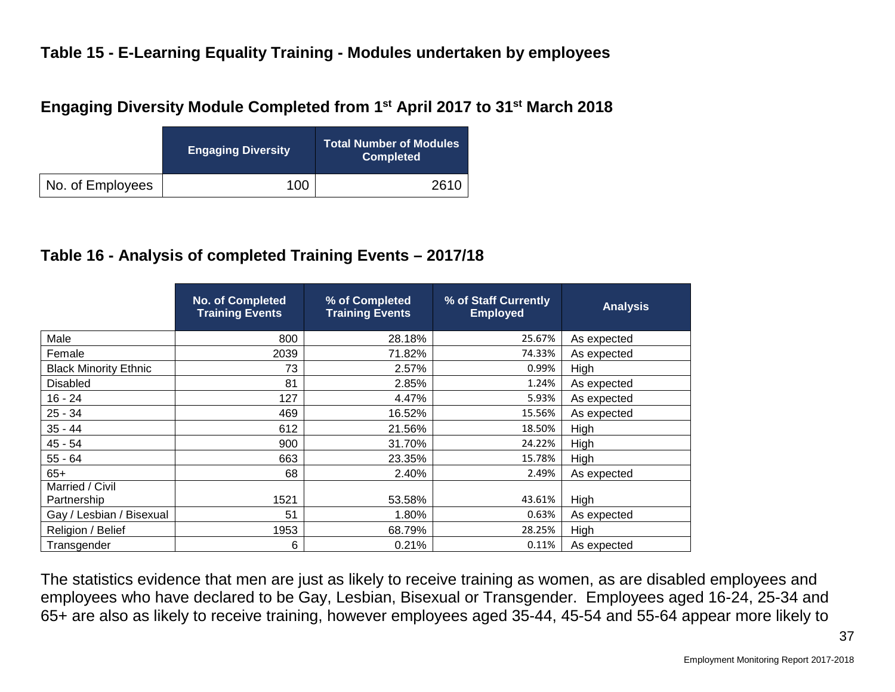## Table 15 - E-Learning Equality Training - Modules undertaken by employees

### Engaging Diversity Module Completed from 1st April 2017 to 31st March 2018

| | Engaging Diversity | Total Number of Modules Completed |
|---|---|---|
| No. of Employees | 100 | 2610 |

## Table 16 - Analysis of completed Training Events – 2017/18

| | No. of Completed Training Events | % of Completed Training Events | % of Staff Currently Employed | Analysis |
|---|---|---|---|---|
| Male | 800 | 28.18% | 25.67% | As expected |
| Female | 2039 | 71.82% | 74.33% | As expected |
| Black Minority Ethnic | 73 | 2.57% | 0.99% | High |
| Disabled | 81 | 2.85% | 1.24% | As expected |
| 16 - 24 | 127 | 4.47% | 5.93% | As expected |
| 25 - 34 | 469 | 16.52% | 15.56% | As expected |
| 35 - 44 | 612 | 21.56% | 18.50% | High |
| 45 - 54 | 900 | 31.70% | 24.22% | High |
| 55 - 64 | 663 | 23.35% | 15.78% | High |
| 65+ | 68 | 2.40% | 2.49% | As expected |
| Married / Civil Partnership | 1521 | 53.58% | 43.61% | High |
| Gay / Lesbian / Bisexual | 51 | 1.80% | 0.63% | As expected |
| Religion / Belief | 1953 | 68.79% | 28.25% | High |
| Transgender | 6 | 0.21% | 0.11% | As expected |

The statistics evidence that men are just as likely to receive training as women, as are disabled employees and employees who have declared to be Gay, Lesbian, Bisexual or Transgender. Employees aged 16-24, 25-34 and 65+ are also as likely to receive training, however employees aged 35-44, 45-54 and 55-64 appear more likely to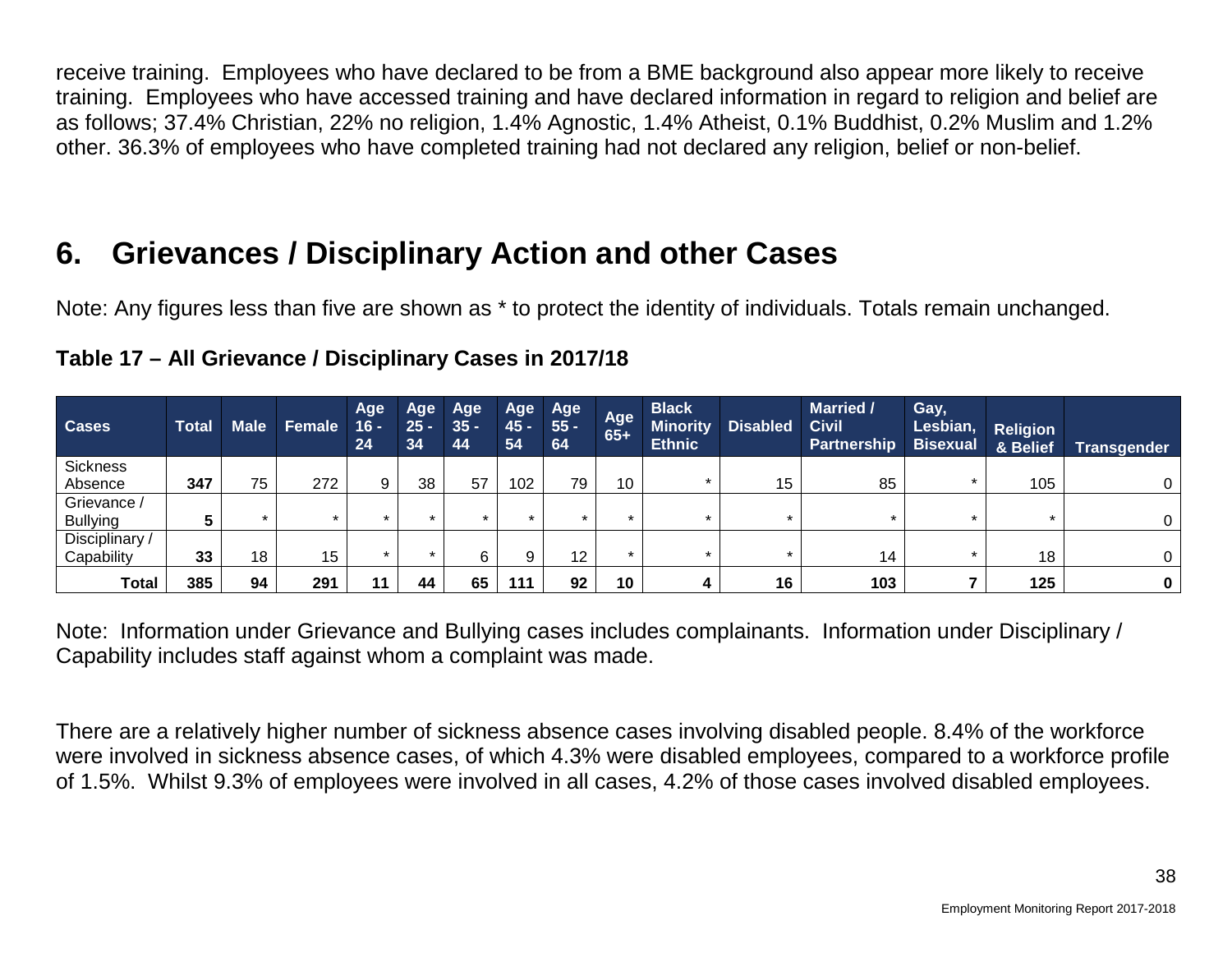receive training. Employees who have declared to be from a BME background also appear more likely to receive training. Employees who have accessed training and have declared information in regard to religion and belief are as follows; 37.4% Christian, 22% no religion, 1.4% Agnostic, 1.4% Atheist, 0.1% Buddhist, 0.2% Muslim and 1.2% other. 36.3% of employees who have completed training had not declared any religion, belief or non-belief.

## 6. Grievances / Disciplinary Action and other Cases

Note: Any figures less than five are shown as * to protect the identity of individuals. Totals remain unchanged.

**Table 17 – All Grievance / Disciplinary Cases in 2017/18**

| Cases | Total | Male | Female | Age 16 - 24 | Age 25 - 34 | Age 35 - 44 | Age 45 - 54 | Age 55 - 64 | Age 65+ | Black Minority Ethnic | Disabled | Married / Civil Partnership | Gay, Lesbian, Bisexual | Religion & Belief | Transgender |
|---|---|---|---|---|---|---|---|---|---|---|---|---|---|---|---|
| Sickness Absence | **347** | 75 | 272 | 9 | 38 | 57 | 102 | 79 | 10 | * | 15 | 85 | * | 105 | 0 |
| Grievance / Bullying | **5** | * | * | * | * | * | * | * | * | * | * | * | * | * | 0 |
| Disciplinary / Capability | **33** | 18 | 15 | * | * | 6 | 9 | 12 | * | * | * | 14 | * | 18 | 0 |
| **Total** | **385** | **94** | **291** | **11** | **44** | **65** | **111** | **92** | **10** | **4** | **16** | **103** | **7** | **125** | **0** |

Note: Information under Grievance and Bullying cases includes complainants. Information under Disciplinary / Capability includes staff against whom a complaint was made.

There are a relatively higher number of sickness absence cases involving disabled people. 8.4% of the workforce were involved in sickness absence cases, of which 4.3% were disabled employees, compared to a workforce profile of 1.5%. Whilst 9.3% of employees were involved in all cases, 4.2% of those cases involved disabled employees.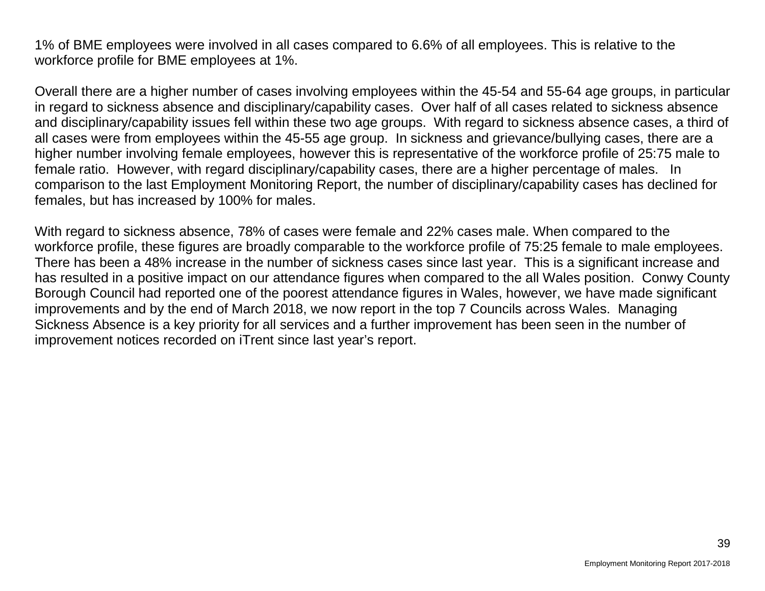1% of BME employees were involved in all cases compared to 6.6% of all employees. This is relative to the workforce profile for BME employees at 1%.

Overall there are a higher number of cases involving employees within the 45-54 and 55-64 age groups, in particular in regard to sickness absence and disciplinary/capability cases. Over half of all cases related to sickness absence and disciplinary/capability issues fell within these two age groups. With regard to sickness absence cases, a third of all cases were from employees within the 45-55 age group. In sickness and grievance/bullying cases, there are a higher number involving female employees, however this is representative of the workforce profile of 25:75 male to female ratio. However, with regard disciplinary/capability cases, there are a higher percentage of males. In comparison to the last Employment Monitoring Report, the number of disciplinary/capability cases has declined for females, but has increased by 100% for males.

With regard to sickness absence, 78% of cases were female and 22% cases male. When compared to the workforce profile, these figures are broadly comparable to the workforce profile of 75:25 female to male employees. There has been a 48% increase in the number of sickness cases since last year. This is a significant increase and has resulted in a positive impact on our attendance figures when compared to the all Wales position. Conwy County Borough Council had reported one of the poorest attendance figures in Wales, however, we have made significant improvements and by the end of March 2018, we now report in the top 7 Councils across Wales. Managing Sickness Absence is a key priority for all services and a further improvement has been seen in the number of improvement notices recorded on iTrent since last year's report.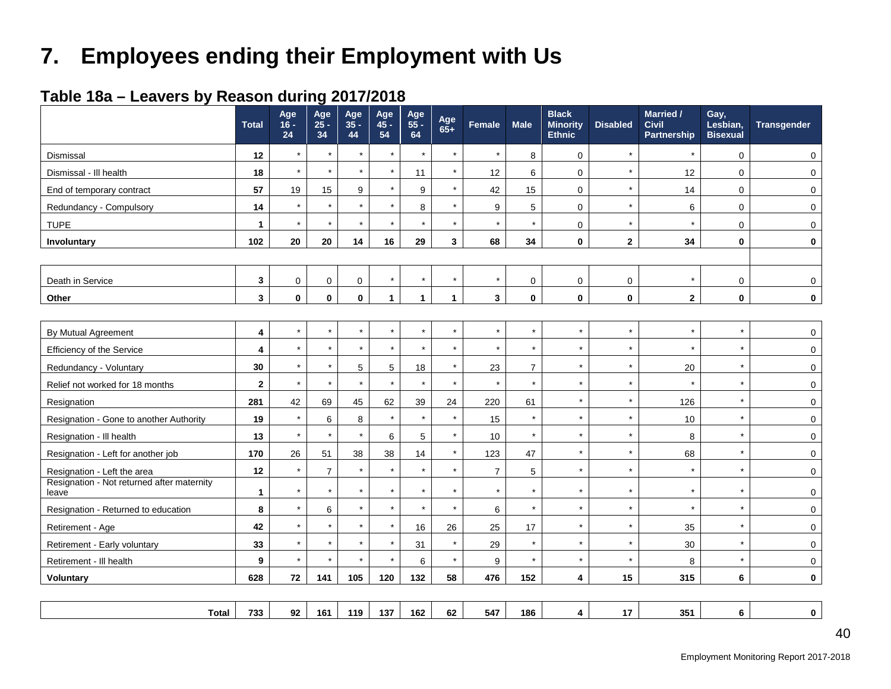# 7. Employees ending their Employment with Us

## Table 18a – Leavers by Reason during 2017/2018

| | Total | Age 16 - 24 | Age 25 - 34 | Age 35 - 44 | Age 45 - 54 | Age 55 - 64 | Age 65+ | Female | Male | Black Minority Ethnic | Disabled | Married / Civil Partnership | Gay, Lesbian, Bisexual | Transgender |
|---|---|---|---|---|---|---|---|---|---|---|---|---|---|---|
| Dismissal | **12** | * | * | * | * | * | * | * | 8 | 0 | * | * | 0 | 0 |
| Dismissal - Ill health | **18** | * | * | * | * | 11 | * | 12 | 6 | 0 | * | 12 | 0 | 0 |
| End of temporary contract | **57** | 19 | 15 | 9 | * | 9 | * | 42 | 15 | 0 | * | 14 | 0 | 0 |
| Redundancy - Compulsory | **14** | * | * | * | * | 8 | * | 9 | 5 | 0 | * | 6 | 0 | 0 |
| TUPE | **1** | * | * | * | * | * | * | * | * | 0 | * | * | 0 | 0 |
| **Involuntary** | **102** | **20** | **20** | **14** | **16** | **29** | **3** | **68** | **34** | **0** | **2** | **34** | **0** | **0** |
| | | | | | | | | | | | | | | |
| Death in Service | **3** | 0 | 0 | 0 | * | * | * | * | 0 | 0 | 0 | * | 0 | 0 |
| **Other** | **3** | **0** | **0** | **0** | **1** | **1** | **1** | **3** | **0** | **0** | **0** | **2** | **0** | **0** |
| | | | | | | | | | | | | | | |
| By Mutual Agreement | **4** | * | * | * | * | * | * | * | * | * | * | * | * | 0 |
| Efficiency of the Service | **4** | * | * | * | * | * | * | * | * | * | * | * | * | 0 |
| Redundancy - Voluntary | **30** | * | * | 5 | 5 | 18 | * | 23 | 7 | * | * | 20 | * | 0 |
| Relief not worked for 18 months | **2** | * | * | * | * | * | * | * | * | * | * | * | * | 0 |
| Resignation | **281** | 42 | 69 | 45 | 62 | 39 | 24 | 220 | 61 | * | * | 126 | * | 0 |
| Resignation - Gone to another Authority | **19** | * | 6 | 8 | * | * | * | 15 | * | * | * | 10 | * | 0 |
| Resignation - Ill health | **13** | * | * | * | 6 | 5 | * | 10 | * | * | * | 8 | * | 0 |
| Resignation - Left for another job | **170** | 26 | 51 | 38 | 38 | 14 | * | 123 | 47 | * | * | 68 | * | 0 |
| Resignation - Left the area | **12** | * | 7 | * | * | * | * | 7 | 5 | * | * | * | * | 0 |
| Resignation - Not returned after maternity leave | **1** | * | * | * | * | * | * | * | * | * | * | * | * | 0 |
| Resignation - Returned to education | **8** | * | 6 | * | * | * | * | 6 | * | * | * | * | * | 0 |
| Retirement - Age | **42** | * | * | * | * | 16 | 26 | 25 | 17 | * | * | 35 | * | 0 |
| Retirement - Early voluntary | **33** | * | * | * | * | 31 | * | 29 | * | * | * | 30 | * | 0 |
| Retirement - Ill health | **9** | * | * | * | * | 6 | * | 9 | * | * | * | 8 | * | 0 |
| **Voluntary** | **628** | **72** | **141** | **105** | **120** | **132** | **58** | **476** | **152** | **4** | **15** | **315** | **6** | **0** |
| | | | | | | | | | | | | | | |
| **Total** | **733** | **92** | **161** | **119** | **137** | **162** | **62** | **547** | **186** | **4** | **17** | **351** | **6** | **0** |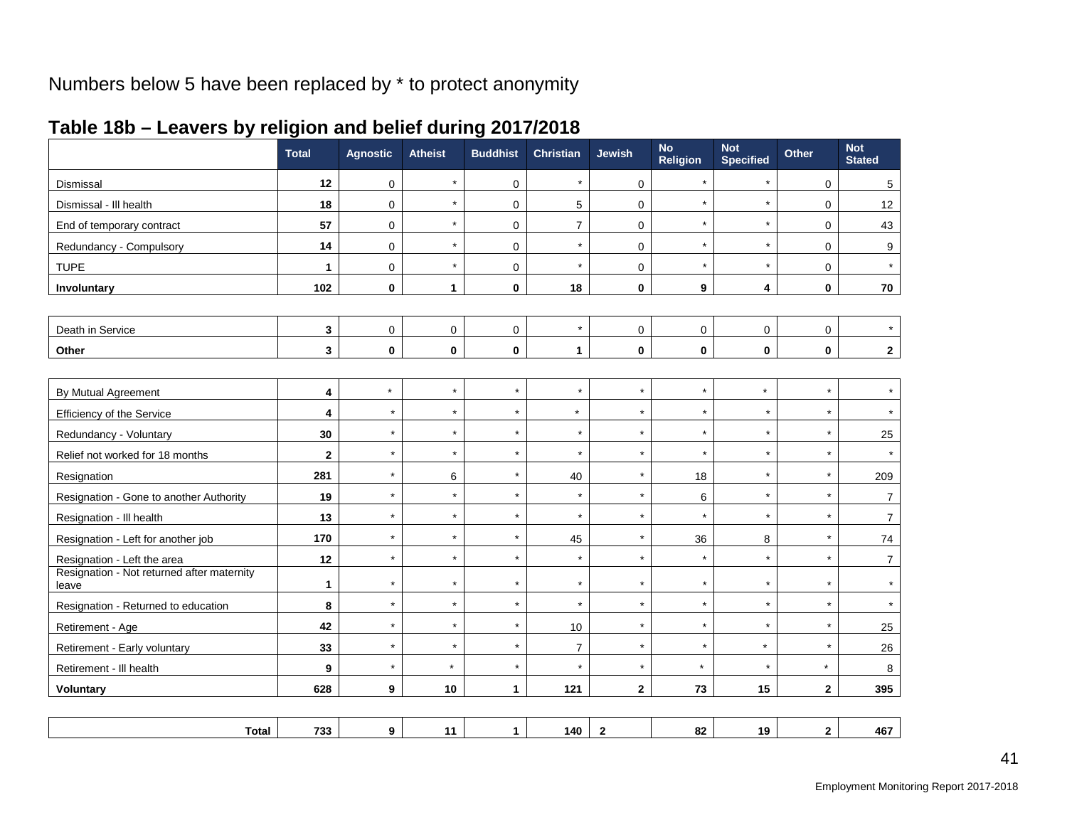Numbers below 5 have been replaced by * to protect anonymity

## Table 18b – Leavers by religion and belief during 2017/2018

| | Total | Agnostic | Atheist | Buddhist | Christian | Jewish | No Religion | Not Specified | Other | Not Stated |
|---|---|---|---|---|---|---|---|---|---|---|
| Dismissal | **12** | 0 | * | 0 | * | 0 | * | * | 0 | 5 |
| Dismissal - Ill health | **18** | 0 | * | 0 | 5 | 0 | * | * | 0 | 12 |
| End of temporary contract | **57** | 0 | * | 0 | 7 | 0 | * | * | 0 | 43 |
| Redundancy - Compulsory | **14** | 0 | * | 0 | * | 0 | * | * | 0 | 9 |
| TUPE | **1** | 0 | * | 0 | * | 0 | * | * | 0 | * |
| **Involuntary** | **102** | **0** | **1** | **0** | **18** | **0** | **9** | **4** | **0** | **70** |
| Death in Service | **3** | 0 | 0 | 0 | * | 0 | 0 | 0 | 0 | * |
| **Other** | **3** | **0** | **0** | **0** | **1** | **0** | **0** | **0** | **0** | **2** |
| By Mutual Agreement | **4** | * | * | * | * | * | * | * | * | * |
| Efficiency of the Service | **4** | * | * | * | * | * | * | * | * | * |
| Redundancy - Voluntary | **30** | * | * | * | * | * | * | * | * | 25 |
| Relief not worked for 18 months | **2** | * | * | * | * | * | * | * | * | * |
| Resignation | **281** | * | 6 | * | 40 | * | 18 | * | * | 209 |
| Resignation - Gone to another Authority | **19** | * | * | * | * | * | 6 | * | * | 7 |
| Resignation - Ill health | **13** | * | * | * | * | * | * | * | * | 7 |
| Resignation - Left for another job | **170** | * | * | * | 45 | * | 36 | 8 | * | 74 |
| Resignation - Left the area | **12** | * | * | * | * | * | * | * | * | 7 |
| Resignation - Not returned after maternity leave | **1** | * | * | * | * | * | * | * | * | * |
| Resignation - Returned to education | **8** | * | * | * | * | * | * | * | * | * |
| Retirement - Age | **42** | * | * | * | 10 | * | * | * | * | 25 |
| Retirement - Early voluntary | **33** | * | * | * | 7 | * | * | * | * | 26 |
| Retirement - Ill health | **9** | * | * | * | * | * | * | * | * | 8 |
| **Voluntary** | **628** | **9** | **10** | **1** | **121** | **2** | **73** | **15** | **2** | **395** |
| **Total** | **733** | **9** | **11** | **1** | **140** | **2** | **82** | **19** | **2** | **467** |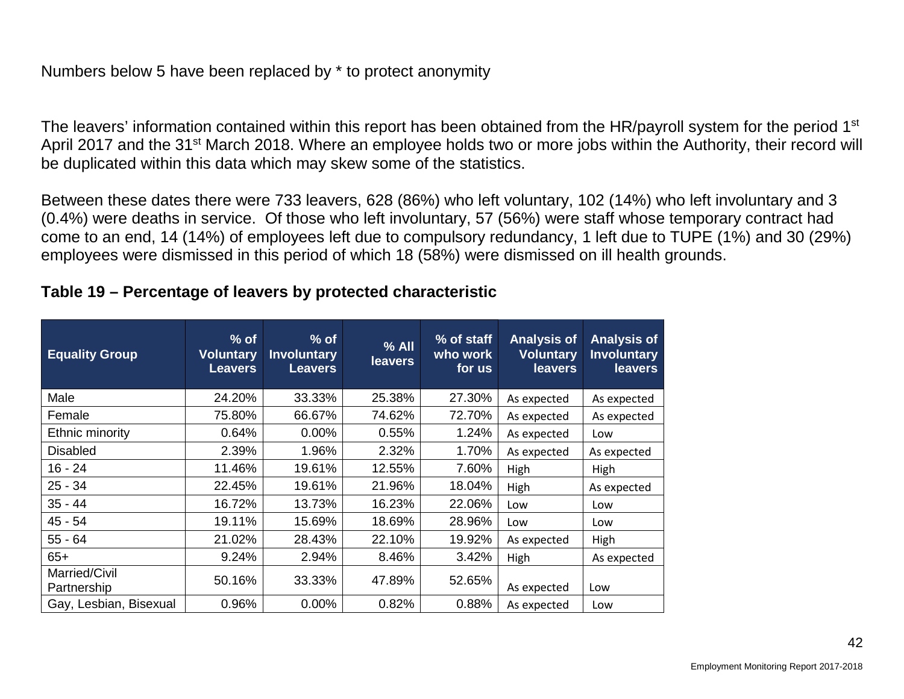Numbers below 5 have been replaced by * to protect anonymity

The leavers' information contained within this report has been obtained from the HR/payroll system for the period 1st April 2017 and the 31st March 2018. Where an employee holds two or more jobs within the Authority, their record will be duplicated within this data which may skew some of the statistics.

Between these dates there were 733 leavers, 628 (86%) who left voluntary, 102 (14%) who left involuntary and 3 (0.4%) were deaths in service. Of those who left involuntary, 57 (56%) were staff whose temporary contract had come to an end, 14 (14%) of employees left due to compulsory redundancy, 1 left due to TUPE (1%) and 30 (29%) employees were dismissed in this period of which 18 (58%) were dismissed on ill health grounds.

**Table 19 – Percentage of leavers by protected characteristic**

| Equality Group | % of Voluntary Leavers | % of Involuntary Leavers | % All leavers | % of staff who work for us | Analysis of Voluntary leavers | Analysis of Involuntary leavers |
|---|---|---|---|---|---|---|
| Male | 24.20% | 33.33% | 25.38% | 27.30% | As expected | As expected |
| Female | 75.80% | 66.67% | 74.62% | 72.70% | As expected | As expected |
| Ethnic minority | 0.64% | 0.00% | 0.55% | 1.24% | As expected | Low |
| Disabled | 2.39% | 1.96% | 2.32% | 1.70% | As expected | As expected |
| 16 - 24 | 11.46% | 19.61% | 12.55% | 7.60% | High | High |
| 25 - 34 | 22.45% | 19.61% | 21.96% | 18.04% | High | As expected |
| 35 - 44 | 16.72% | 13.73% | 16.23% | 22.06% | Low | Low |
| 45 - 54 | 19.11% | 15.69% | 18.69% | 28.96% | Low | Low |
| 55 - 64 | 21.02% | 28.43% | 22.10% | 19.92% | As expected | High |
| 65+ | 9.24% | 2.94% | 8.46% | 3.42% | High | As expected |
| Married/Civil Partnership | 50.16% | 33.33% | 47.89% | 52.65% | As expected | Low |
| Gay, Lesbian, Bisexual | 0.96% | 0.00% | 0.82% | 0.88% | As expected | Low |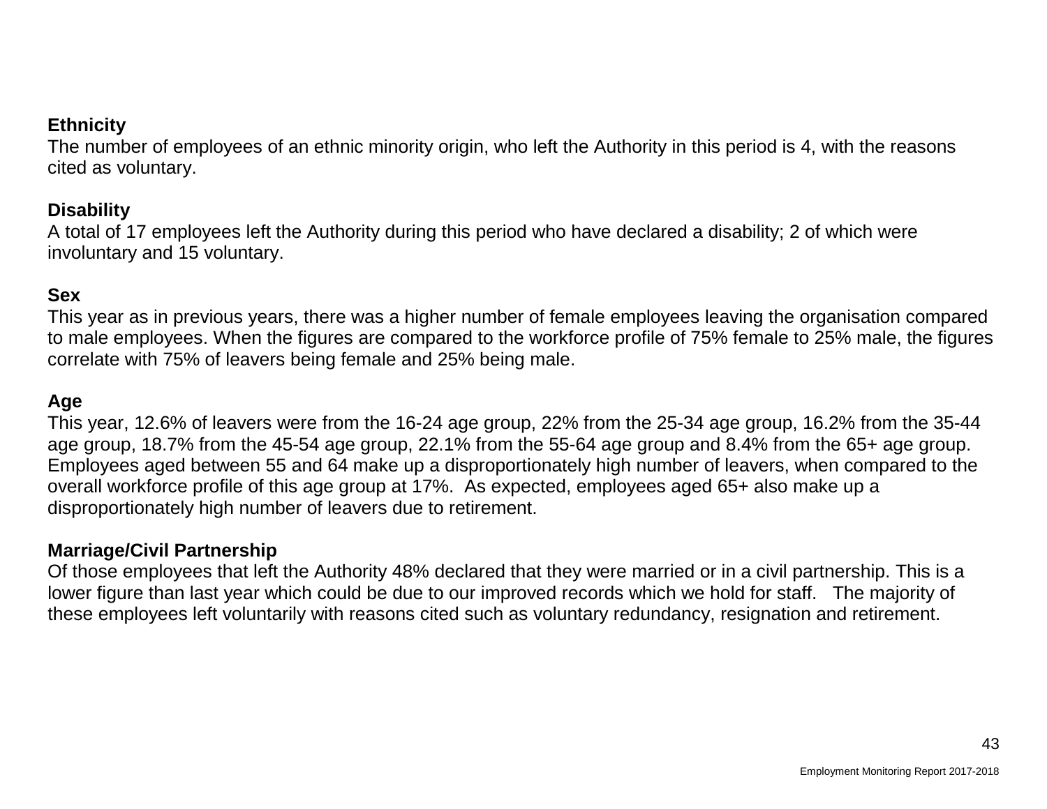**Ethnicity**

The number of employees of an ethnic minority origin, who left the Authority in this period is 4, with the reasons cited as voluntary.

**Disability**

A total of 17 employees left the Authority during this period who have declared a disability; 2 of which were involuntary and 15 voluntary.

**Sex**

This year as in previous years, there was a higher number of female employees leaving the organisation compared to male employees. When the figures are compared to the workforce profile of 75% female to 25% male, the figures correlate with 75% of leavers being female and 25% being male.

**Age**

This year, 12.6% of leavers were from the 16-24 age group, 22% from the 25-34 age group, 16.2% from the 35-44 age group, 18.7% from the 45-54 age group, 22.1% from the 55-64 age group and 8.4% from the 65+ age group. Employees aged between 55 and 64 make up a disproportionately high number of leavers, when compared to the overall workforce profile of this age group at 17%. As expected, employees aged 65+ also make up a disproportionately high number of leavers due to retirement.

**Marriage/Civil Partnership**

Of those employees that left the Authority 48% declared that they were married or in a civil partnership. This is a lower figure than last year which could be due to our improved records which we hold for staff. The majority of these employees left voluntarily with reasons cited such as voluntary redundancy, resignation and retirement.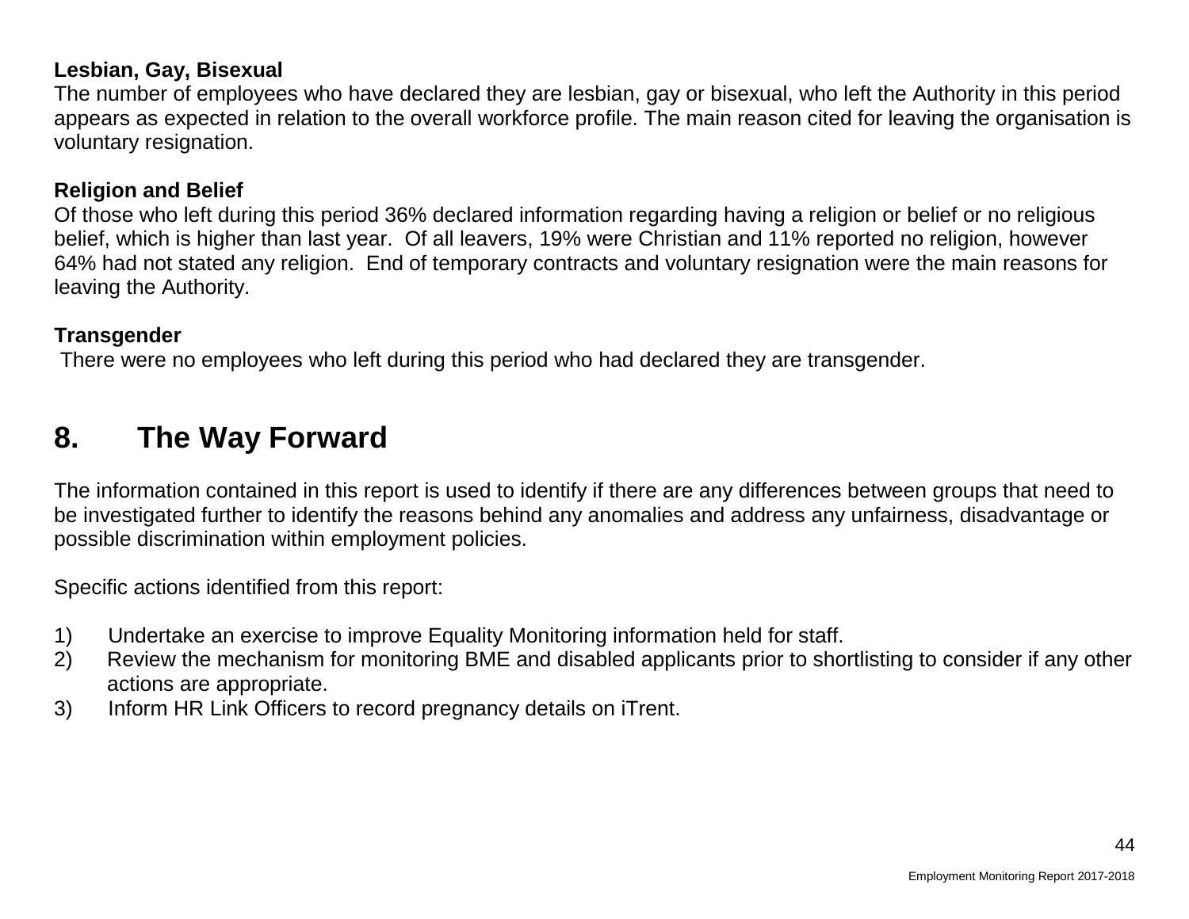**Lesbian, Gay, Bisexual**
The number of employees who have declared they are lesbian, gay or bisexual, who left the Authority in this period appears as expected in relation to the overall workforce profile. The main reason cited for leaving the organisation is voluntary resignation.

**Religion and Belief**
Of those who left during this period 36% declared information regarding having a religion or belief or no religious belief, which is higher than last year. Of all leavers, 19% were Christian and 11% reported no religion, however 64% had not stated any religion. End of temporary contracts and voluntary resignation were the main reasons for leaving the Authority.

**Transgender**
There were no employees who left during this period who had declared they are transgender.

## 8. The Way Forward

The information contained in this report is used to identify if there are any differences between groups that need to be investigated further to identify the reasons behind any anomalies and address any unfairness, disadvantage or possible discrimination within employment policies.

Specific actions identified from this report:

1) Undertake an exercise to improve Equality Monitoring information held for staff.
2) Review the mechanism for monitoring BME and disabled applicants prior to shortlisting to consider if any other actions are appropriate.
3) Inform HR Link Officers to record pregnancy details on iTrent.